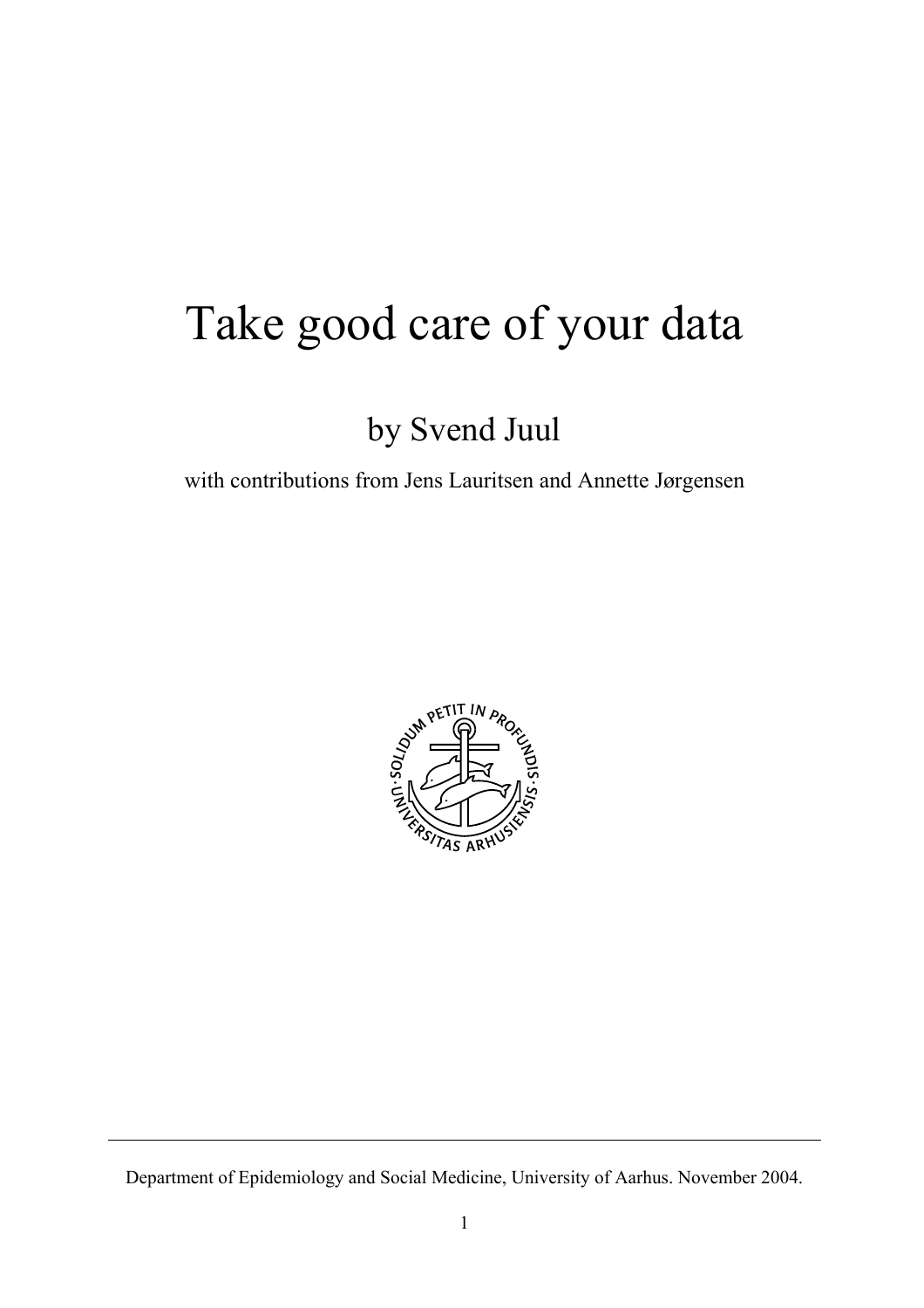# Take good care of your data

## by Svend Juul

with contributions from Jens Lauritsen and Annette Jørgensen

Department of Epidemiology and Social Medicine, University of Aarhus. November 2004.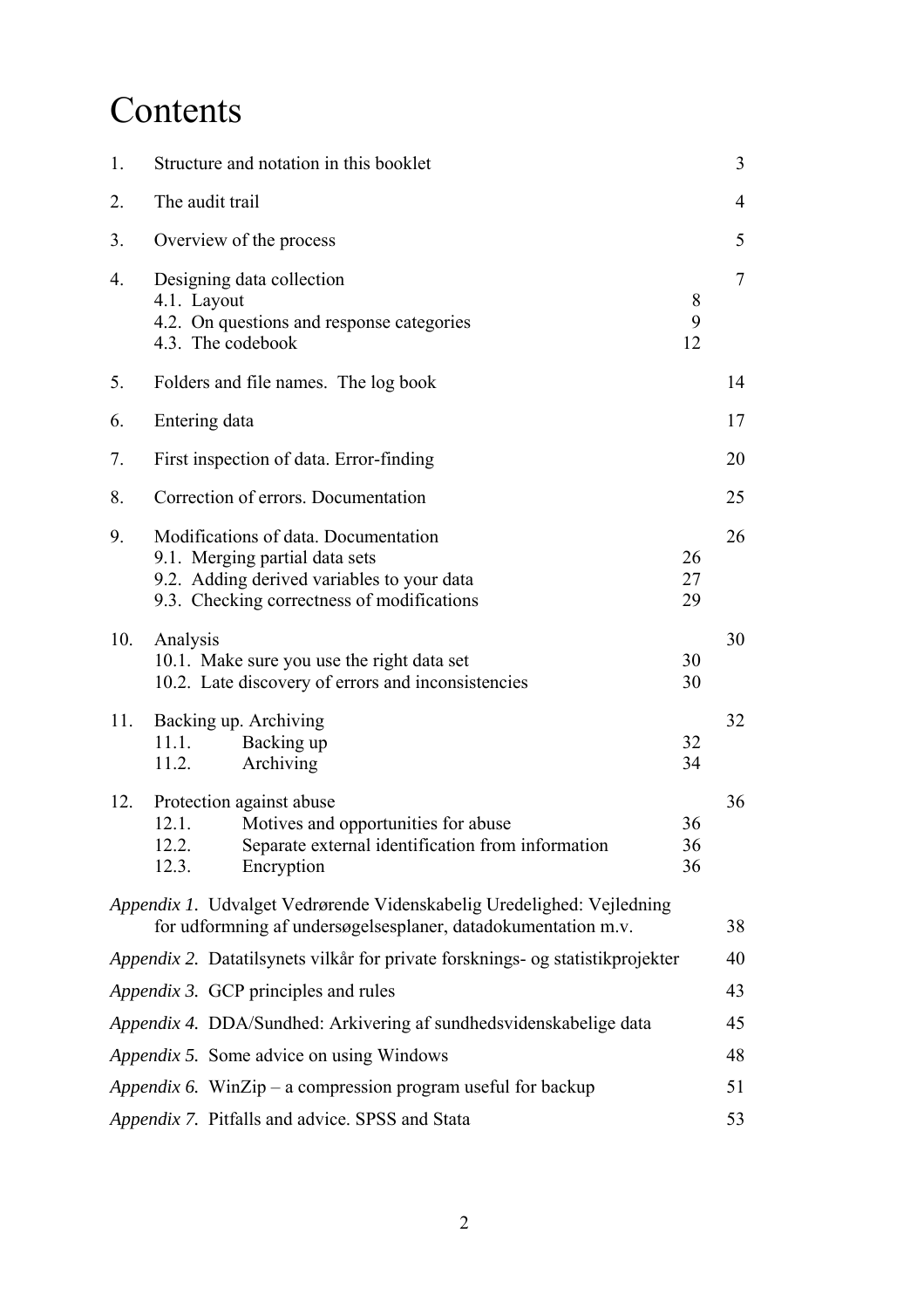# Contents

| | | | |
|---|---|---|---|
| 1. | Structure and notation in this booklet | | 3 |
| 2. | The audit trail | | 4 |
| 3. | Overview of the process | | 5 |
| 4. | Designing data collection | | 7 |
| | 4.1. Layout | 8 | |
| | 4.2. On questions and response categories | 9 | |
| | 4.3. The codebook | 12 | |
| 5. | Folders and file names. The log book | | 14 |
| 6. | Entering data | | 17 |
| 7. | First inspection of data. Error-finding | | 20 |
| 8. | Correction of errors. Documentation | | 25 |
| 9. | Modifications of data. Documentation | | 26 |
| | 9.1. Merging partial data sets | 26 | |
| | 9.2. Adding derived variables to your data | 27 | |
| | 9.3. Checking correctness of modifications | 29 | |
| 10. | Analysis | | 30 |
| | 10.1. Make sure you use the right data set | 30 | |
| | 10.2. Late discovery of errors and inconsistencies | 30 | |
| 11. | Backing up. Archiving | | 32 |
| | 11.1. Backing up | 32 | |
| | 11.2. Archiving | 34 | |
| 12. | Protection against abuse | | 36 |
| | 12.1. Motives and opportunities for abuse | 36 | |
| | 12.2. Separate external identification from information | 36 | |
| | 12.3. Encryption | 36 | |

*Appendix 1.* Udvalget Vedrørende Videnskabelig Uredelighed: Vejledning for udformning af undersøgelsesplaner, datadokumentation m.v. — 38

*Appendix 2.* Datatilsynets vilkår for private forsknings- og statistikprojekter — 40

*Appendix 3.* GCP principles and rules — 43

*Appendix 4.* DDA/Sundhed: Arkivering af sundhedsvidenskabelige data — 45

*Appendix 5.* Some advice on using Windows — 48

*Appendix 6.* WinZip – a compression program useful for backup — 51

*Appendix 7.* Pitfalls and advice. SPSS and Stata — 53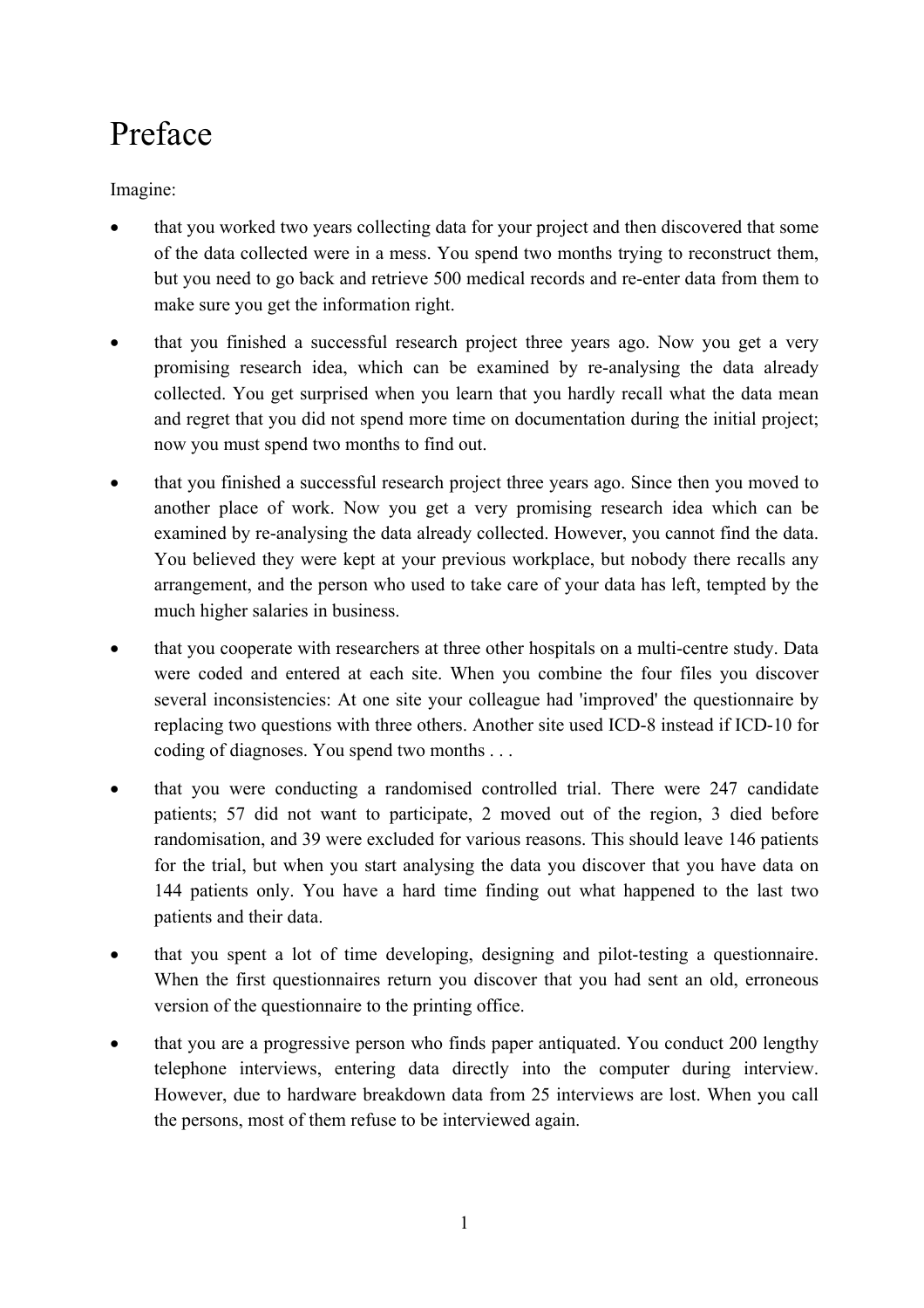# Preface

Imagine:

- that you worked two years collecting data for your project and then discovered that some of the data collected were in a mess. You spend two months trying to reconstruct them, but you need to go back and retrieve 500 medical records and re-enter data from them to make sure you get the information right.
- that you finished a successful research project three years ago. Now you get a very promising research idea, which can be examined by re-analysing the data already collected. You get surprised when you learn that you hardly recall what the data mean and regret that you did not spend more time on documentation during the initial project; now you must spend two months to find out.
- that you finished a successful research project three years ago. Since then you moved to another place of work. Now you get a very promising research idea which can be examined by re-analysing the data already collected. However, you cannot find the data. You believed they were kept at your previous workplace, but nobody there recalls any arrangement, and the person who used to take care of your data has left, tempted by the much higher salaries in business.
- that you cooperate with researchers at three other hospitals on a multi-centre study. Data were coded and entered at each site. When you combine the four files you discover several inconsistencies: At one site your colleague had 'improved' the questionnaire by replacing two questions with three others. Another site used ICD-8 instead if ICD-10 for coding of diagnoses. You spend two months . . .
- that you were conducting a randomised controlled trial. There were 247 candidate patients; 57 did not want to participate, 2 moved out of the region, 3 died before randomisation, and 39 were excluded for various reasons. This should leave 146 patients for the trial, but when you start analysing the data you discover that you have data on 144 patients only. You have a hard time finding out what happened to the last two patients and their data.
- that you spent a lot of time developing, designing and pilot-testing a questionnaire. When the first questionnaires return you discover that you had sent an old, erroneous version of the questionnaire to the printing office.
- that you are a progressive person who finds paper antiquated. You conduct 200 lengthy telephone interviews, entering data directly into the computer during interview. However, due to hardware breakdown data from 25 interviews are lost. When you call the persons, most of them refuse to be interviewed again.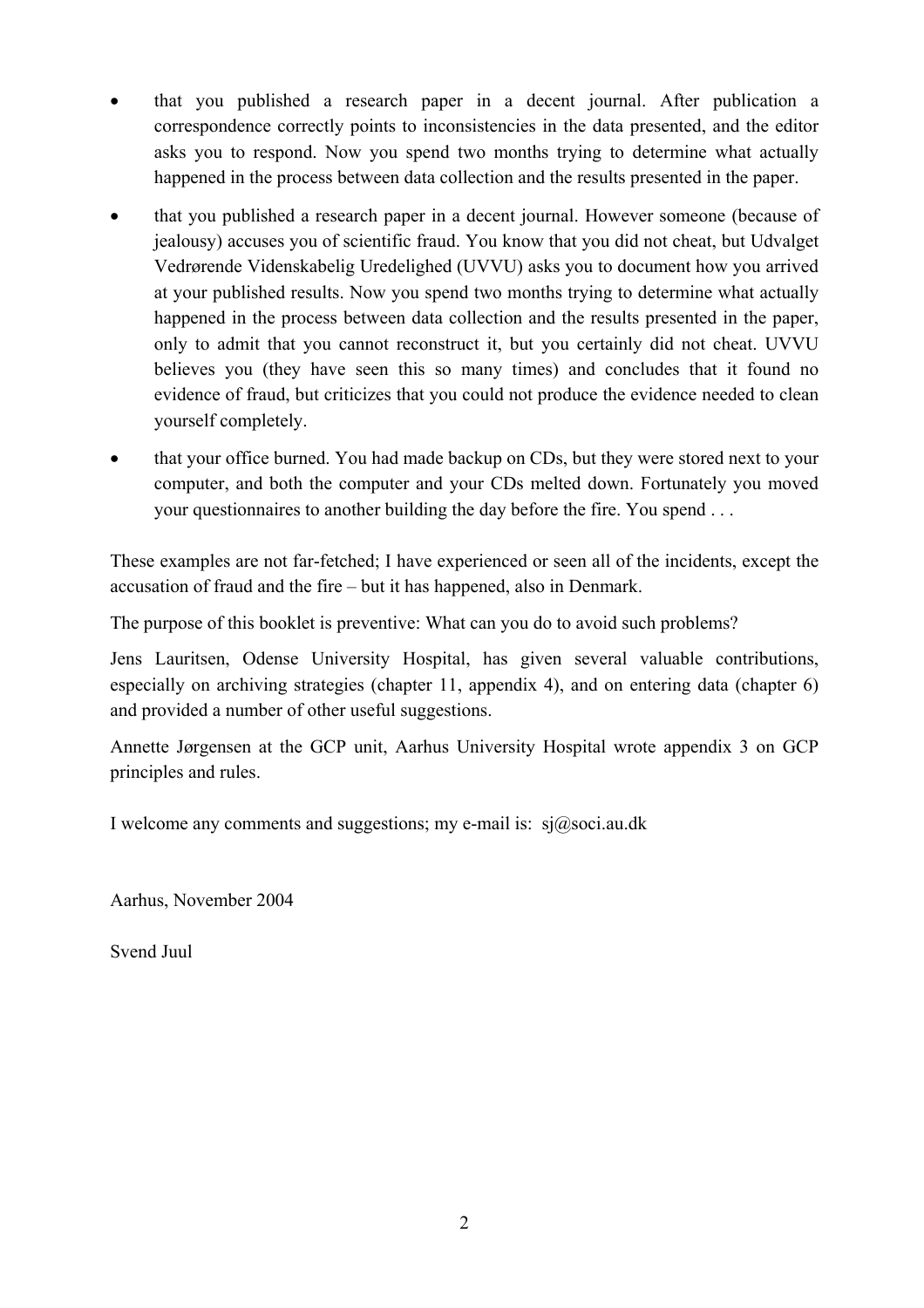- that you published a research paper in a decent journal. After publication a correspondence correctly points to inconsistencies in the data presented, and the editor asks you to respond. Now you spend two months trying to determine what actually happened in the process between data collection and the results presented in the paper.
- that you published a research paper in a decent journal. However someone (because of jealousy) accuses you of scientific fraud. You know that you did not cheat, but Udvalget Vedrørende Videnskabelig Uredelighed (UVVU) asks you to document how you arrived at your published results. Now you spend two months trying to determine what actually happened in the process between data collection and the results presented in the paper, only to admit that you cannot reconstruct it, but you certainly did not cheat. UVVU believes you (they have seen this so many times) and concludes that it found no evidence of fraud, but criticizes that you could not produce the evidence needed to clean yourself completely.
- that your office burned. You had made backup on CDs, but they were stored next to your computer, and both the computer and your CDs melted down. Fortunately you moved your questionnaires to another building the day before the fire. You spend . . .

These examples are not far-fetched; I have experienced or seen all of the incidents, except the accusation of fraud and the fire – but it has happened, also in Denmark.

The purpose of this booklet is preventive: What can you do to avoid such problems?

Jens Lauritsen, Odense University Hospital, has given several valuable contributions, especially on archiving strategies (chapter 11, appendix 4), and on entering data (chapter 6) and provided a number of other useful suggestions.

Annette Jørgensen at the GCP unit, Aarhus University Hospital wrote appendix 3 on GCP principles and rules.

I welcome any comments and suggestions; my e-mail is: sj@soci.au.dk

Aarhus, November 2004

Svend Juul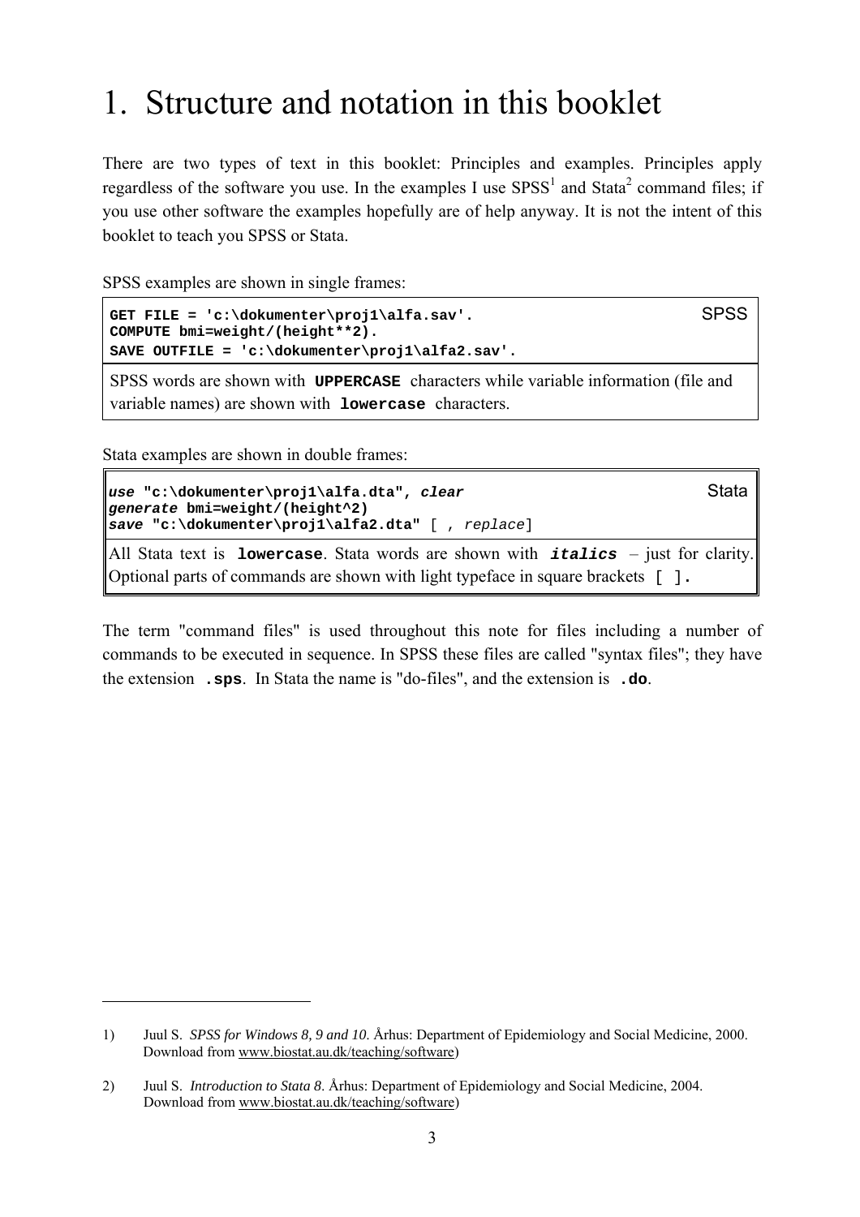# 1. Structure and notation in this booklet

There are two types of text in this booklet: Principles and examples. Principles apply regardless of the software you use. In the examples I use SPSS[1] and Stata[2] command files; if you use other software the examples hopefully are of help anyway. It is not the intent of this booklet to teach you SPSS or Stata.

SPSS examples are shown in single frames:

```
GET FILE = 'c:\dokumenter\proj1\alfa.sav'.                         SPSS
COMPUTE bmi=weight/(height**2).
SAVE OUTFILE = 'c:\dokumenter\proj1\alfa2.sav'.
```

SPSS words are shown with **`UPPERCASE`** characters while variable information (file and variable names) are shown with **`lowercase`** characters.

Stata examples are shown in double frames:

```
use "c:\dokumenter\proj1\alfa.dta", clear                          Stata
generate bmi=weight/(height^2)
save "c:\dokumenter\proj1\alfa2.dta" [ , replace]
```

All Stata text is **`lowercase`**. Stata words are shown with ***`italics`*** – just for clarity. Optional parts of commands are shown with light typeface in square brackets **`[ ].`**

The term "command files" is used throughout this note for files including a number of commands to be executed in sequence. In SPSS these files are called "syntax files"; they have the extension **`.sps`**. In Stata the name is "do-files", and the extension is **`.do`**.

---

1) Juul S. *SPSS for Windows 8, 9 and 10*. Århus: Department of Epidemiology and Social Medicine, 2000. Download from www.biostat.au.dk/teaching/software)

2) Juul S. *Introduction to Stata 8*. Århus: Department of Epidemiology and Social Medicine, 2004. Download from www.biostat.au.dk/teaching/software)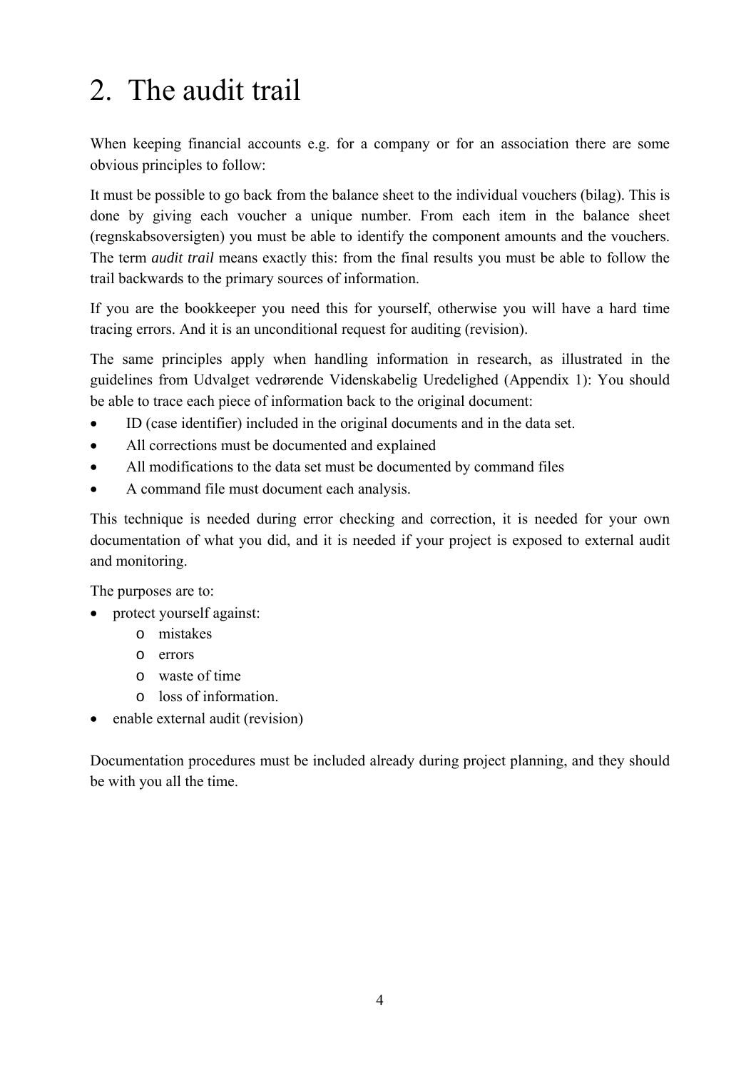# 2. The audit trail

When keeping financial accounts e.g. for a company or for an association there are some obvious principles to follow:

It must be possible to go back from the balance sheet to the individual vouchers (bilag). This is done by giving each voucher a unique number. From each item in the balance sheet (regnskabsoversigten) you must be able to identify the component amounts and the vouchers. The term *audit trail* means exactly this: from the final results you must be able to follow the trail backwards to the primary sources of information.

If you are the bookkeeper you need this for yourself, otherwise you will have a hard time tracing errors. And it is an unconditional request for auditing (revision).

The same principles apply when handling information in research, as illustrated in the guidelines from Udvalget vedrørende Videnskabelig Uredelighed (Appendix 1): You should be able to trace each piece of information back to the original document:

- ID (case identifier) included in the original documents and in the data set.
- All corrections must be documented and explained
- All modifications to the data set must be documented by command files
- A command file must document each analysis.

This technique is needed during error checking and correction, it is needed for your own documentation of what you did, and it is needed if your project is exposed to external audit and monitoring.

The purposes are to:

- protect yourself against:
  - mistakes
  - errors
  - waste of time
  - loss of information.
- enable external audit (revision)

Documentation procedures must be included already during project planning, and they should be with you all the time.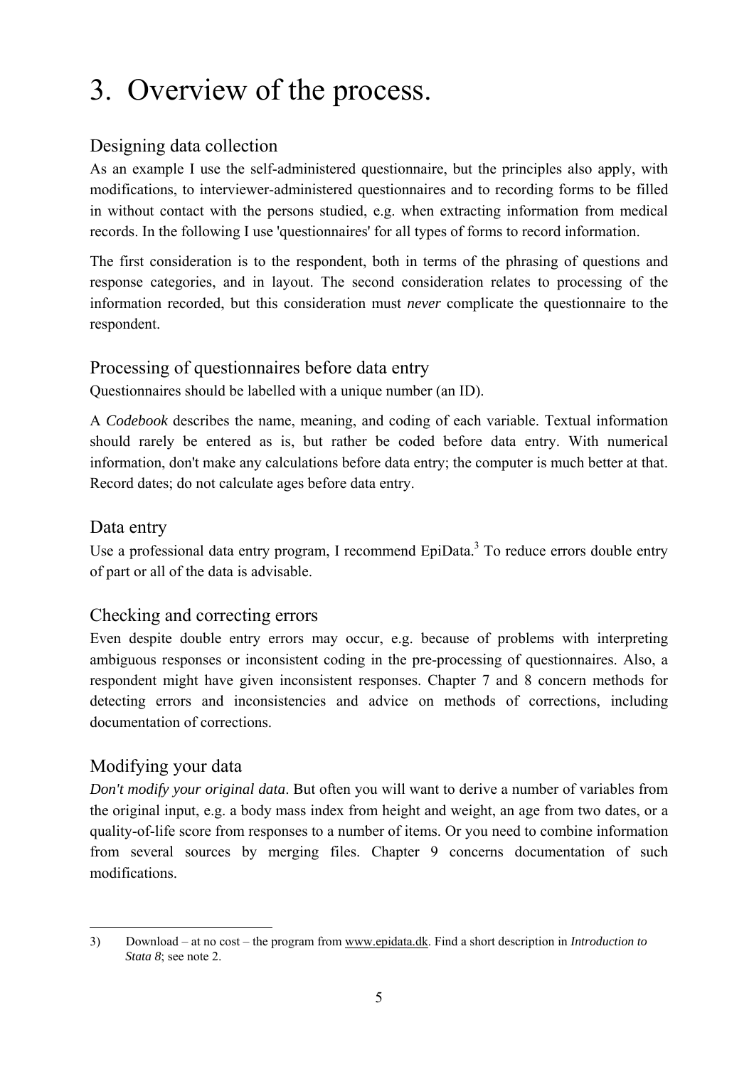# 3. Overview of the process.

## Designing data collection

As an example I use the self-administered questionnaire, but the principles also apply, with modifications, to interviewer-administered questionnaires and to recording forms to be filled in without contact with the persons studied, e.g. when extracting information from medical records. In the following I use 'questionnaires' for all types of forms to record information.

The first consideration is to the respondent, both in terms of the phrasing of questions and response categories, and in layout. The second consideration relates to processing of the information recorded, but this consideration must *never* complicate the questionnaire to the respondent.

## Processing of questionnaires before data entry

Questionnaires should be labelled with a unique number (an ID).

A *Codebook* describes the name, meaning, and coding of each variable. Textual information should rarely be entered as is, but rather be coded before data entry. With numerical information, don't make any calculations before data entry; the computer is much better at that. Record dates; do not calculate ages before data entry.

## Data entry

Use a professional data entry program, I recommend EpiData.[3] To reduce errors double entry of part or all of the data is advisable.

## Checking and correcting errors

Even despite double entry errors may occur, e.g. because of problems with interpreting ambiguous responses or inconsistent coding in the pre-processing of questionnaires. Also, a respondent might have given inconsistent responses. Chapter 7 and 8 concern methods for detecting errors and inconsistencies and advice on methods of corrections, including documentation of corrections.

## Modifying your data

*Don't modify your original data*. But often you will want to derive a number of variables from the original input, e.g. a body mass index from height and weight, an age from two dates, or a quality-of-life score from responses to a number of items. Or you need to combine information from several sources by merging files. Chapter 9 concerns documentation of such modifications.

---

3) Download – at no cost – the program from www.epidata.dk. Find a short description in *Introduction to Stata 8*; see note 2.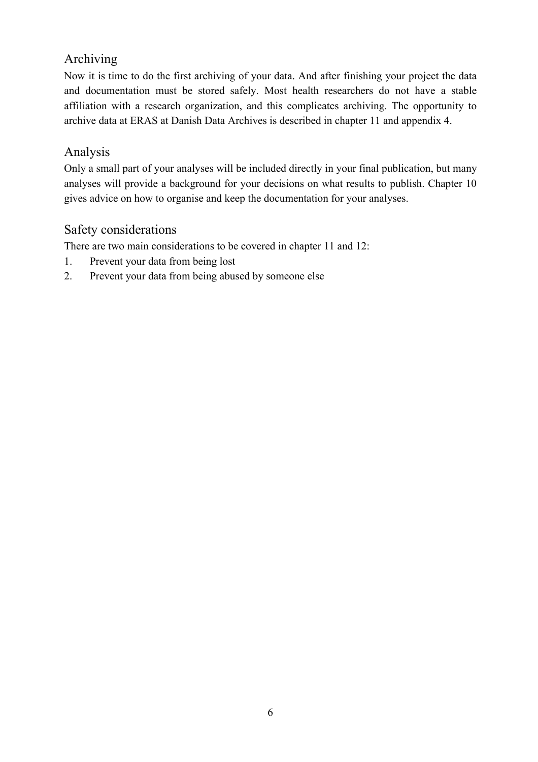## Archiving

Now it is time to do the first archiving of your data. And after finishing your project the data and documentation must be stored safely. Most health researchers do not have a stable affiliation with a research organization, and this complicates archiving. The opportunity to archive data at ERAS at Danish Data Archives is described in chapter 11 and appendix 4.

## Analysis

Only a small part of your analyses will be included directly in your final publication, but many analyses will provide a background for your decisions on what results to publish. Chapter 10 gives advice on how to organise and keep the documentation for your analyses.

## Safety considerations

There are two main considerations to be covered in chapter 11 and 12:

1. Prevent your data from being lost
2. Prevent your data from being abused by someone else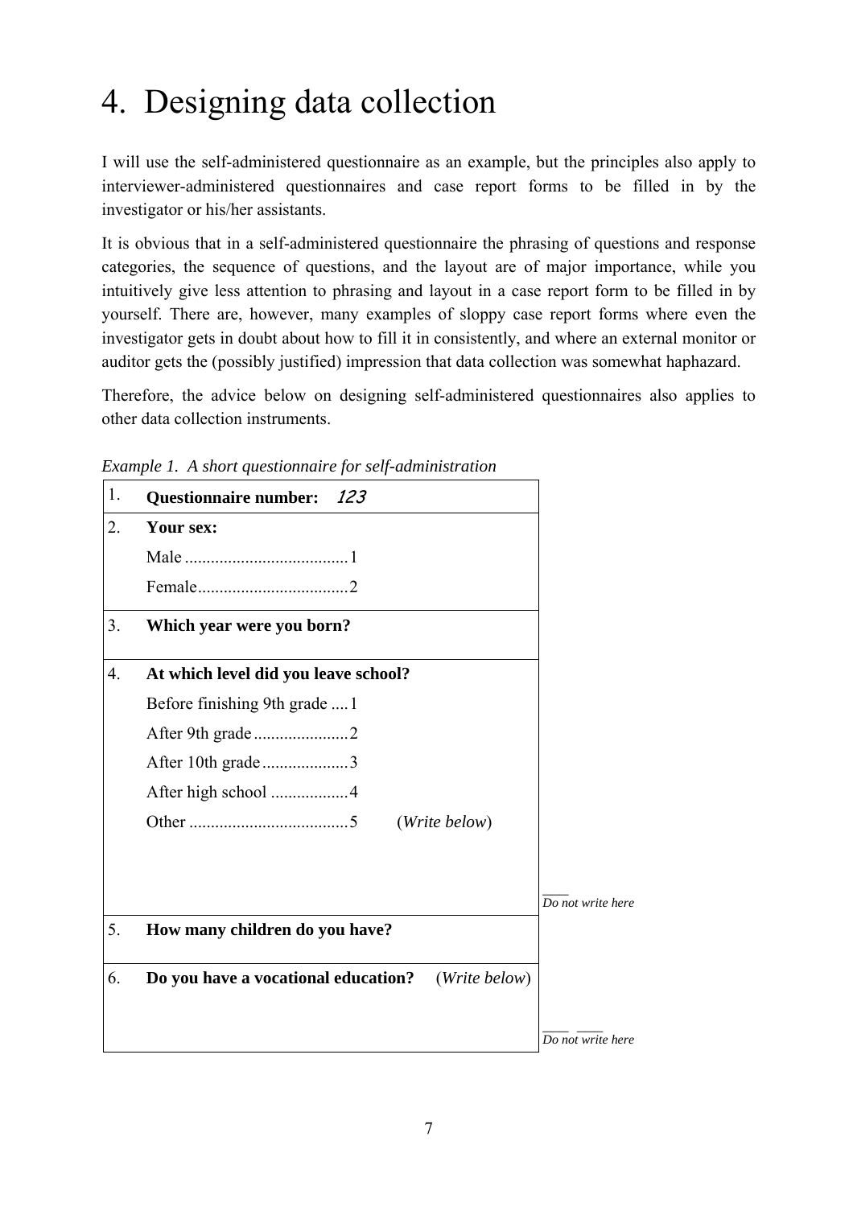# 4. Designing data collection

I will use the self-administered questionnaire as an example, but the principles also apply to interviewer-administered questionnaires and case report forms to be filled in by the investigator or his/her assistants.

It is obvious that in a self-administered questionnaire the phrasing of questions and response categories, the sequence of questions, and the layout are of major importance, while you intuitively give less attention to phrasing and layout in a case report form to be filled in by yourself. There are, however, many examples of sloppy case report forms where even the investigator gets in doubt about how to fill it in consistently, and where an external monitor or auditor gets the (possibly justified) impression that data collection was somewhat haphazard.

Therefore, the advice below on designing self-administered questionnaires also applies to other data collection instruments.

*Example 1. A short questionnaire for self-administration*

| | | |
|---|---|---|
| 1. | **Questionnaire number:** *123* | |
| 2. | **Your sex:**<br>Male ....................................1<br>Female..................................2 | |
| 3. | **Which year were you born?** | |
| 4. | **At which level did you leave school?**<br>Before finishing 9th grade ....1<br>After 9th grade .....................2<br>After 10th grade ...................3<br>After high school ..................4<br>Other ....................................5 (*Write below*) | ___<br>*Do not write here* |
| 5. | **How many children do you have?** | |
| 6. | **Do you have a vocational education?** (*Write below*) | ___ ___<br>*Do not write here* |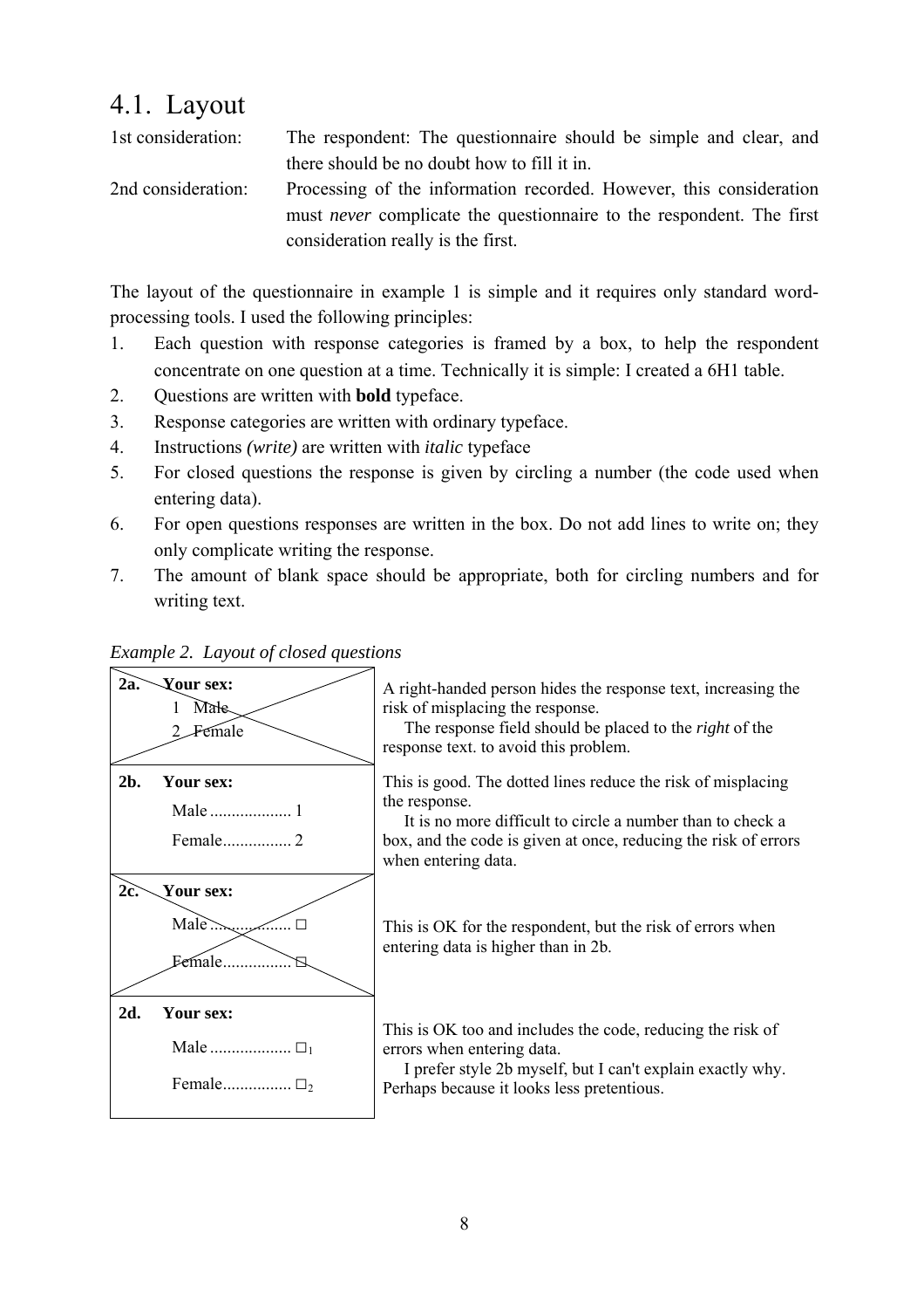## 4.1. Layout

1st consideration: The respondent: The questionnaire should be simple and clear, and there should be no doubt how to fill it in.

2nd consideration: Processing of the information recorded. However, this consideration must *never* complicate the questionnaire to the respondent. The first consideration really is the first.

The layout of the questionnaire in example 1 is simple and it requires only standard word-processing tools. I used the following principles:

1. Each question with response categories is framed by a box, to help the respondent concentrate on one question at a time. Technically it is simple: I created a 6H1 table.
2. Questions are written with **bold** typeface.
3. Response categories are written with ordinary typeface.
4. Instructions *(write)* are written with *italic* typeface
5. For closed questions the response is given by circling a number (the code used when entering data).
6. For open questions responses are written in the box. Do not add lines to write on; they only complicate writing the response.
7. The amount of blank space should be appropriate, both for circling numbers and for writing text.

*Example 2. Layout of closed questions*

| Example | Comment |
|---|---|
| **2a. Your sex:** 1 Male 2 Female *(crossed out)* | A right-handed person hides the response text, increasing the risk of misplacing the response. The response field should be placed to the *right* of the response text. to avoid this problem. |
| **2b. Your sex:** Male .................. 1 Female................ 2 | This is good. The dotted lines reduce the risk of misplacing the response. It is no more difficult to circle a number than to check a box, and the code is given at once, reducing the risk of errors when entering data. |
| **2c. Your sex:** Male .................. □ Female................ □ *(crossed out)* | This is OK for the respondent, but the risk of errors when entering data is higher than in 2b. |
| **2d. Your sex:** Male .................. $□_1$ Female................ $□_2$ | This is OK too and includes the code, reducing the risk of errors when entering data. I prefer style 2b myself, but I can't explain exactly why. Perhaps because it looks less pretentious. |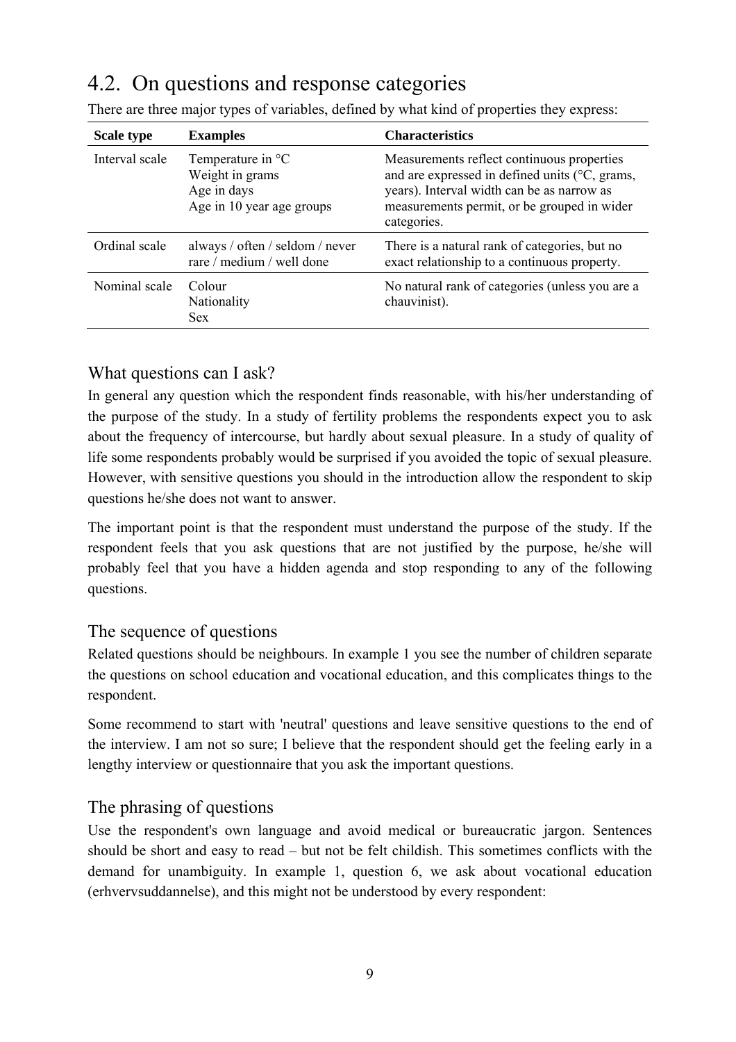## 4.2. On questions and response categories

There are three major types of variables, defined by what kind of properties they express:

| Scale type | Examples | Characteristics |
|---|---|---|
| Interval scale | Temperature in °C<br>Weight in grams<br>Age in days<br>Age in 10 year age groups | Measurements reflect continuous properties and are expressed in defined units (°C, grams, years). Interval width can be as narrow as measurements permit, or be grouped in wider categories. |
| Ordinal scale | always / often / seldom / never<br>rare / medium / well done | There is a natural rank of categories, but no exact relationship to a continuous property. |
| Nominal scale | Colour<br>Nationality<br>Sex | No natural rank of categories (unless you are a chauvinist). |

### What questions can I ask?

In general any question which the respondent finds reasonable, with his/her understanding of the purpose of the study. In a study of fertility problems the respondents expect you to ask about the frequency of intercourse, but hardly about sexual pleasure. In a study of quality of life some respondents probably would be surprised if you avoided the topic of sexual pleasure. However, with sensitive questions you should in the introduction allow the respondent to skip questions he/she does not want to answer.

The important point is that the respondent must understand the purpose of the study. If the respondent feels that you ask questions that are not justified by the purpose, he/she will probably feel that you have a hidden agenda and stop responding to any of the following questions.

### The sequence of questions

Related questions should be neighbours. In example 1 you see the number of children separate the questions on school education and vocational education, and this complicates things to the respondent.

Some recommend to start with 'neutral' questions and leave sensitive questions to the end of the interview. I am not so sure; I believe that the respondent should get the feeling early in a lengthy interview or questionnaire that you ask the important questions.

### The phrasing of questions

Use the respondent's own language and avoid medical or bureaucratic jargon. Sentences should be short and easy to read – but not be felt childish. This sometimes conflicts with the demand for unambiguity. In example 1, question 6, we ask about vocational education (erhvervsuddannelse), and this might not be understood by every respondent: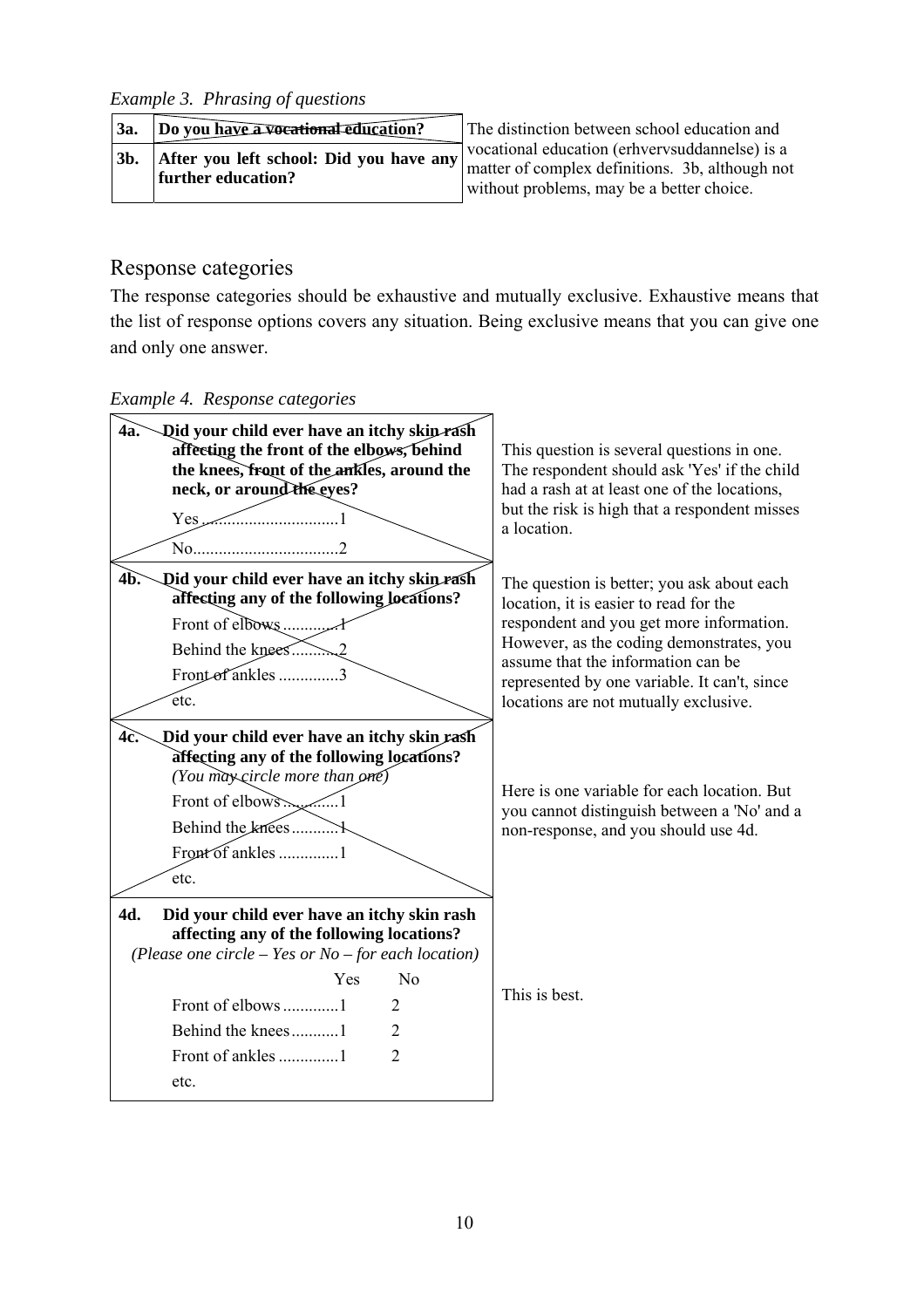*Example 3. Phrasing of questions*

| | | |
|---|---|---|
| 3a. | **Do you have a vocational education?** | The distinction between school education and vocational education (erhvervsuddannelse) is a matter of complex definitions. 3b, although not without problems, may be a better choice. |
| 3b. | **After you left school: Did you have any further education?** | |

## Response categories

The response categories should be exhaustive and mutually exclusive. Exhaustive means that the list of response options covers any situation. Being exclusive means that you can give one and only one answer.

*Example 4. Response categories*

| Question | Comment |
|---|---|
| **4a. Did your child ever have an itchy skin rash affecting the front of the elbows, behind the knees, front of the ankles, around the neck, or around the eyes?**<br>Yes ...............................1<br>No.................................2 | This question is several questions in one. The respondent should ask 'Yes' if the child had a rash at at least one of the locations, but the risk is high that a respondent misses a location. |
| **4b. Did your child ever have an itchy skin rash affecting any of the following locations?**<br>Front of elbows ............1<br>Behind the knees...........2<br>Front of ankles .............3<br>etc. | The question is better; you ask about each location, it is easier to read for the respondent and you get more information. However, as the coding demonstrates, you assume that the information can be represented by one variable. It can't, since locations are not mutually exclusive. |
| **4c. Did your child ever have an itchy skin rash affecting any of the following locations?**<br>*(You may circle more than one)*<br>Front of elbows ............1<br>Behind the knees...........1<br>Front of ankles .............1<br>etc. | Here is one variable for each location. But you cannot distinguish between a 'No' and a non-response, and you should use 4d. |
| **4d. Did your child ever have an itchy skin rash affecting any of the following locations?**<br>*(Please one circle – Yes or No – for each location)*<br>Yes No<br>Front of elbows ............1 2<br>Behind the knees...........1 2<br>Front of ankles .............1 2<br>etc. | This is best. |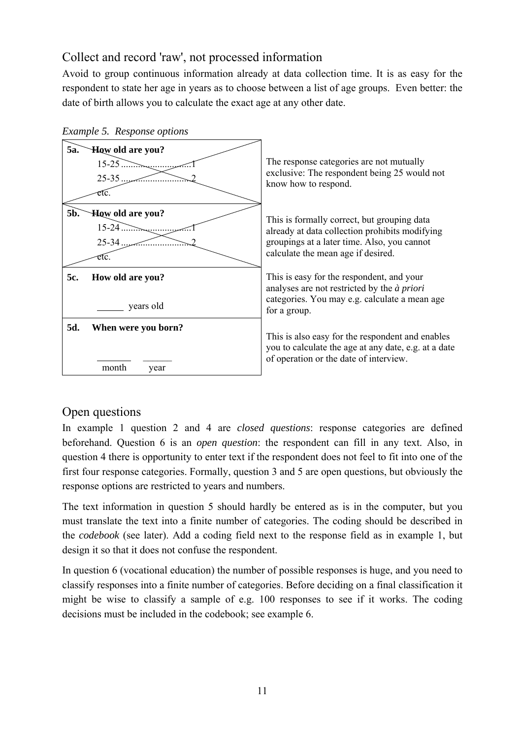## Collect and record 'raw', not processed information

Avoid to group continuous information already at data collection time. It is as easy for the respondent to state her age in years as to choose between a list of age groups. Even better: the date of birth allows you to calculate the exact age at any other date.

*Example 5. Response options*

| Question | Comment |
|---|---|
| **5a. How old are you?** 15-25 ............................1 25-35 ............................2 etc. | The response categories are not mutually exclusive: The respondent being 25 would not know how to respond. |
| **5b. How old are you?** 15-24 ............................1 25-34 ............................2 etc. | This is formally correct, but grouping data already at data collection prohibits modifying groupings at a later time. Also, you cannot calculate the mean age if desired. |
| **5c. How old are you?** ______ years old | This is easy for the respondent, and your analyses are not restricted by the *à priori* categories. You may e.g. calculate a mean age for a group. |
| **5d. When were you born?** ______ month ______ year | This is also easy for the respondent and enables you to calculate the age at any date, e.g. at a date of operation or the date of interview. |

## Open questions

In example 1 question 2 and 4 are *closed questions*: response categories are defined beforehand. Question 6 is an *open question*: the respondent can fill in any text. Also, in question 4 there is opportunity to enter text if the respondent does not feel to fit into one of the first four response categories. Formally, question 3 and 5 are open questions, but obviously the response options are restricted to years and numbers.

The text information in question 5 should hardly be entered as is in the computer, but you must translate the text into a finite number of categories. The coding should be described in the *codebook* (see later). Add a coding field next to the response field as in example 1, but design it so that it does not confuse the respondent.

In question 6 (vocational education) the number of possible responses is huge, and you need to classify responses into a finite number of categories. Before deciding on a final classification it might be wise to classify a sample of e.g. 100 responses to see if it works. The coding decisions must be included in the codebook; see example 6.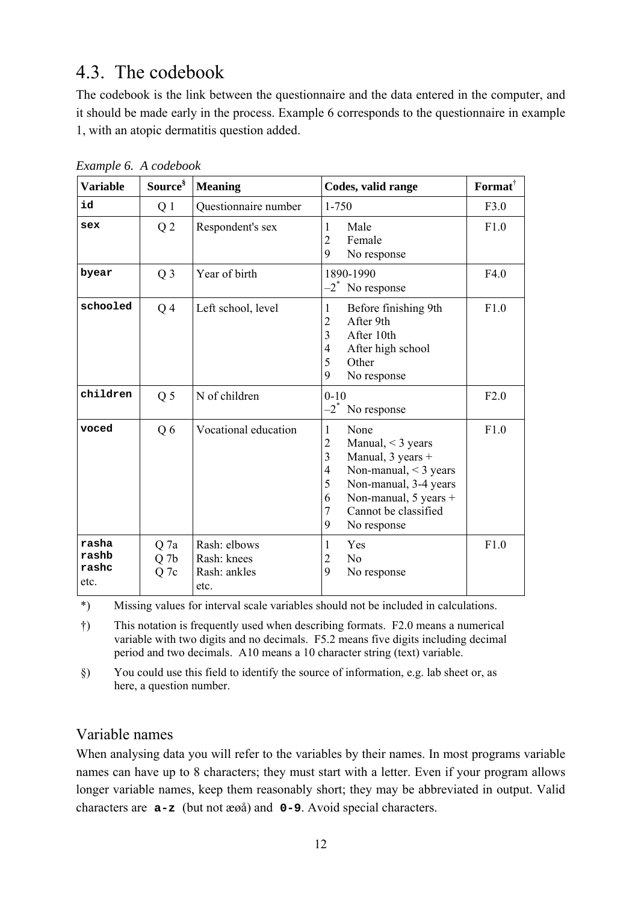# 4.3. The codebook

The codebook is the link between the questionnaire and the data entered in the computer, and it should be made early in the process. Example 6 corresponds to the questionnaire in example 1, with an atopic dermatitis question added.

*Example 6. A codebook*

| Variable | Source§ | Meaning | Codes, valid range | Format† |
|---|---|---|---|---|
| **id** | Q 1 | Questionnaire number | 1-750 | F3.0 |
| **sex** | Q 2 | Respondent's sex | 1 Male<br>2 Female<br>9 No response | F1.0 |
| **byear** | Q 3 | Year of birth | 1890-1990<br>–2* No response | F4.0 |
| **schooled** | Q 4 | Left school, level | 1 Before finishing 9th<br>2 After 9th<br>3 After 10th<br>4 After high school<br>5 Other<br>9 No response | F1.0 |
| **children** | Q 5 | N of children | 0-10<br>–2* No response | F2.0 |
| **voced** | Q 6 | Vocational education | 1 None<br>2 Manual, < 3 years<br>3 Manual, 3 years +<br>4 Non-manual, < 3 years<br>5 Non-manual, 3-4 years<br>6 Non-manual, 5 years +<br>7 Cannot be classified<br>9 No response | F1.0 |
| **rasha**<br>**rashb**<br>**rashc**<br>etc. | Q 7a<br>Q 7b<br>Q 7c | Rash: elbows<br>Rash: knees<br>Rash: ankles<br>etc. | 1 Yes<br>2 No<br>9 No response | F1.0 |

*) Missing values for interval scale variables should not be included in calculations.

†) This notation is frequently used when describing formats. F2.0 means a numerical variable with two digits and no decimals. F5.2 means five digits including decimal period and two decimals. A10 means a 10 character string (text) variable.

§) You could use this field to identify the source of information, e.g. lab sheet or, as here, a question number.

## Variable names

When analysing data you will refer to the variables by their names. In most programs variable names can have up to 8 characters; they must start with a letter. Even if your program allows longer variable names, keep them reasonably short; they may be abbreviated in output. Valid characters are **a-z** (but not æøå) and **0-9**. Avoid special characters.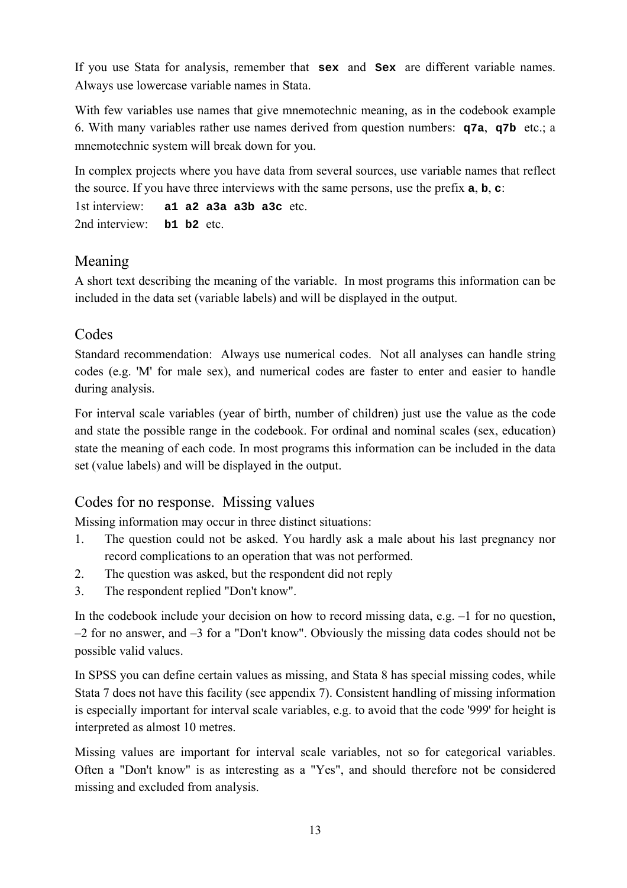If you use Stata for analysis, remember that **`sex`** and **`Sex`** are different variable names. Always use lowercase variable names in Stata.

With few variables use names that give mnemotechnic meaning, as in the codebook example 6. With many variables rather use names derived from question numbers: **`q7a`**, **`q7b`** etc.; a mnemotechnic system will break down for you.

In complex projects where you have data from several sources, use variable names that reflect the source. If you have three interviews with the same persons, use the prefix **`a`**, **`b`**, **`c`**:

1st interview: **`a1 a2 a3a a3b a3c`** etc.
2nd interview: **`b1 b2`** etc.

## Meaning

A short text describing the meaning of the variable. In most programs this information can be included in the data set (variable labels) and will be displayed in the output.

## Codes

Standard recommendation: Always use numerical codes. Not all analyses can handle string codes (e.g. 'M' for male sex), and numerical codes are faster to enter and easier to handle during analysis.

For interval scale variables (year of birth, number of children) just use the value as the code and state the possible range in the codebook. For ordinal and nominal scales (sex, education) state the meaning of each code. In most programs this information can be included in the data set (value labels) and will be displayed in the output.

## Codes for no response. Missing values

Missing information may occur in three distinct situations:

1. The question could not be asked. You hardly ask a male about his last pregnancy nor record complications to an operation that was not performed.
2. The question was asked, but the respondent did not reply
3. The respondent replied "Don't know".

In the codebook include your decision on how to record missing data, e.g. –1 for no question, –2 for no answer, and –3 for a "Don't know". Obviously the missing data codes should not be possible valid values.

In SPSS you can define certain values as missing, and Stata 8 has special missing codes, while Stata 7 does not have this facility (see appendix 7). Consistent handling of missing information is especially important for interval scale variables, e.g. to avoid that the code '999' for height is interpreted as almost 10 metres.

Missing values are important for interval scale variables, not so for categorical variables. Often a "Don't know" is as interesting as a "Yes", and should therefore not be considered missing and excluded from analysis.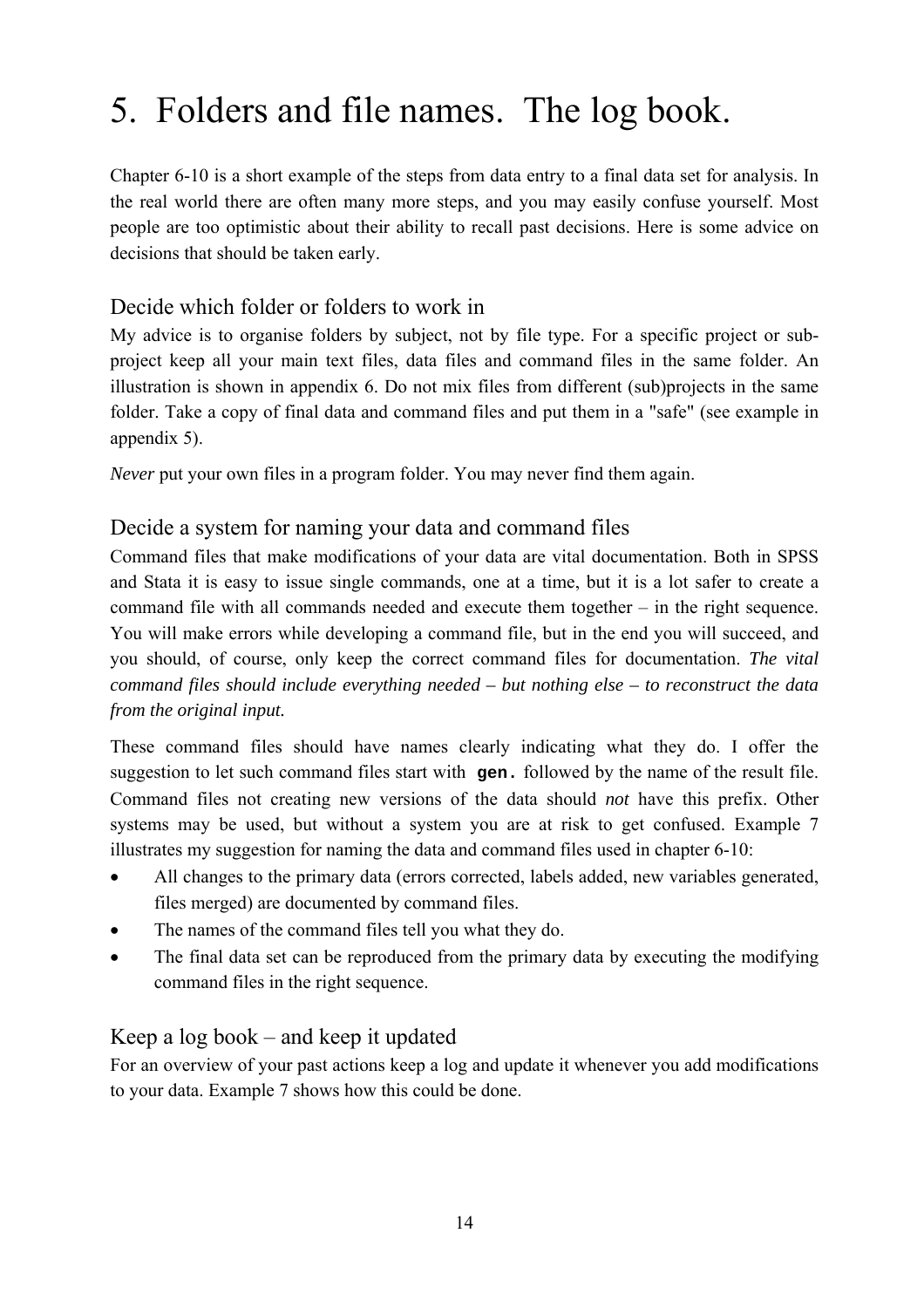# 5. Folders and file names. The log book.

Chapter 6-10 is a short example of the steps from data entry to a final data set for analysis. In the real world there are often many more steps, and you may easily confuse yourself. Most people are too optimistic about their ability to recall past decisions. Here is some advice on decisions that should be taken early.

## Decide which folder or folders to work in

My advice is to organise folders by subject, not by file type. For a specific project or sub-project keep all your main text files, data files and command files in the same folder. An illustration is shown in appendix 6. Do not mix files from different (sub)projects in the same folder. Take a copy of final data and command files and put them in a "safe" (see example in appendix 5).

*Never* put your own files in a program folder. You may never find them again.

## Decide a system for naming your data and command files

Command files that make modifications of your data are vital documentation. Both in SPSS and Stata it is easy to issue single commands, one at a time, but it is a lot safer to create a command file with all commands needed and execute them together – in the right sequence. You will make errors while developing a command file, but in the end you will succeed, and you should, of course, only keep the correct command files for documentation. *The vital command files should include everything needed – but nothing else – to reconstruct the data from the original input.*

These command files should have names clearly indicating what they do. I offer the suggestion to let such command files start with **`gen.`** followed by the name of the result file. Command files not creating new versions of the data should *not* have this prefix. Other systems may be used, but without a system you are at risk to get confused. Example 7 illustrates my suggestion for naming the data and command files used in chapter 6-10:

- All changes to the primary data (errors corrected, labels added, new variables generated, files merged) are documented by command files.
- The names of the command files tell you what they do.
- The final data set can be reproduced from the primary data by executing the modifying command files in the right sequence.

## Keep a log book – and keep it updated

For an overview of your past actions keep a log and update it whenever you add modifications to your data. Example 7 shows how this could be done.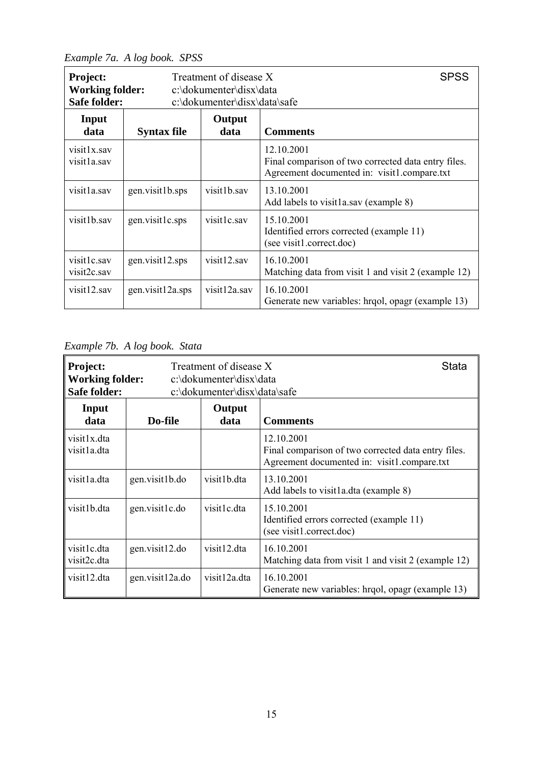*Example 7a. A log book. SPSS*

| **Project:** Treatment of disease X<br>**Working folder:** c:\dokumenter\disx\data<br>**Safe folder:** c:\dokumenter\disx\data\safe | | | SPSS |
|---|---|---|---|
| **Input data** | **Syntax file** | **Output data** | **Comments** |
| visit1x.sav<br>visit1a.sav | | | 12.10.2001<br>Final comparison of two corrected data entry files.<br>Agreement documented in: visit1.compare.txt |
| visit1a.sav | gen.visit1b.sps | visit1b.sav | 13.10.2001<br>Add labels to visit1a.sav (example 8) |
| visit1b.sav | gen.visit1c.sps | visit1c.sav | 15.10.2001<br>Identified errors corrected (example 11)<br>(see visit1.correct.doc) |
| visit1c.sav<br>visit2c.sav | gen.visit12.sps | visit12.sav | 16.10.2001<br>Matching data from visit 1 and visit 2 (example 12) |
| visit12.sav | gen.visit12a.sps | visit12a.sav | 16.10.2001<br>Generate new variables: hrqol, opagr (example 13) |

*Example 7b. A log book. Stata*

| **Project:** Treatment of disease X<br>**Working folder:** c:\dokumenter\disx\data<br>**Safe folder:** c:\dokumenter\disx\data\safe | | | Stata |
|---|---|---|---|
| **Input data** | **Do-file** | **Output data** | **Comments** |
| visit1x.dta<br>visit1a.dta | | | 12.10.2001<br>Final comparison of two corrected data entry files.<br>Agreement documented in: visit1.compare.txt |
| visit1a.dta | gen.visit1b.do | visit1b.dta | 13.10.2001<br>Add labels to visit1a.dta (example 8) |
| visit1b.dta | gen.visit1c.do | visit1c.dta | 15.10.2001<br>Identified errors corrected (example 11)<br>(see visit1.correct.doc) |
| visit1c.dta<br>visit2c.dta | gen.visit12.do | visit12.dta | 16.10.2001<br>Matching data from visit 1 and visit 2 (example 12) |
| visit12.dta | gen.visit12a.do | visit12a.dta | 16.10.2001<br>Generate new variables: hrqol, opagr (example 13) |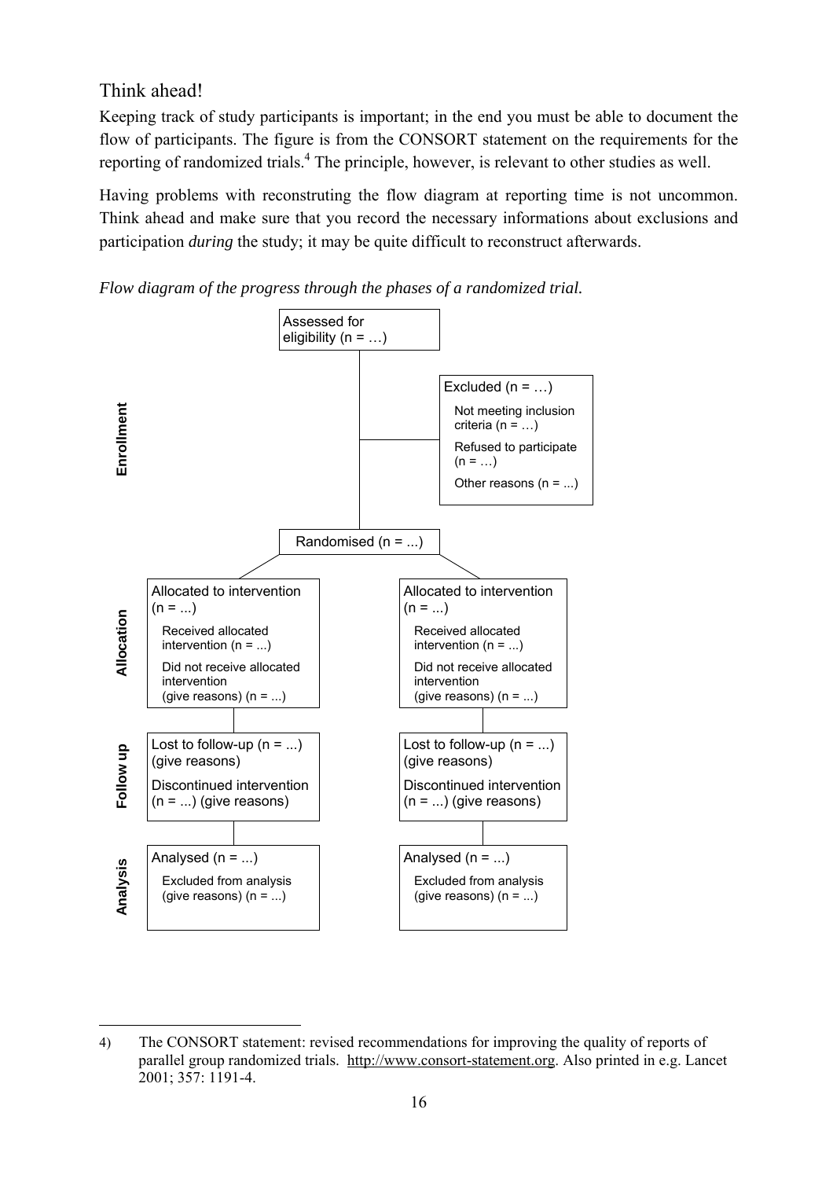## Think ahead!

Keeping track of study participants is important; in the end you must be able to document the flow of participants. The figure is from the CONSORT statement on the requirements for the reporting of randomized trials.[4] The principle, however, is relevant to other studies as well.

Having problems with reconstruting the flow diagram at reporting time is not uncommon. Think ahead and make sure that you record the necessary informations about exclusions and participation *during* the study; it may be quite difficult to reconstruct afterwards.

*Flow diagram of the progress through the phases of a randomized trial.*

**Enrollment**

- Assessed for eligibility (n = …)
- Excluded (n = …)
  - Not meeting inclusion criteria (n = …)
  - Refused to participate (n = …)
  - Other reasons (n = ...)
- Randomised (n = ...)

**Allocation**

| | |
|---|---|
| Allocated to intervention (n = ...) | Allocated to intervention (n = ...) |
| Received allocated intervention (n = ...) | Received allocated intervention (n = ...) |
| Did not receive allocated intervention (give reasons) (n = ...) | Did not receive allocated intervention (give reasons) (n = ...) |

**Follow up**

| | |
|---|---|
| Lost to follow-up (n = ...) (give reasons) | Lost to follow-up (n = ...) (give reasons) |
| Discontinued intervention (n = ...) (give reasons) | Discontinued intervention (n = ...) (give reasons) |

**Analysis**

| | |
|---|---|
| Analysed (n = ...) | Analysed (n = ...) |
| Excluded from analysis (give reasons) (n = ...) | Excluded from analysis (give reasons) (n = ...) |

---

4) The CONSORT statement: revised recommendations for improving the quality of reports of parallel group randomized trials. http://www.consort-statement.org. Also printed in e.g. Lancet 2001; 357: 1191-4.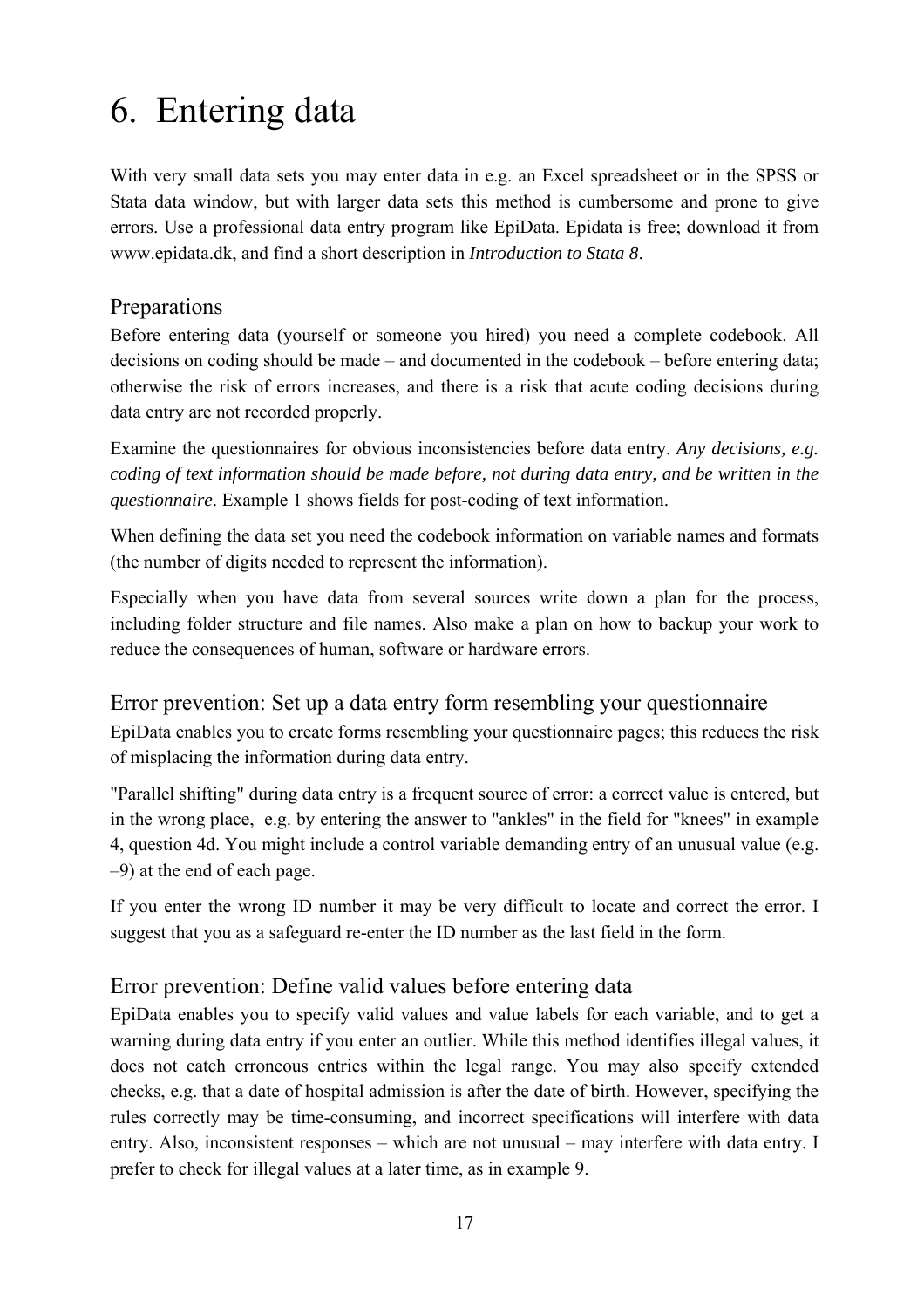# 6. Entering data

With very small data sets you may enter data in e.g. an Excel spreadsheet or in the SPSS or Stata data window, but with larger data sets this method is cumbersome and prone to give errors. Use a professional data entry program like EpiData. Epidata is free; download it from www.epidata.dk, and find a short description in *Introduction to Stata 8*.

## Preparations

Before entering data (yourself or someone you hired) you need a complete codebook. All decisions on coding should be made – and documented in the codebook – before entering data; otherwise the risk of errors increases, and there is a risk that acute coding decisions during data entry are not recorded properly.

Examine the questionnaires for obvious inconsistencies before data entry. *Any decisions, e.g. coding of text information should be made before, not during data entry, and be written in the questionnaire*. Example 1 shows fields for post-coding of text information.

When defining the data set you need the codebook information on variable names and formats (the number of digits needed to represent the information).

Especially when you have data from several sources write down a plan for the process, including folder structure and file names. Also make a plan on how to backup your work to reduce the consequences of human, software or hardware errors.

## Error prevention: Set up a data entry form resembling your questionnaire

EpiData enables you to create forms resembling your questionnaire pages; this reduces the risk of misplacing the information during data entry.

"Parallel shifting" during data entry is a frequent source of error: a correct value is entered, but in the wrong place, e.g. by entering the answer to "ankles" in the field for "knees" in example 4, question 4d. You might include a control variable demanding entry of an unusual value (e.g. –9) at the end of each page.

If you enter the wrong ID number it may be very difficult to locate and correct the error. I suggest that you as a safeguard re-enter the ID number as the last field in the form.

## Error prevention: Define valid values before entering data

EpiData enables you to specify valid values and value labels for each variable, and to get a warning during data entry if you enter an outlier. While this method identifies illegal values, it does not catch erroneous entries within the legal range. You may also specify extended checks, e.g. that a date of hospital admission is after the date of birth. However, specifying the rules correctly may be time-consuming, and incorrect specifications will interfere with data entry. Also, inconsistent responses – which are not unusual – may interfere with data entry. I prefer to check for illegal values at a later time, as in example 9.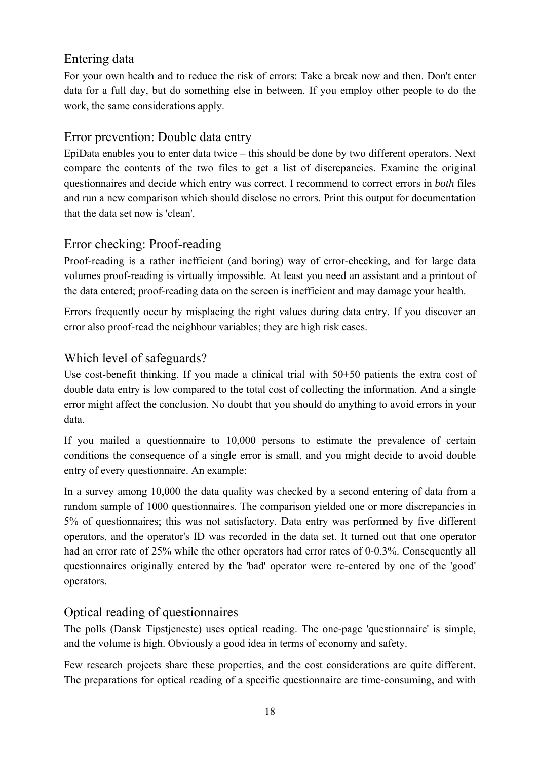## Entering data

For your own health and to reduce the risk of errors: Take a break now and then. Don't enter data for a full day, but do something else in between. If you employ other people to do the work, the same considerations apply.

## Error prevention: Double data entry

EpiData enables you to enter data twice – this should be done by two different operators. Next compare the contents of the two files to get a list of discrepancies. Examine the original questionnaires and decide which entry was correct. I recommend to correct errors in *both* files and run a new comparison which should disclose no errors. Print this output for documentation that the data set now is 'clean'.

## Error checking: Proof-reading

Proof-reading is a rather inefficient (and boring) way of error-checking, and for large data volumes proof-reading is virtually impossible. At least you need an assistant and a printout of the data entered; proof-reading data on the screen is inefficient and may damage your health.

Errors frequently occur by misplacing the right values during data entry. If you discover an error also proof-read the neighbour variables; they are high risk cases.

## Which level of safeguards?

Use cost-benefit thinking. If you made a clinical trial with 50+50 patients the extra cost of double data entry is low compared to the total cost of collecting the information. And a single error might affect the conclusion. No doubt that you should do anything to avoid errors in your data.

If you mailed a questionnaire to 10,000 persons to estimate the prevalence of certain conditions the consequence of a single error is small, and you might decide to avoid double entry of every questionnaire. An example:

In a survey among 10,000 the data quality was checked by a second entering of data from a random sample of 1000 questionnaires. The comparison yielded one or more discrepancies in 5% of questionnaires; this was not satisfactory. Data entry was performed by five different operators, and the operator's ID was recorded in the data set. It turned out that one operator had an error rate of 25% while the other operators had error rates of 0-0.3%. Consequently all questionnaires originally entered by the 'bad' operator were re-entered by one of the 'good' operators.

## Optical reading of questionnaires

The polls (Dansk Tipstjeneste) uses optical reading. The one-page 'questionnaire' is simple, and the volume is high. Obviously a good idea in terms of economy and safety.

Few research projects share these properties, and the cost considerations are quite different. The preparations for optical reading of a specific questionnaire are time-consuming, and with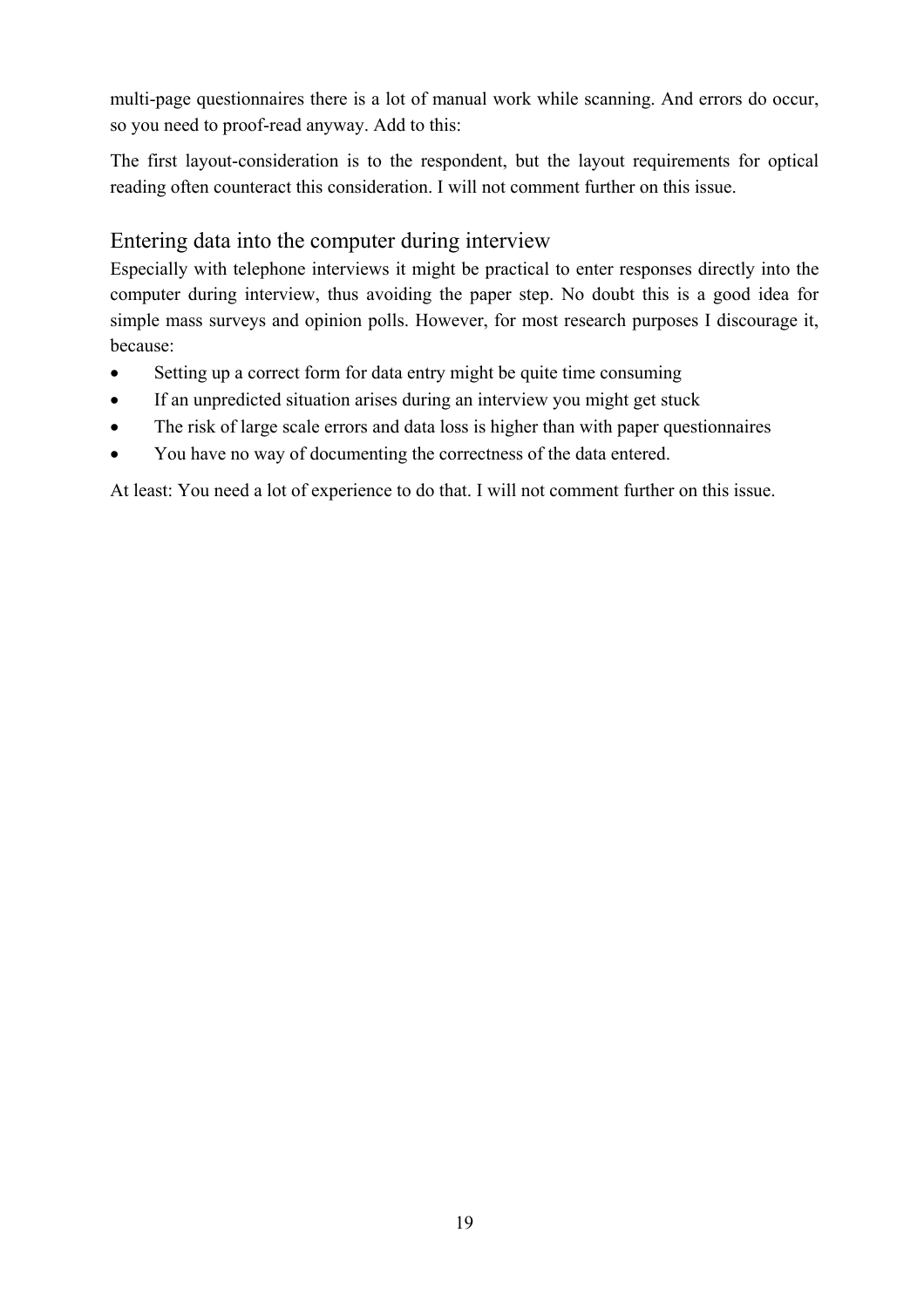multi-page questionnaires there is a lot of manual work while scanning. And errors do occur, so you need to proof-read anyway. Add to this:

The first layout-consideration is to the respondent, but the layout requirements for optical reading often counteract this consideration. I will not comment further on this issue.

## Entering data into the computer during interview

Especially with telephone interviews it might be practical to enter responses directly into the computer during interview, thus avoiding the paper step. No doubt this is a good idea for simple mass surveys and opinion polls. However, for most research purposes I discourage it, because:

- Setting up a correct form for data entry might be quite time consuming
- If an unpredicted situation arises during an interview you might get stuck
- The risk of large scale errors and data loss is higher than with paper questionnaires
- You have no way of documenting the correctness of the data entered.

At least: You need a lot of experience to do that. I will not comment further on this issue.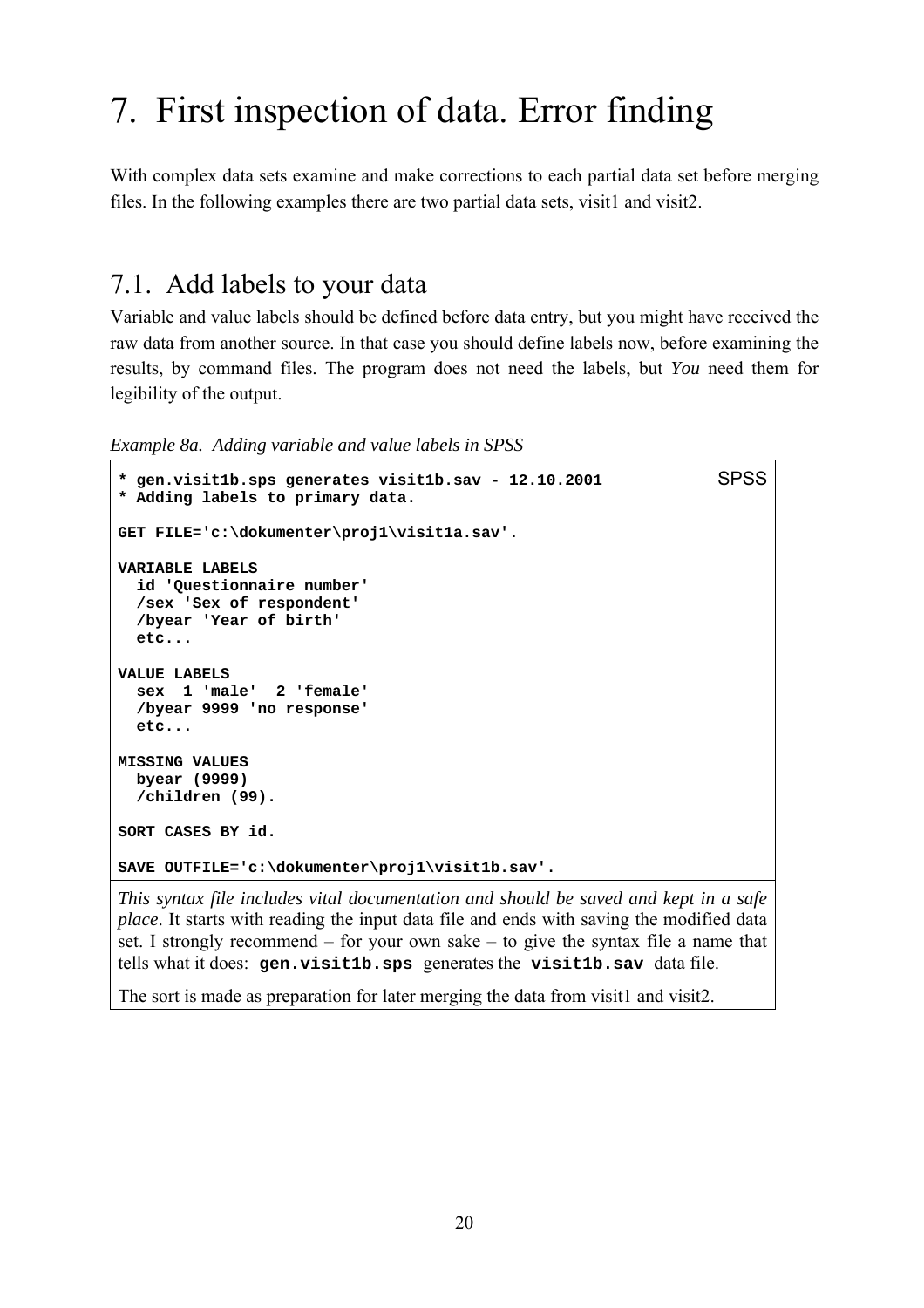# 7. First inspection of data. Error finding

With complex data sets examine and make corrections to each partial data set before merging files. In the following examples there are two partial data sets, visit1 and visit2.

## 7.1. Add labels to your data

Variable and value labels should be defined before data entry, but you might have received the raw data from another source. In that case you should define labels now, before examining the results, by command files. The program does not need the labels, but *You* need them for legibility of the output.

*Example 8a. Adding variable and value labels in SPSS*

SPSS

```
* gen.visit1b.sps generates visit1b.sav - 12.10.2001
* Adding labels to primary data.

GET FILE='c:\dokumenter\proj1\visit1a.sav'.

VARIABLE LABELS
  id 'Questionnaire number'
  /sex 'Sex of respondent'
  /byear 'Year of birth'
  etc...

VALUE LABELS
  sex  1 'male'  2 'female'
  /byear 9999 'no response'
  etc...

MISSING VALUES
  byear (9999)
  /children (99).

SORT CASES BY id.

SAVE OUTFILE='c:\dokumenter\proj1\visit1b.sav'.
```

*This syntax file includes vital documentation and should be saved and kept in a safe place*. It starts with reading the input data file and ends with saving the modified data set. I strongly recommend – for your own sake – to give the syntax file a name that tells what it does: **`gen.visit1b.sps`** generates the **`visit1b.sav`** data file.

The sort is made as preparation for later merging the data from visit1 and visit2.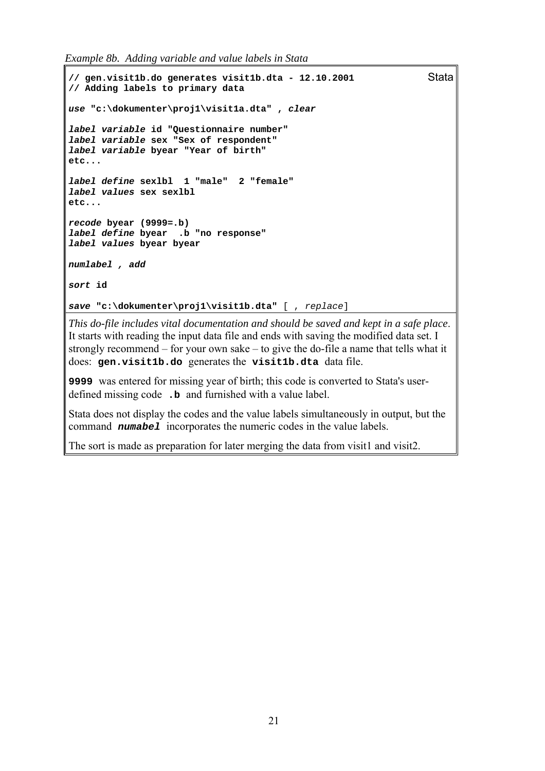*Example 8b. Adding variable and value labels in Stata*

Stata

```
// gen.visit1b.do generates visit1b.dta - 12.10.2001
// Adding labels to primary data

use "c:\dokumenter\proj1\visit1a.dta" , clear

label variable id "Questionnaire number"
label variable sex "Sex of respondent"
label variable byear "Year of birth"
etc...

label define sexlbl  1 "male"  2 "female"
label values sex sexlbl
etc...

recode byear (9999=.b)
label define byear  .b "no response"
label values byear byear

numlabel , add

sort id

save "c:\dokumenter\proj1\visit1b.dta" [ , replace]
```

*This do-file includes vital documentation and should be saved and kept in a safe place*. It starts with reading the input data file and ends with saving the modified data set. I strongly recommend – for your own sake – to give the do-file a name that tells what it does: **gen.visit1b.do** generates the **visit1b.dta** data file.

**9999** was entered for missing year of birth; this code is converted to Stata's user-defined missing code **.b** and furnished with a value label.

Stata does not display the codes and the value labels simultaneously in output, but the command ***numabel*** incorporates the numeric codes in the value labels.

The sort is made as preparation for later merging the data from visit1 and visit2.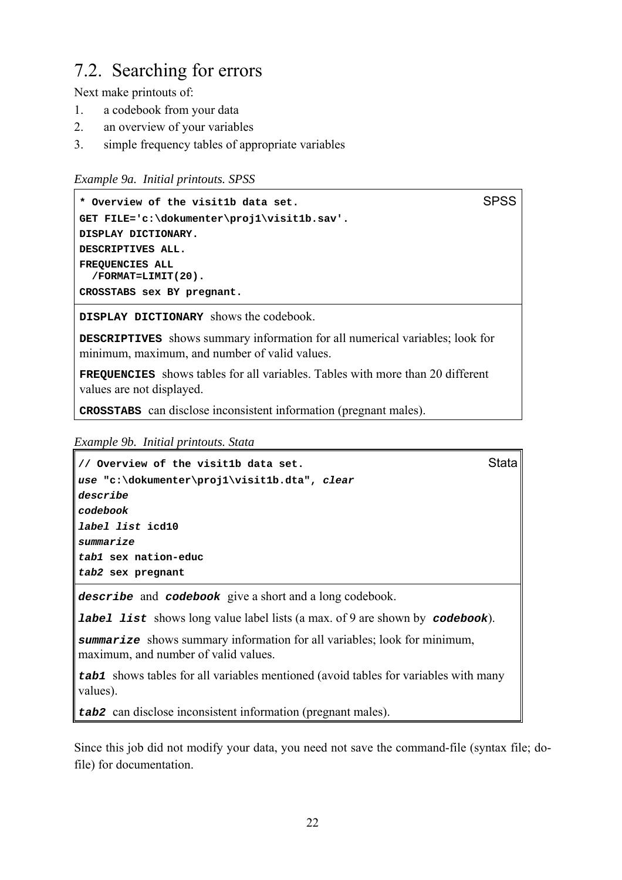## 7.2. Searching for errors

Next make printouts of:

1. a codebook from your data
2. an overview of your variables
3. simple frequency tables of appropriate variables

*Example 9a. Initial printouts. SPSS*

```
* Overview of the visit1b data set.                                    SPSS
GET FILE='c:\dokumenter\proj1\visit1b.sav'.
DISPLAY DICTIONARY.
DESCRIPTIVES ALL.
FREQUENCIES ALL
  /FORMAT=LIMIT(20).
CROSSTABS sex BY pregnant.
```

**DISPLAY DICTIONARY** shows the codebook.

**DESCRIPTIVES** shows summary information for all numerical variables; look for minimum, maximum, and number of valid values.

**FREQUENCIES** shows tables for all variables. Tables with more than 20 different values are not displayed.

**CROSSTABS** can disclose inconsistent information (pregnant males).

*Example 9b. Initial printouts. Stata*

```
// Overview of the visit1b data set.                                   Stata
use "c:\dokumenter\proj1\visit1b.dta", clear
describe
codebook
label list icd10
summarize
tab1 sex nation-educ
tab2 sex pregnant
```

***describe*** and ***codebook*** give a short and a long codebook.

***label list*** shows long value label lists (a max. of 9 are shown by ***codebook***).

***summarize*** shows summary information for all variables; look for minimum, maximum, and number of valid values.

***tab1*** shows tables for all variables mentioned (avoid tables for variables with many values).

***tab2*** can disclose inconsistent information (pregnant males).

Since this job did not modify your data, you need not save the command-file (syntax file; do-file) for documentation.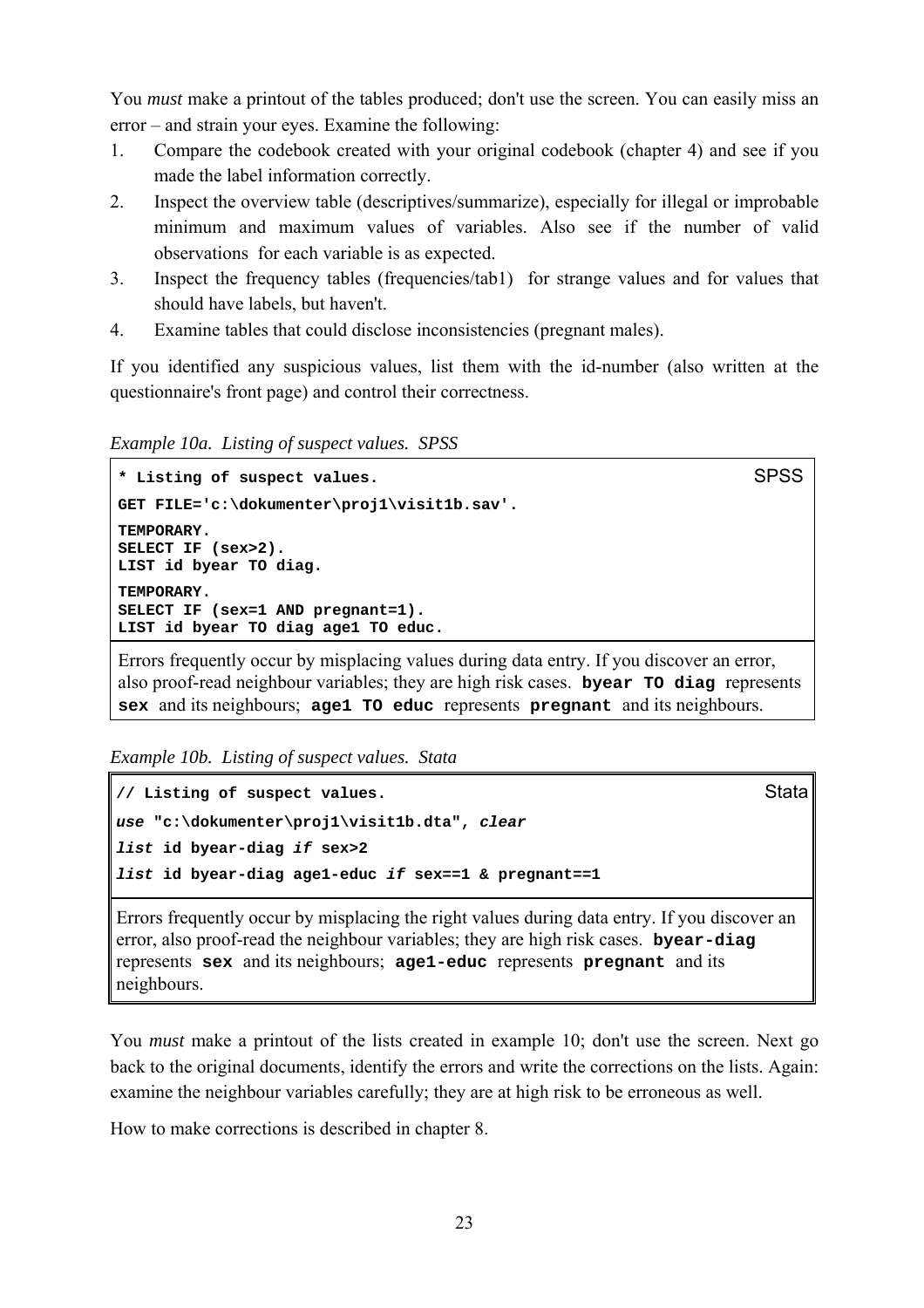You *must* make a printout of the tables produced; don't use the screen. You can easily miss an error – and strain your eyes. Examine the following:

1. Compare the codebook created with your original codebook (chapter 4) and see if you made the label information correctly.
2. Inspect the overview table (descriptives/summarize), especially for illegal or improbable minimum and maximum values of variables. Also see if the number of valid observations for each variable is as expected.
3. Inspect the frequency tables (frequencies/tab1) for strange values and for values that should have labels, but haven't.
4. Examine tables that could disclose inconsistencies (pregnant males).

If you identified any suspicious values, list them with the id-number (also written at the questionnaire's front page) and control their correctness.

*Example 10a. Listing of suspect values. SPSS*

```
* Listing of suspect values.                                  SPSS
GET FILE='c:\dokumenter\proj1\visit1b.sav'.
TEMPORARY.
SELECT IF (sex>2).
LIST id byear TO diag.
TEMPORARY.
SELECT IF (sex=1 AND pregnant=1).
LIST id byear TO diag age1 TO educ.
```

Errors frequently occur by misplacing values during data entry. If you discover an error, also proof-read neighbour variables; they are high risk cases. **byear TO diag** represents **sex** and its neighbours; **age1 TO educ** represents **pregnant** and its neighbours.

*Example 10b. Listing of suspect values. Stata*

```
// Listing of suspect values.                                  Stata
use "c:\dokumenter\proj1\visit1b.dta", clear
list id byear-diag if sex>2
list id byear-diag age1-educ if sex==1 & pregnant==1
```

Errors frequently occur by misplacing the right values during data entry. If you discover an error, also proof-read the neighbour variables; they are high risk cases. **byear-diag** represents **sex** and its neighbours; **age1-educ** represents **pregnant** and its neighbours.

You *must* make a printout of the lists created in example 10; don't use the screen. Next go back to the original documents, identify the errors and write the corrections on the lists. Again: examine the neighbour variables carefully; they are at high risk to be erroneous as well.

How to make corrections is described in chapter 8.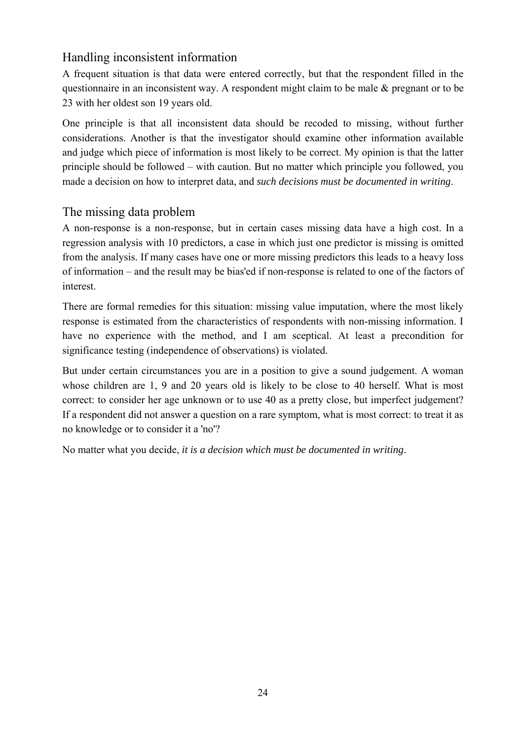## Handling inconsistent information

A frequent situation is that data were entered correctly, but that the respondent filled in the questionnaire in an inconsistent way. A respondent might claim to be male & pregnant or to be 23 with her oldest son 19 years old.

One principle is that all inconsistent data should be recoded to missing, without further considerations. Another is that the investigator should examine other information available and judge which piece of information is most likely to be correct. My opinion is that the latter principle should be followed – with caution. But no matter which principle you followed, you made a decision on how to interpret data, and *such decisions must be documented in writing*.

## The missing data problem

A non-response is a non-response, but in certain cases missing data have a high cost. In a regression analysis with 10 predictors, a case in which just one predictor is missing is omitted from the analysis. If many cases have one or more missing predictors this leads to a heavy loss of information – and the result may be bias'ed if non-response is related to one of the factors of interest.

There are formal remedies for this situation: missing value imputation, where the most likely response is estimated from the characteristics of respondents with non-missing information. I have no experience with the method, and I am sceptical. At least a precondition for significance testing (independence of observations) is violated.

But under certain circumstances you are in a position to give a sound judgement. A woman whose children are 1, 9 and 20 years old is likely to be close to 40 herself. What is most correct: to consider her age unknown or to use 40 as a pretty close, but imperfect judgement? If a respondent did not answer a question on a rare symptom, what is most correct: to treat it as no knowledge or to consider it a 'no'?

No matter what you decide, *it is a decision which must be documented in writing*.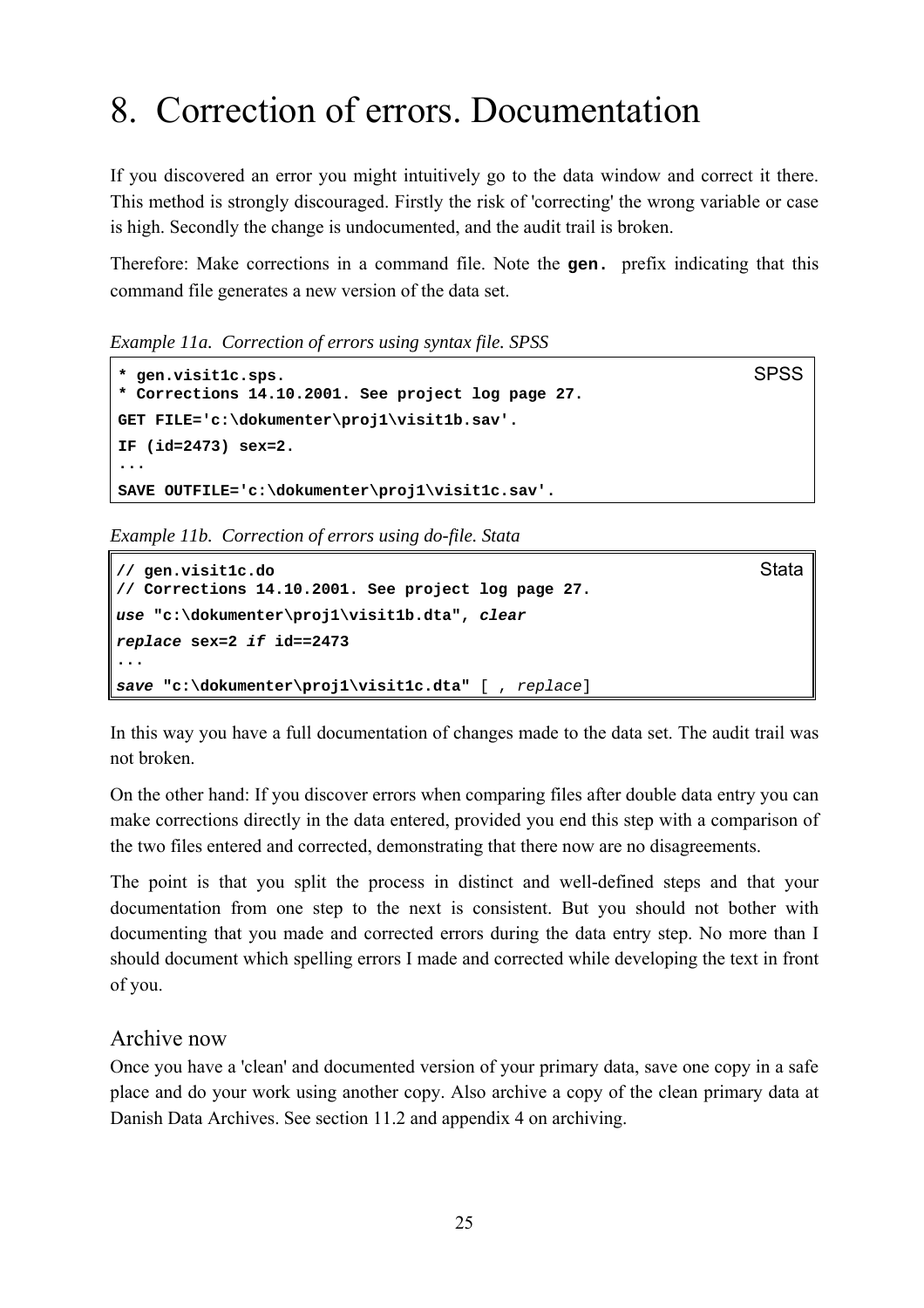# 8. Correction of errors. Documentation

If you discovered an error you might intuitively go to the data window and correct it there. This method is strongly discouraged. Firstly the risk of 'correcting' the wrong variable or case is high. Secondly the change is undocumented, and the audit trail is broken.

Therefore: Make corrections in a command file. Note the **gen.** prefix indicating that this command file generates a new version of the data set.

*Example 11a. Correction of errors using syntax file. SPSS*

```
* gen.visit1c.sps.                                              SPSS
* Corrections 14.10.2001. See project log page 27.
GET FILE='c:\dokumenter\proj1\visit1b.sav'.
IF (id=2473) sex=2.
...
SAVE OUTFILE='c:\dokumenter\proj1\visit1c.sav'.
```

*Example 11b. Correction of errors using do-file. Stata*

```
// gen.visit1c.do                                               Stata
// Corrections 14.10.2001. See project log page 27.
use "c:\dokumenter\proj1\visit1b.dta", clear
replace sex=2 if id==2473
...
save "c:\dokumenter\proj1\visit1c.dta" [ , replace]
```

In this way you have a full documentation of changes made to the data set. The audit trail was not broken.

On the other hand: If you discover errors when comparing files after double data entry you can make corrections directly in the data entered, provided you end this step with a comparison of the two files entered and corrected, demonstrating that there now are no disagreements.

The point is that you split the process in distinct and well-defined steps and that your documentation from one step to the next is consistent. But you should not bother with documenting that you made and corrected errors during the data entry step. No more than I should document which spelling errors I made and corrected while developing the text in front of you.

## Archive now

Once you have a 'clean' and documented version of your primary data, save one copy in a safe place and do your work using another copy. Also archive a copy of the clean primary data at Danish Data Archives. See section 11.2 and appendix 4 on archiving.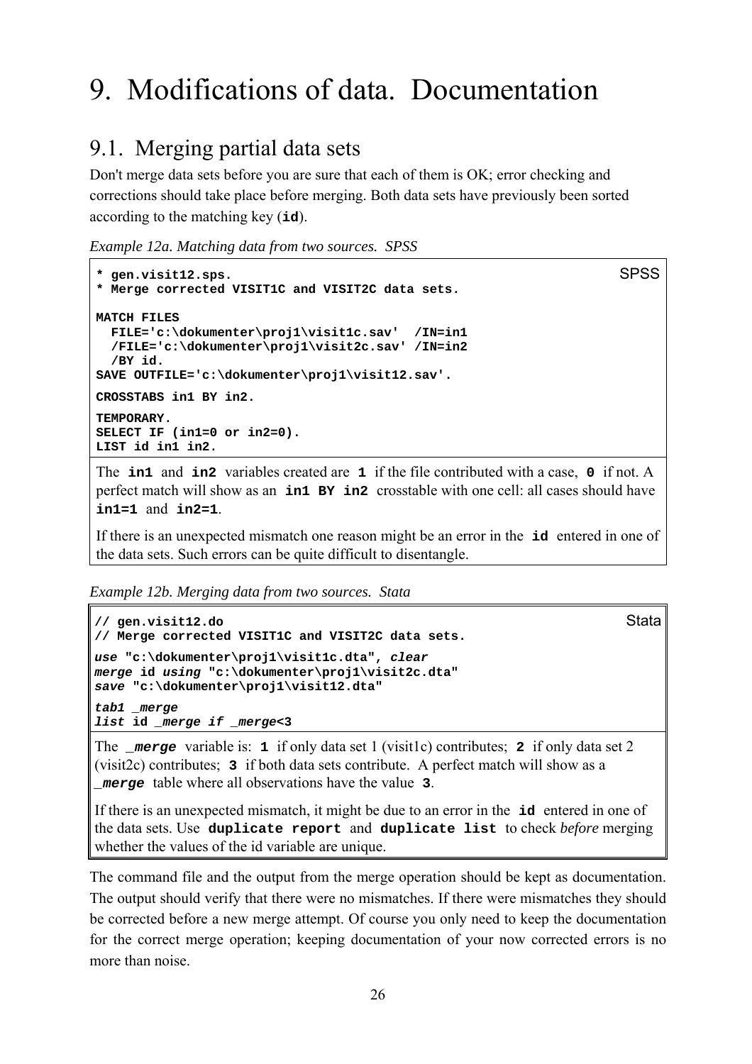# 9. Modifications of data. Documentation

## 9.1. Merging partial data sets

Don't merge data sets before you are sure that each of them is OK; error checking and corrections should take place before merging. Both data sets have previously been sorted according to the matching key (**id**).

*Example 12a. Matching data from two sources. SPSS*

```
* gen.visit12.sps.                                                    SPSS
* Merge corrected VISIT1C and VISIT2C data sets.

MATCH FILES
  FILE='c:\dokumenter\proj1\visit1c.sav'  /IN=in1
  /FILE='c:\dokumenter\proj1\visit2c.sav' /IN=in2
  /BY id.
SAVE OUTFILE='c:\dokumenter\proj1\visit12.sav'.

CROSSTABS in1 BY in2.

TEMPORARY.
SELECT IF (in1=0 or in2=0).
LIST id in1 in2.
```

The **in1** and **in2** variables created are **1** if the file contributed with a case, **0** if not. A perfect match will show as an **in1 BY in2** crosstable with one cell: all cases should have **in1=1** and **in2=1**.

If there is an unexpected mismatch one reason might be an error in the **id** entered in one of the data sets. Such errors can be quite difficult to disentangle.

*Example 12b. Merging data from two sources. Stata*

```
// gen.visit12.do                                                     Stata
// Merge corrected VISIT1C and VISIT2C data sets.

use "c:\dokumenter\proj1\visit1c.dta", clear
merge id using "c:\dokumenter\proj1\visit2c.dta"
save "c:\dokumenter\proj1\visit12.dta"

tab1 _merge
list id _merge if _merge<3
```

The ***_merge*** variable is: **1** if only data set 1 (visit1c) contributes; **2** if only data set 2 (visit2c) contributes; **3** if both data sets contribute. A perfect match will show as a ***_merge*** table where all observations have the value **3**.

If there is an unexpected mismatch, it might be due to an error in the **id** entered in one of the data sets. Use **duplicate report** and **duplicate list** to check *before* merging whether the values of the id variable are unique.

The command file and the output from the merge operation should be kept as documentation. The output should verify that there were no mismatches. If there were mismatches they should be corrected before a new merge attempt. Of course you only need to keep the documentation for the correct merge operation; keeping documentation of your now corrected errors is no more than noise.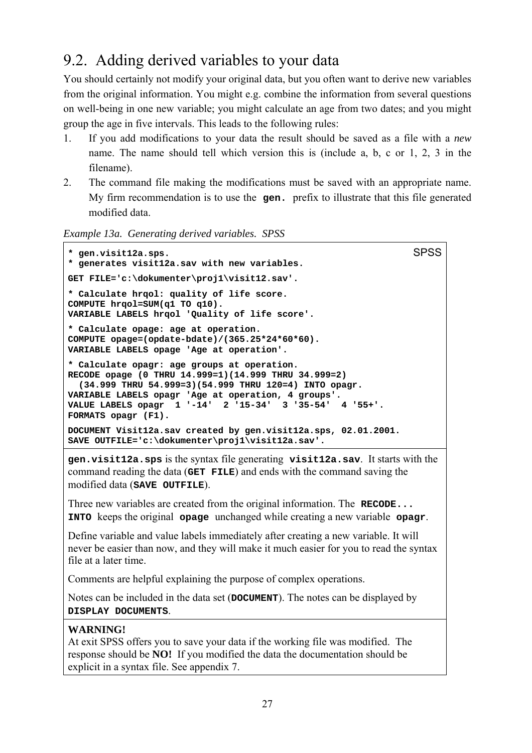## 9.2. Adding derived variables to your data

You should certainly not modify your original data, but you often want to derive new variables from the original information. You might e.g. combine the information from several questions on well-being in one new variable; you might calculate an age from two dates; and you might group the age in five intervals. This leads to the following rules:

1. If you add modifications to your data the result should be saved as a file with a *new* name. The name should tell which version this is (include a, b, c or 1, 2, 3 in the filename).
2. The command file making the modifications must be saved with an appropriate name. My firm recommendation is to use the **gen.** prefix to illustrate that this file generated modified data.

*Example 13a. Generating derived variables. SPSS*

```
* gen.visit12a.sps.                                                    SPSS
* generates visit12a.sav with new variables.

GET FILE='c:\dokumenter\proj1\visit12.sav'.

* Calculate hrqol: quality of life score.
COMPUTE hrqol=SUM(q1 TO q10).
VARIABLE LABELS hrqol 'Quality of life score'.

* Calculate opage: age at operation.
COMPUTE opage=(opdate-bdate)/(365.25*24*60*60).
VARIABLE LABELS opage 'Age at operation'.

* Calculate opagr: age groups at operation.
RECODE opage (0 THRU 14.999=1)(14.999 THRU 34.999=2)
  (34.999 THRU 54.999=3)(54.999 THRU 120=4) INTO opagr.
VARIABLE LABELS opagr 'Age at operation, 4 groups'.
VALUE LABELS opagr  1 '-14'  2 '15-34'  3 '35-54'  4 '55+'.
FORMATS opagr (F1).

DOCUMENT Visit12a.sav created by gen.visit12a.sps, 02.01.2001.
SAVE OUTFILE='c:\dokumenter\proj1\visit12a.sav'.
```

**gen.visit12a.sps** is the syntax file generating **visit12a.sav**. It starts with the command reading the data (**GET FILE**) and ends with the command saving the modified data (**SAVE OUTFILE**).

Three new variables are created from the original information. The **RECODE... INTO** keeps the original **opage** unchanged while creating a new variable **opagr**.

Define variable and value labels immediately after creating a new variable. It will never be easier than now, and they will make it much easier for you to read the syntax file at a later time.

Comments are helpful explaining the purpose of complex operations.

Notes can be included in the data set (**DOCUMENT**). The notes can be displayed by **DISPLAY DOCUMENTS**.

**WARNING!**
At exit SPSS offers you to save your data if the working file was modified. The response should be **NO!** If you modified the data the documentation should be explicit in a syntax file. See appendix 7.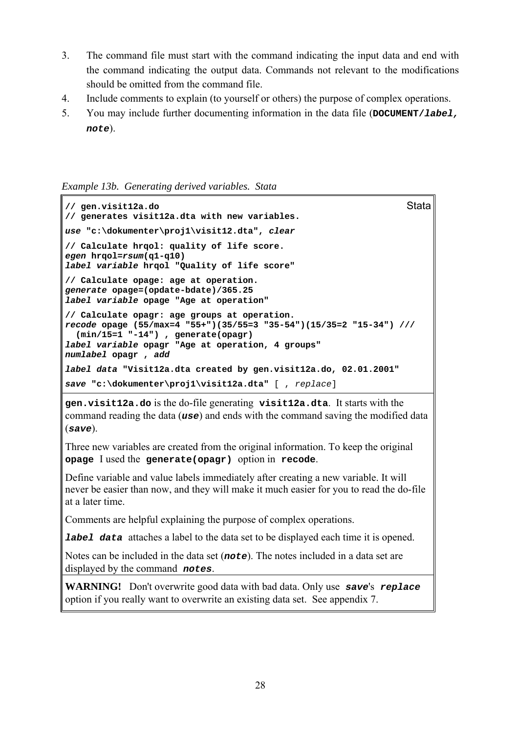3. The command file must start with the command indicating the input data and end with the command indicating the output data. Commands not relevant to the modifications should be omitted from the command file.
4. Include comments to explain (to yourself or others) the purpose of complex operations.
5. You may include further documenting information in the data file (**DOCUMENT/*label, note***).

*Example 13b. Generating derived variables. Stata*

```
// gen.visit12a.do                                                    Stata
// generates visit12a.dta with new variables.
use "c:\dokumenter\proj1\visit12.dta", clear
// Calculate hrqol: quality of life score.
egen hrqol=rsum(q1-q10)
label variable hrqol "Quality of life score"
// Calculate opage: age at operation.
generate opage=(opdate-bdate)/365.25
label variable opage "Age at operation"
// Calculate opagr: age groups at operation.
recode opage (55/max=4 "55+")(35/55=3 "35-54")(15/35=2 "15-34") ///
  (min/15=1 "-14") , generate(opagr)
label variable opagr "Age at operation, 4 groups"
numlabel opagr , add
label data "Visit12a.dta created by gen.visit12a.do, 02.01.2001"
save "c:\dokumenter\proj1\visit12a.dta" [ , replace]
```

**gen.visit12a.do** is the do-file generating **visit12a.dta**. It starts with the command reading the data (***use***) and ends with the command saving the modified data (***save***).

Three new variables are created from the original information. To keep the original **opage** I used the **generate(opagr)** option in **recode**.

Define variable and value labels immediately after creating a new variable. It will never be easier than now, and they will make it much easier for you to read the do-file at a later time.

Comments are helpful explaining the purpose of complex operations.

***label data*** attaches a label to the data set to be displayed each time it is opened.

Notes can be included in the data set (***note***). The notes included in a data set are displayed by the command ***notes***.

**WARNING!** Don't overwrite good data with bad data. Only use ***save***'s ***replace*** option if you really want to overwrite an existing data set. See appendix 7.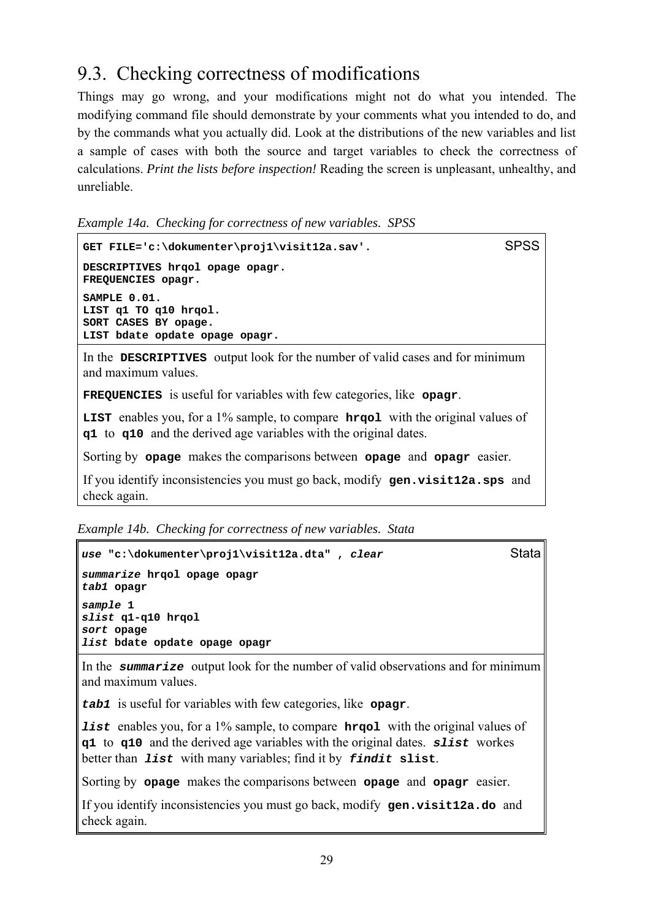## 9.3. Checking correctness of modifications

Things may go wrong, and your modifications might not do what you intended. The modifying command file should demonstrate by your comments what you intended to do, and by the commands what you actually did. Look at the distributions of the new variables and list a sample of cases with both the source and target variables to check the correctness of calculations. *Print the lists before inspection!* Reading the screen is unpleasant, unhealthy, and unreliable.

*Example 14a. Checking for correctness of new variables. SPSS*

```
GET FILE='c:\dokumenter\proj1\visit12a.sav'.                    SPSS

DESCRIPTIVES hrqol opage opagr.
FREQUENCIES opagr.

SAMPLE 0.01.
LIST q1 TO q10 hrqol.
SORT CASES BY opage.
LIST bdate opdate opage opagr.
```

In the **DESCRIPTIVES** output look for the number of valid cases and for minimum and maximum values.

**FREQUENCIES** is useful for variables with few categories, like **opagr**.

**LIST** enables you, for a 1% sample, to compare **hrqol** with the original values of **q1** to **q10** and the derived age variables with the original dates.

Sorting by **opage** makes the comparisons between **opage** and **opagr** easier.

If you identify inconsistencies you must go back, modify **gen.visit12a.sps** and check again.

*Example 14b. Checking for correctness of new variables. Stata*

```
use "c:\dokumenter\proj1\visit12a.dta" , clear                  Stata

summarize hrqol opage opagr
tab1 opagr

sample 1
slist q1-q10 hrqol
sort opage
list bdate opdate opage opagr
```

In the ***summarize*** output look for the number of valid observations and for minimum and maximum values.

***tab1*** is useful for variables with few categories, like **opagr**.

***list*** enables you, for a 1% sample, to compare **hrqol** with the original values of **q1** to **q10** and the derived age variables with the original dates. ***slist*** workes better than ***list*** with many variables; find it by ***findit* slist**.

Sorting by **opage** makes the comparisons between **opage** and **opagr** easier.

If you identify inconsistencies you must go back, modify **gen.visit12a.do** and check again.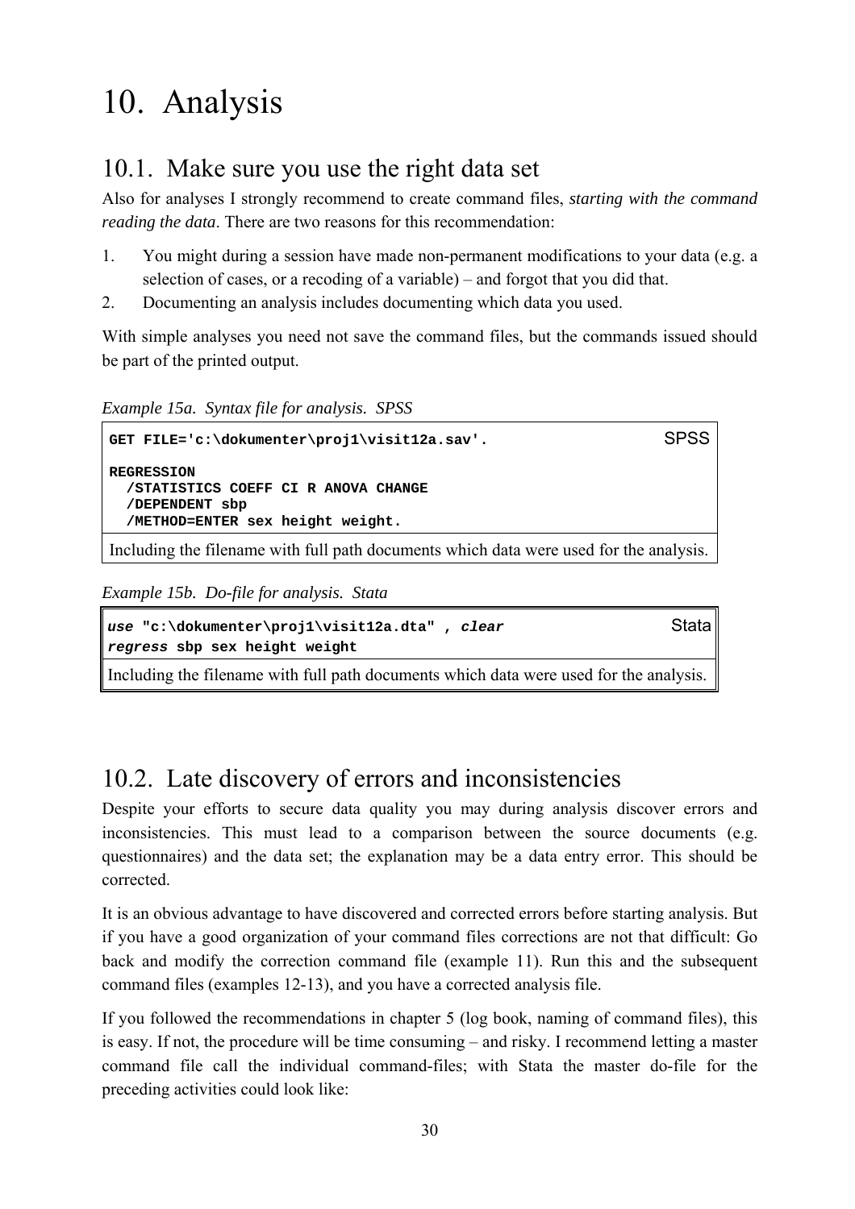# 10. Analysis

## 10.1. Make sure you use the right data set

Also for analyses I strongly recommend to create command files, *starting with the command reading the data*. There are two reasons for this recommendation:

1. You might during a session have made non-permanent modifications to your data (e.g. a selection of cases, or a recoding of a variable) – and forgot that you did that.
2. Documenting an analysis includes documenting which data you used.

With simple analyses you need not save the command files, but the commands issued should be part of the printed output.

*Example 15a. Syntax file for analysis. SPSS*

```
GET FILE='c:\dokumenter\proj1\visit12a.sav'.                    SPSS

REGRESSION
  /STATISTICS COEFF CI R ANOVA CHANGE
  /DEPENDENT sbp
  /METHOD=ENTER sex height weight.
```

Including the filename with full path documents which data were used for the analysis.

*Example 15b. Do-file for analysis. Stata*

```
use "c:\dokumenter\proj1\visit12a.dta" , clear                  Stata
regress sbp sex height weight
```

Including the filename with full path documents which data were used for the analysis.

## 10.2. Late discovery of errors and inconsistencies

Despite your efforts to secure data quality you may during analysis discover errors and inconsistencies. This must lead to a comparison between the source documents (e.g. questionnaires) and the data set; the explanation may be a data entry error. This should be corrected.

It is an obvious advantage to have discovered and corrected errors before starting analysis. But if you have a good organization of your command files corrections are not that difficult: Go back and modify the correction command file (example 11). Run this and the subsequent command files (examples 12-13), and you have a corrected analysis file.

If you followed the recommendations in chapter 5 (log book, naming of command files), this is easy. If not, the procedure will be time consuming – and risky. I recommend letting a master command file call the individual command-files; with Stata the master do-file for the preceding activities could look like: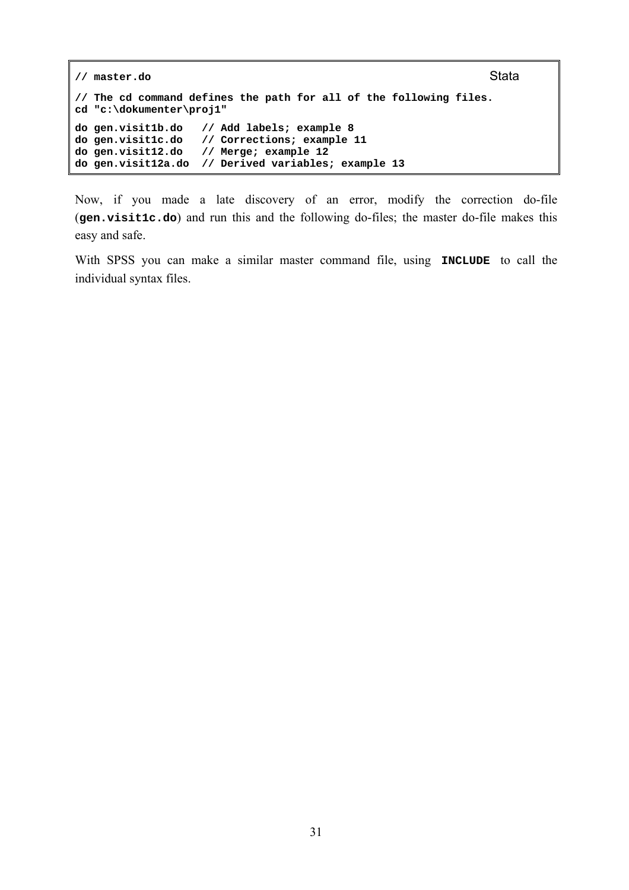```
// master.do                                                        Stata

// The cd command defines the path for all of the following files.
cd "c:\dokumenter\proj1"

do gen.visit1b.do   // Add labels; example 8
do gen.visit1c.do   // Corrections; example 11
do gen.visit12.do   // Merge; example 12
do gen.visit12a.do  // Derived variables; example 13
```

Now, if you made a late discovery of an error, modify the correction do-file (**`gen.visit1c.do`**) and run this and the following do-files; the master do-file makes this easy and safe.

With SPSS you can make a similar master command file, using **`INCLUDE`** to call the individual syntax files.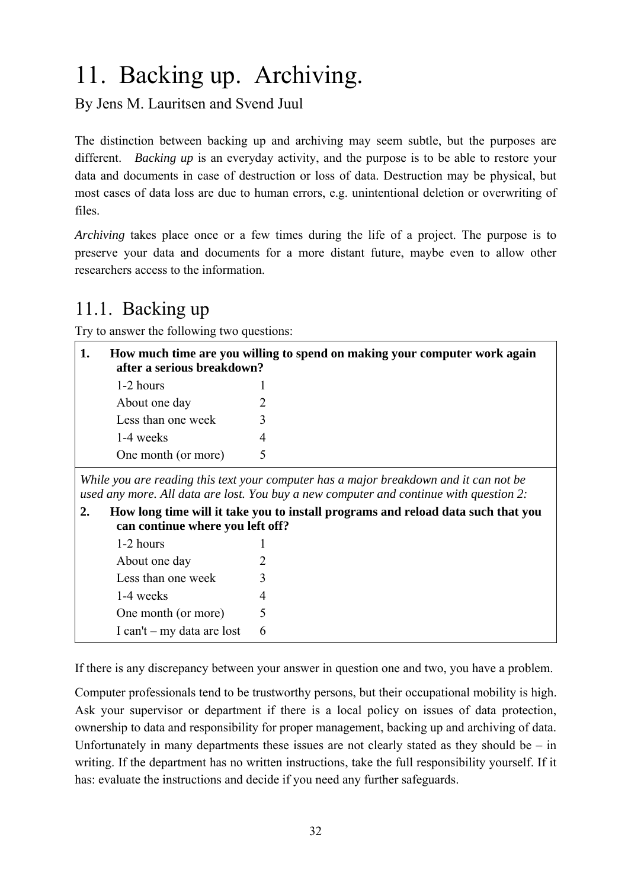# 11. Backing up. Archiving.

By Jens M. Lauritsen and Svend Juul

The distinction between backing up and archiving may seem subtle, but the purposes are different. *Backing up* is an everyday activity, and the purpose is to be able to restore your data and documents in case of destruction or loss of data. Destruction may be physical, but most cases of data loss are due to human errors, e.g. unintentional deletion or overwriting of files.

*Archiving* takes place once or a few times during the life of a project. The purpose is to preserve your data and documents for a more distant future, maybe even to allow other researchers access to the information.

## 11.1. Backing up

Try to answer the following two questions:

**1. How much time are you willing to spend on making your computer work again after a serious breakdown?**

| | |
|---|---|
| 1-2 hours | 1 |
| About one day | 2 |
| Less than one week | 3 |
| 1-4 weeks | 4 |
| One month (or more) | 5 |

*While you are reading this text your computer has a major breakdown and it can not be used any more. All data are lost. You buy a new computer and continue with question 2:*

**2. How long time will it take you to install programs and reload data such that you can continue where you left off?**

| | |
|---|---|
| 1-2 hours | 1 |
| About one day | 2 |
| Less than one week | 3 |
| 1-4 weeks | 4 |
| One month (or more) | 5 |
| I can't – my data are lost | 6 |

If there is any discrepancy between your answer in question one and two, you have a problem.

Computer professionals tend to be trustworthy persons, but their occupational mobility is high. Ask your supervisor or department if there is a local policy on issues of data protection, ownership to data and responsibility for proper management, backing up and archiving of data. Unfortunately in many departments these issues are not clearly stated as they should be – in writing. If the department has no written instructions, take the full responsibility yourself. If it has: evaluate the instructions and decide if you need any further safeguards.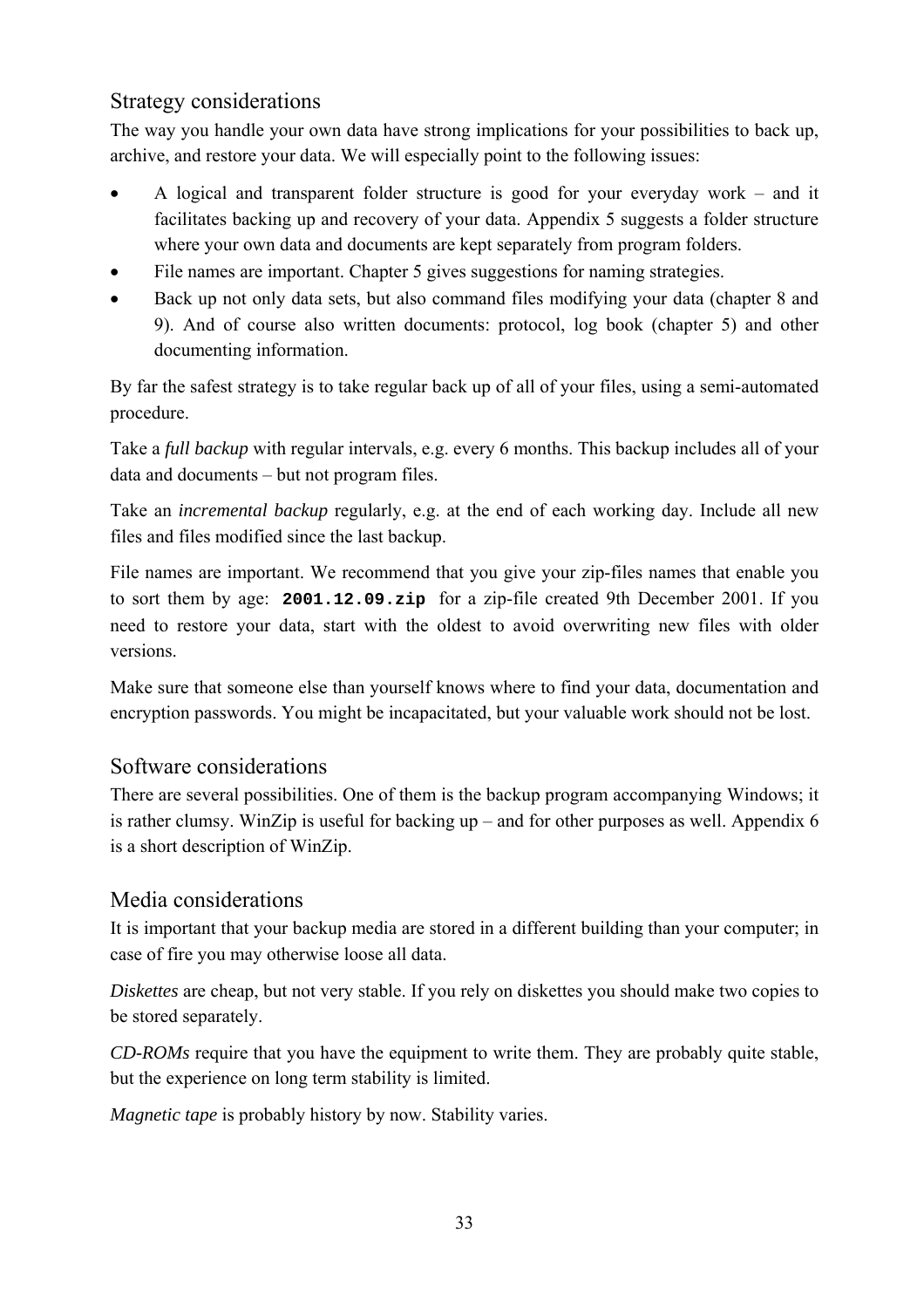## Strategy considerations

The way you handle your own data have strong implications for your possibilities to back up, archive, and restore your data. We will especially point to the following issues:

- A logical and transparent folder structure is good for your everyday work – and it facilitates backing up and recovery of your data. Appendix 5 suggests a folder structure where your own data and documents are kept separately from program folders.
- File names are important. Chapter 5 gives suggestions for naming strategies.
- Back up not only data sets, but also command files modifying your data (chapter 8 and 9). And of course also written documents: protocol, log book (chapter 5) and other documenting information.

By far the safest strategy is to take regular back up of all of your files, using a semi-automated procedure.

Take a *full backup* with regular intervals, e.g. every 6 months. This backup includes all of your data and documents – but not program files.

Take an *incremental backup* regularly, e.g. at the end of each working day. Include all new files and files modified since the last backup.

File names are important. We recommend that you give your zip-files names that enable you to sort them by age: **`2001.12.09.zip`** for a zip-file created 9th December 2001. If you need to restore your data, start with the oldest to avoid overwriting new files with older versions.

Make sure that someone else than yourself knows where to find your data, documentation and encryption passwords. You might be incapacitated, but your valuable work should not be lost.

## Software considerations

There are several possibilities. One of them is the backup program accompanying Windows; it is rather clumsy. WinZip is useful for backing up – and for other purposes as well. Appendix 6 is a short description of WinZip.

## Media considerations

It is important that your backup media are stored in a different building than your computer; in case of fire you may otherwise loose all data.

*Diskettes* are cheap, but not very stable. If you rely on diskettes you should make two copies to be stored separately.

*CD-ROMs* require that you have the equipment to write them. They are probably quite stable, but the experience on long term stability is limited.

*Magnetic tape* is probably history by now. Stability varies.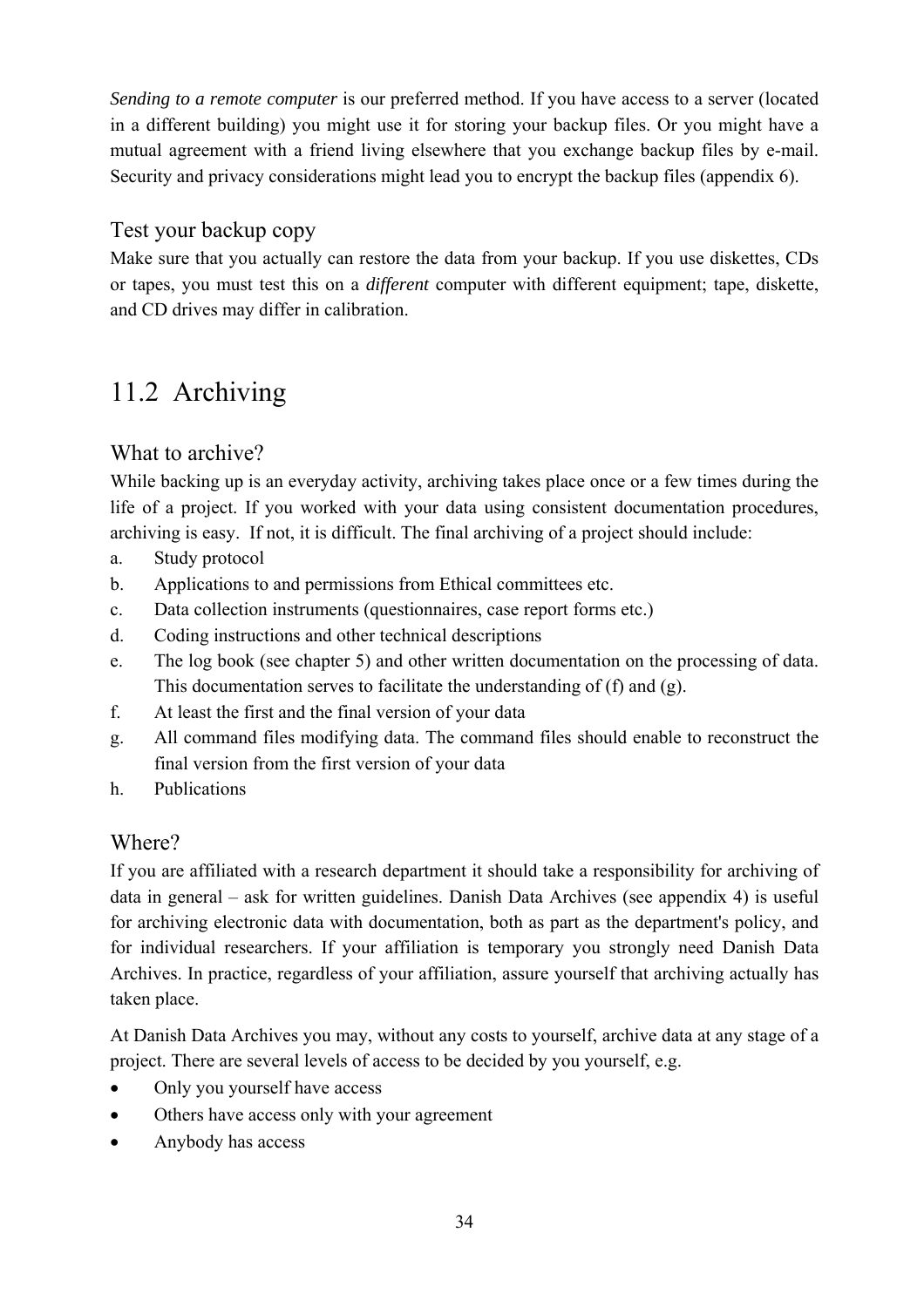*Sending to a remote computer* is our preferred method. If you have access to a server (located in a different building) you might use it for storing your backup files. Or you might have a mutual agreement with a friend living elsewhere that you exchange backup files by e-mail. Security and privacy considerations might lead you to encrypt the backup files (appendix 6).

### Test your backup copy

Make sure that you actually can restore the data from your backup. If you use diskettes, CDs or tapes, you must test this on a *different* computer with different equipment; tape, diskette, and CD drives may differ in calibration.

## 11.2 Archiving

### What to archive?

While backing up is an everyday activity, archiving takes place once or a few times during the life of a project. If you worked with your data using consistent documentation procedures, archiving is easy. If not, it is difficult. The final archiving of a project should include:

a. Study protocol
b. Applications to and permissions from Ethical committees etc.
c. Data collection instruments (questionnaires, case report forms etc.)
d. Coding instructions and other technical descriptions
e. The log book (see chapter 5) and other written documentation on the processing of data. This documentation serves to facilitate the understanding of (f) and (g).
f. At least the first and the final version of your data
g. All command files modifying data. The command files should enable to reconstruct the final version from the first version of your data
h. Publications

### Where?

If you are affiliated with a research department it should take a responsibility for archiving of data in general – ask for written guidelines. Danish Data Archives (see appendix 4) is useful for archiving electronic data with documentation, both as part as the department's policy, and for individual researchers. If your affiliation is temporary you strongly need Danish Data Archives. In practice, regardless of your affiliation, assure yourself that archiving actually has taken place.

At Danish Data Archives you may, without any costs to yourself, archive data at any stage of a project. There are several levels of access to be decided by you yourself, e.g.

- Only you yourself have access
- Others have access only with your agreement
- Anybody has access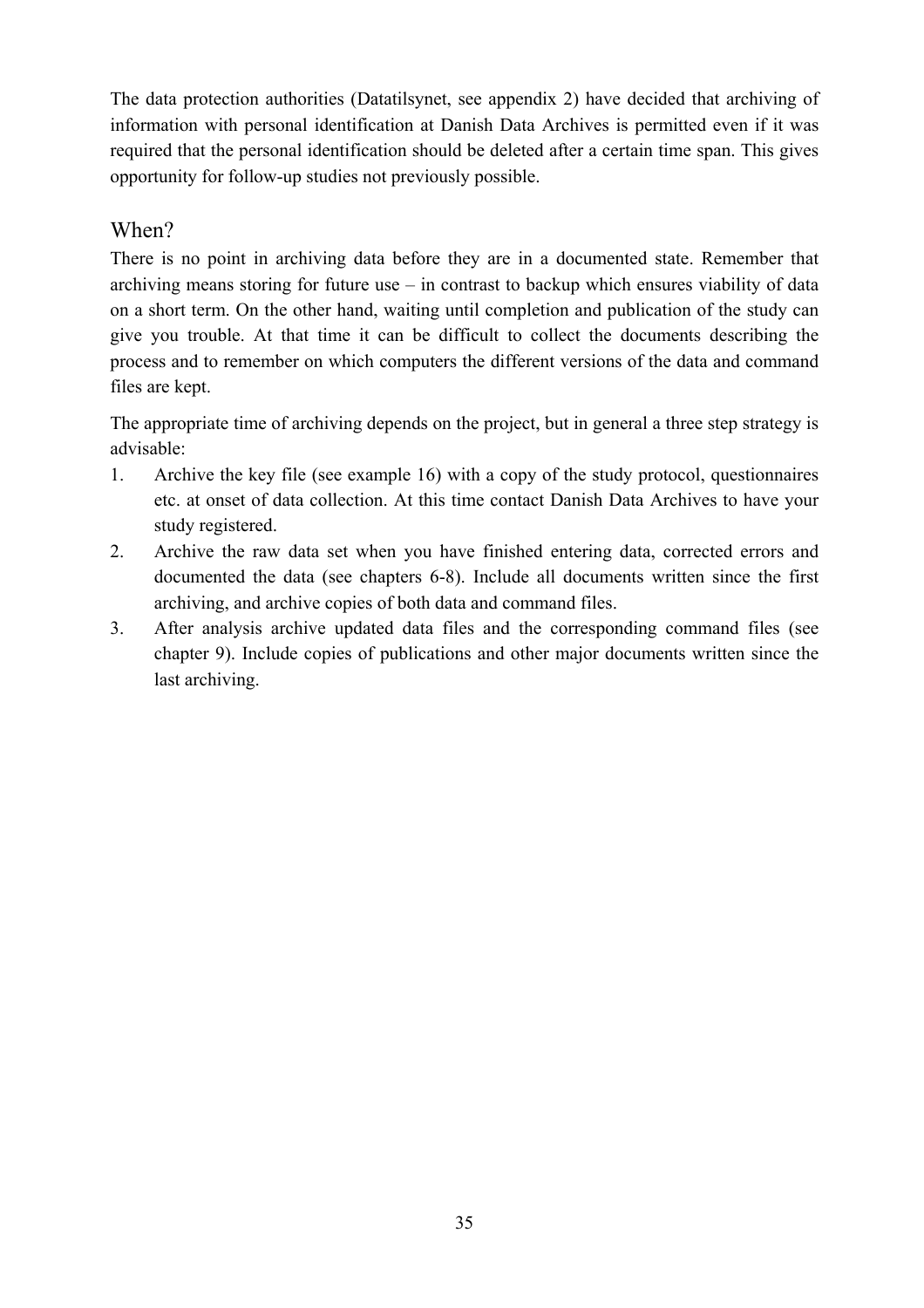The data protection authorities (Datatilsynet, see appendix 2) have decided that archiving of information with personal identification at Danish Data Archives is permitted even if it was required that the personal identification should be deleted after a certain time span. This gives opportunity for follow-up studies not previously possible.

## When?

There is no point in archiving data before they are in a documented state. Remember that archiving means storing for future use – in contrast to backup which ensures viability of data on a short term. On the other hand, waiting until completion and publication of the study can give you trouble. At that time it can be difficult to collect the documents describing the process and to remember on which computers the different versions of the data and command files are kept.

The appropriate time of archiving depends on the project, but in general a three step strategy is advisable:

1. Archive the key file (see example 16) with a copy of the study protocol, questionnaires etc. at onset of data collection. At this time contact Danish Data Archives to have your study registered.
2. Archive the raw data set when you have finished entering data, corrected errors and documented the data (see chapters 6-8). Include all documents written since the first archiving, and archive copies of both data and command files.
3. After analysis archive updated data files and the corresponding command files (see chapter 9). Include copies of publications and other major documents written since the last archiving.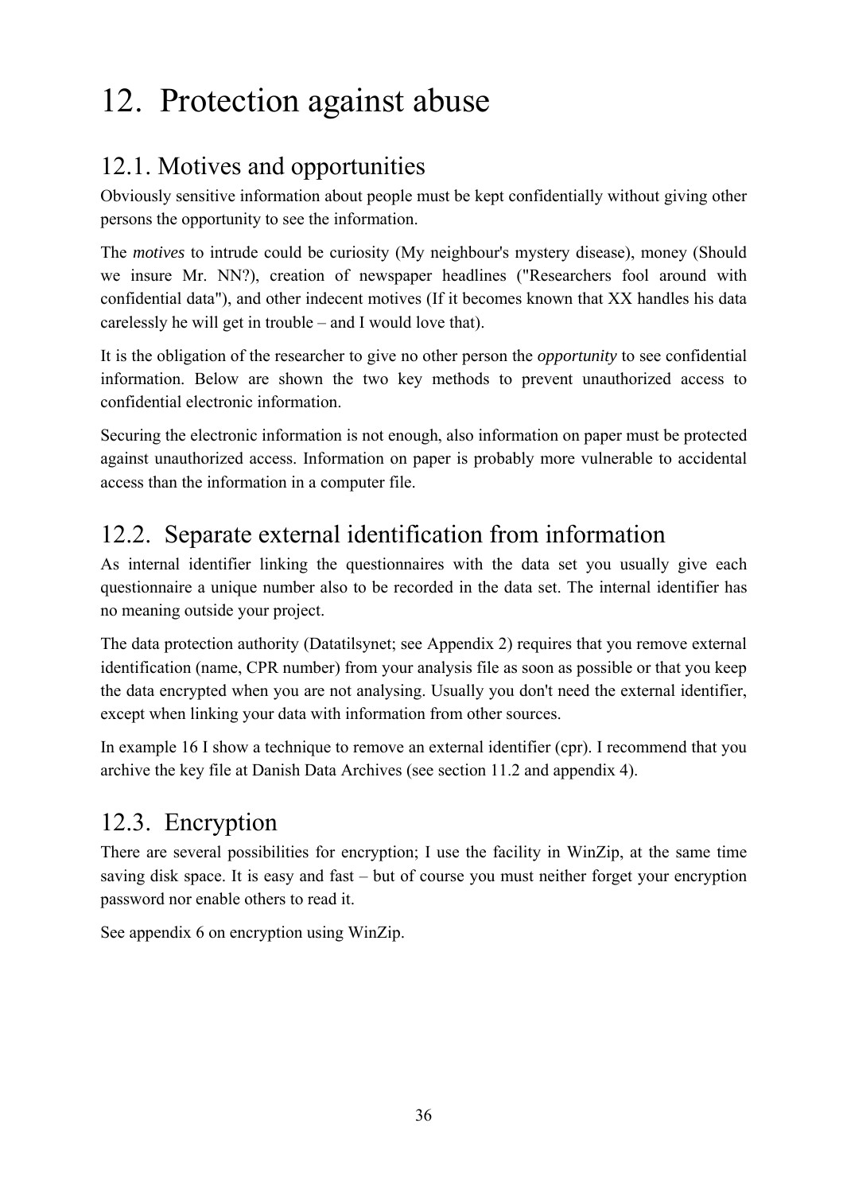# 12. Protection against abuse

## 12.1. Motives and opportunities

Obviously sensitive information about people must be kept confidentially without giving other persons the opportunity to see the information.

The *motives* to intrude could be curiosity (My neighbour's mystery disease), money (Should we insure Mr. NN?), creation of newspaper headlines ("Researchers fool around with confidential data"), and other indecent motives (If it becomes known that XX handles his data carelessly he will get in trouble – and I would love that).

It is the obligation of the researcher to give no other person the *opportunity* to see confidential information. Below are shown the two key methods to prevent unauthorized access to confidential electronic information.

Securing the electronic information is not enough, also information on paper must be protected against unauthorized access. Information on paper is probably more vulnerable to accidental access than the information in a computer file.

## 12.2. Separate external identification from information

As internal identifier linking the questionnaires with the data set you usually give each questionnaire a unique number also to be recorded in the data set. The internal identifier has no meaning outside your project.

The data protection authority (Datatilsynet; see Appendix 2) requires that you remove external identification (name, CPR number) from your analysis file as soon as possible or that you keep the data encrypted when you are not analysing. Usually you don't need the external identifier, except when linking your data with information from other sources.

In example 16 I show a technique to remove an external identifier (cpr). I recommend that you archive the key file at Danish Data Archives (see section 11.2 and appendix 4).

## 12.3. Encryption

There are several possibilities for encryption; I use the facility in WinZip, at the same time saving disk space. It is easy and fast – but of course you must neither forget your encryption password nor enable others to read it.

See appendix 6 on encryption using WinZip.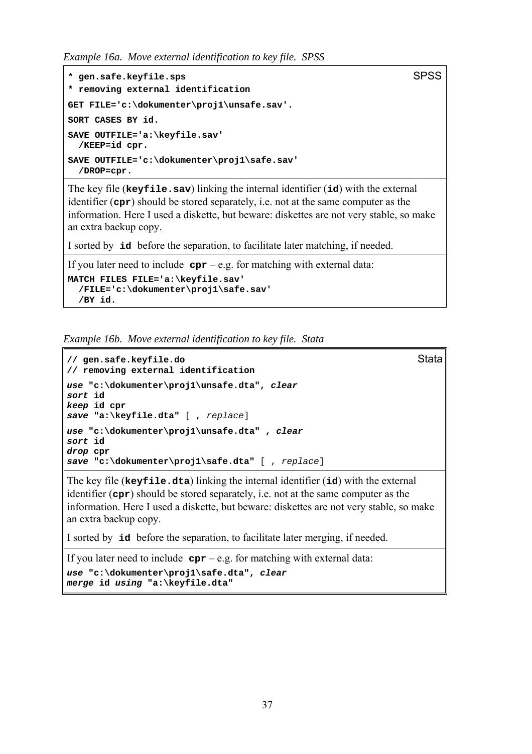*Example 16a. Move external identification to key file. SPSS*

```
* gen.safe.keyfile.sps                                                SPSS
* removing external identification
GET FILE='c:\dokumenter\proj1\unsafe.sav'.
SORT CASES BY id.
SAVE OUTFILE='a:\keyfile.sav'
  /KEEP=id cpr.
SAVE OUTFILE='c:\dokumenter\proj1\safe.sav'
  /DROP=cpr.
```

The key file (**keyfile.sav**) linking the internal identifier (**id**) with the external identifier (**cpr**) should be stored separately, i.e. not at the same computer as the information. Here I used a diskette, but beware: diskettes are not very stable, so make an extra backup copy.

I sorted by **id** before the separation, to facilitate later matching, if needed.

If you later need to include **cpr** – e.g. for matching with external data:

```
MATCH FILES FILE='a:\keyfile.sav'
  /FILE='c:\dokumenter\proj1\safe.sav'
  /BY id.
```

*Example 16b. Move external identification to key file. Stata*

```
// gen.safe.keyfile.do                                                Stata
// removing external identification
use "c:\dokumenter\proj1\unsafe.dta", clear
sort id
keep id cpr
save "a:\keyfile.dta" [ , replace]
use "c:\dokumenter\proj1\unsafe.dta" , clear
sort id
drop cpr
save "c:\dokumenter\proj1\safe.dta" [ , replace]
```

The key file (**keyfile.dta**) linking the internal identifier (**id**) with the external identifier (**cpr**) should be stored separately, i.e. not at the same computer as the information. Here I used a diskette, but beware: diskettes are not very stable, so make an extra backup copy.

I sorted by **id** before the separation, to facilitate later merging, if needed.

If you later need to include **cpr** – e.g. for matching with external data:

```
use "c:\dokumenter\proj1\safe.dta", clear
merge id using "a:\keyfile.dta"
```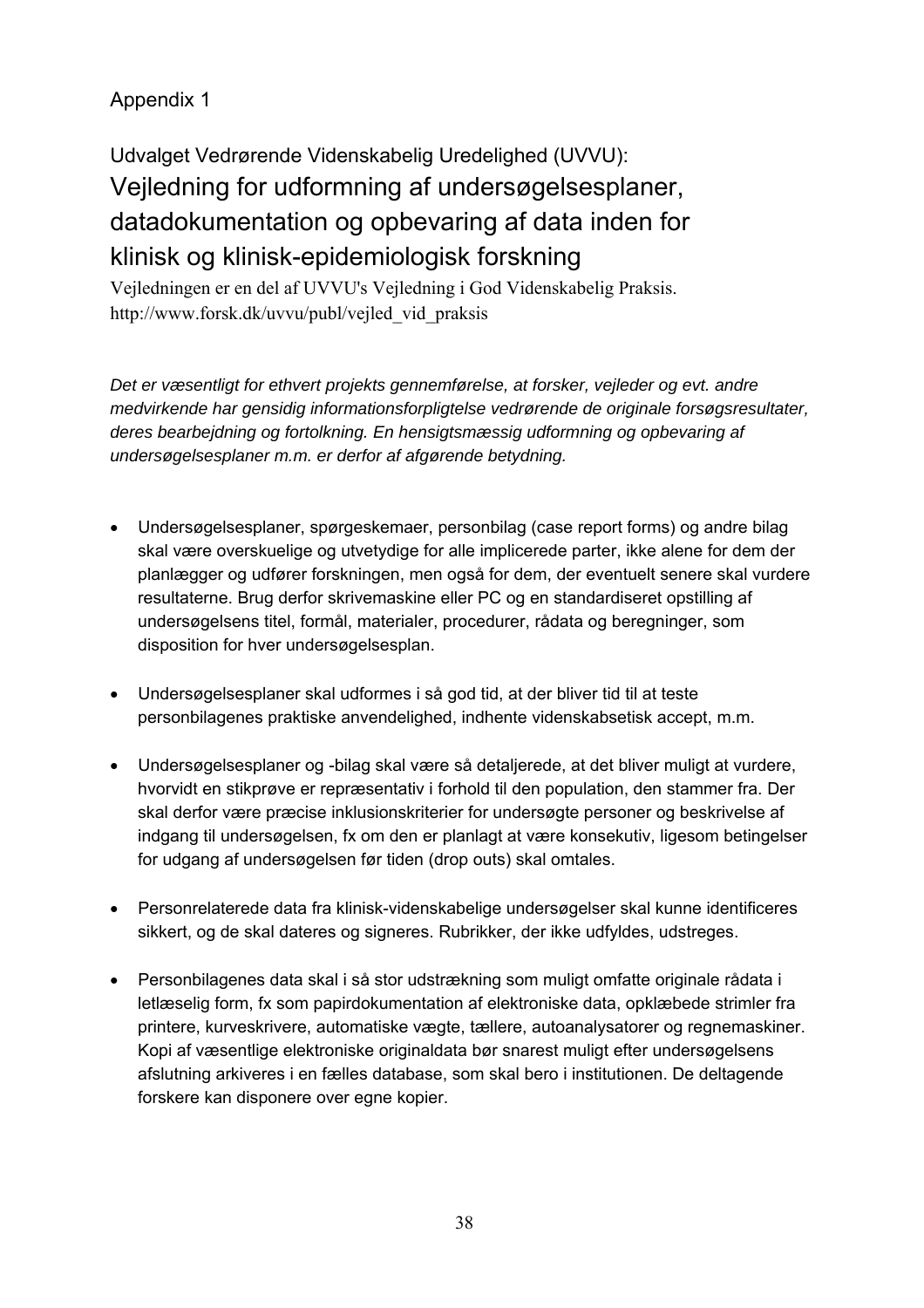Appendix 1

## Udvalget Vedrørende Videnskabelig Uredelighed (UVVU):

# Vejledning for udformning af undersøgelsesplaner, datadokumentation og opbevaring af data inden for klinisk og klinisk-epidemiologisk forskning

Vejledningen er en del af UVVU's Vejledning i God Videnskabelig Praksis.
http://www.forsk.dk/uvvu/publ/vejled_vid_praksis

*Det er væsentligt for ethvert projekts gennemførelse, at forsker, vejleder og evt. andre medvirkende har gensidig informationsforpligtelse vedrørende de originale forsøgsresultater, deres bearbejdning og fortolkning. En hensigtsmæssig udformning og opbevaring af undersøgelsesplaner m.m. er derfor af afgørende betydning.*

- Undersøgelsesplaner, spørgeskemaer, personbilag (case report forms) og andre bilag skal være overskuelige og utvetydige for alle implicerede parter, ikke alene for dem der planlægger og udfører forskningen, men også for dem, der eventuelt senere skal vurdere resultaterne. Brug derfor skrivemaskine eller PC og en standardiseret opstilling af undersøgelsens titel, formål, materialer, procedurer, rådata og beregninger, som disposition for hver undersøgelsesplan.

- Undersøgelsesplaner skal udformes i så god tid, at der bliver tid til at teste personbilagenes praktiske anvendelighed, indhente videnskabsetisk accept, m.m.

- Undersøgelsesplaner og -bilag skal være så detaljerede, at det bliver muligt at vurdere, hvorvidt en stikprøve er repræsentativ i forhold til den population, den stammer fra. Der skal derfor være præcise inklusionskriterier for undersøgte personer og beskrivelse af indgang til undersøgelsen, fx om den er planlagt at være konsekutiv, ligesom betingelser for udgang af undersøgelsen før tiden (drop outs) skal omtales.

- Personrelaterede data fra klinisk-videnskabelige undersøgelser skal kunne identificeres sikkert, og de skal dateres og signeres. Rubrikker, der ikke udfyldes, udstreges.

- Personbilagenes data skal i så stor udstrækning som muligt omfatte originale rådata i letlæselig form, fx som papirdokumentation af elektroniske data, opklæbede strimler fra printere, kurveskrivere, automatiske vægte, tællere, autoanalysatorer og regnemaskiner. Kopi af væsentlige elektroniske originaldata bør snarest muligt efter undersøgelsens afslutning arkiveres i en fælles database, som skal bero i institutionen. De deltagende forskere kan disponere over egne kopier.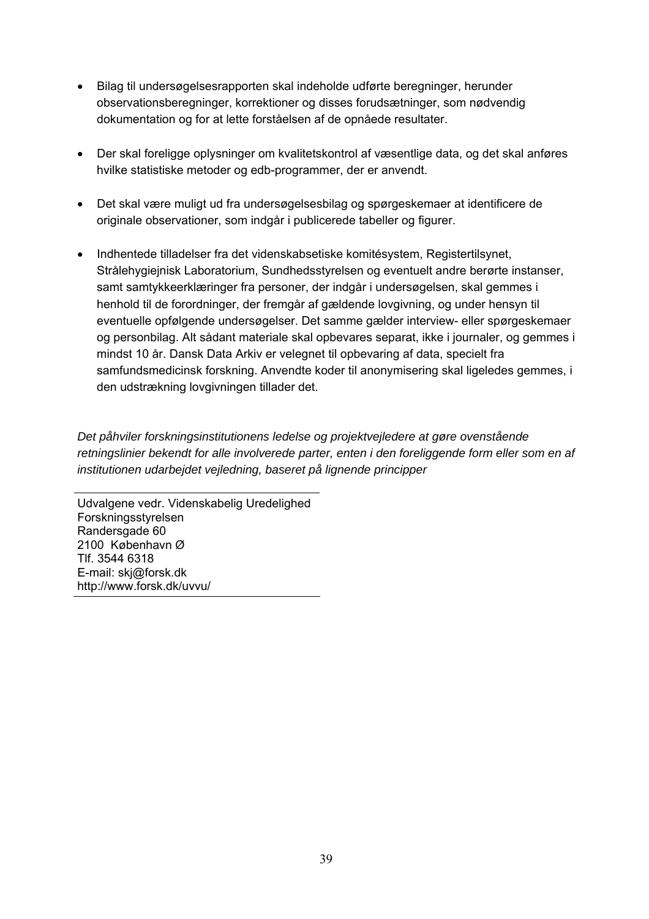- Bilag til undersøgelsesrapporten skal indeholde udførte beregninger, herunder observationsberegninger, korrektioner og disses forudsætninger, som nødvendig dokumentation og for at lette forståelsen af de opnåede resultater.

- Der skal foreligge oplysninger om kvalitetskontrol af væsentlige data, og det skal anføres hvilke statistiske metoder og edb-programmer, der er anvendt.

- Det skal være muligt ud fra undersøgelsesbilag og spørgeskemaer at identificere de originale observationer, som indgår i publicerede tabeller og figurer.

- Indhentede tilladelser fra det videnskabsetiske komitésystem, Registertilsynet, Strålehygiejnisk Laboratorium, Sundhedsstyrelsen og eventuelt andre berørte instanser, samt samtykkeerklæringer fra personer, der indgår i undersøgelsen, skal gemmes i henhold til de forordninger, der fremgår af gældende lovgivning, og under hensyn til eventuelle opfølgende undersøgelser. Det samme gælder interview- eller spørgeskemaer og personbilag. Alt sådant materiale skal opbevares separat, ikke i journaler, og gemmes i mindst 10 år. Dansk Data Arkiv er velegnet til opbevaring af data, specielt fra samfundsmedicinsk forskning. Anvendte koder til anonymisering skal ligeledes gemmes, i den udstrækning lovgivningen tillader det.

*Det påhviler forskningsinstitutionens ledelse og projektvejledere at gøre ovenstående retningslinier bekendt for alle involverede parter, enten i den foreliggende form eller som en af institutionen udarbejdet vejledning, baseret på lignende principper*

---

Udvalgene vedr. Videnskabelig Uredelighed
Forskningsstyrelsen
Randersgade 60
2100 København Ø
Tlf. 3544 6318
E-mail: skj@forsk.dk
http://www.forsk.dk/uvvu/

---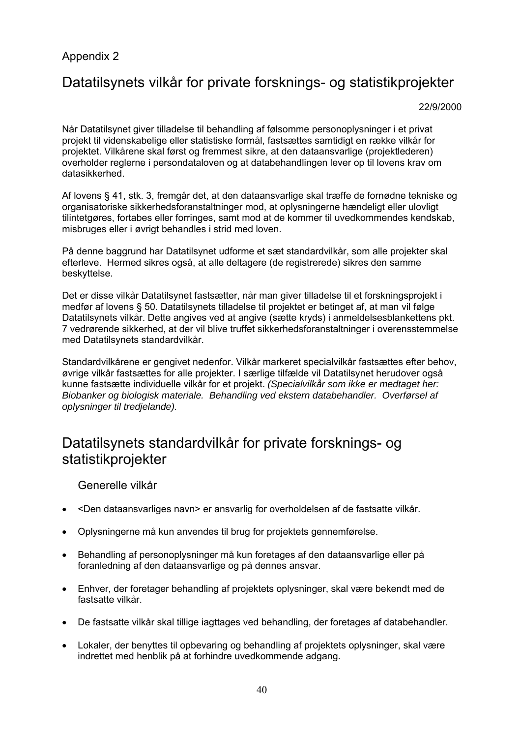Appendix 2

# Datatilsynets vilkår for private forsknings- og statistikprojekter

22/9/2000

Når Datatilsynet giver tilladelse til behandling af følsomme personoplysninger i et privat projekt til videnskabelige eller statistiske formål, fastsættes samtidigt en række vilkår for projektet. Vilkårene skal først og fremmest sikre, at den dataansvarlige (projektlederen) overholder reglerne i persondataloven og at databehandlingen lever op til lovens krav om datasikkerhed.

Af lovens § 41, stk. 3, fremgår det, at den dataansvarlige skal træffe de fornødne tekniske og organisatoriske sikkerhedsforanstaltninger mod, at oplysningerne hændeligt eller ulovligt tilintetgøres, fortabes eller forringes, samt mod at de kommer til uvedkommendes kendskab, misbruges eller i øvrigt behandles i strid med loven.

På denne baggrund har Datatilsynet udforme et sæt standardvilkår, som alle projekter skal efterleve. Hermed sikres også, at alle deltagere (de registrerede) sikres den samme beskyttelse.

Det er disse vilkår Datatilsynet fastsætter, når man giver tilladelse til et forskningsprojekt i medfør af lovens § 50. Datatilsynets tilladelse til projektet er betinget af, at man vil følge Datatilsynets vilkår. Dette angives ved at angive (sætte kryds) i anmeldelsesblankettens pkt. 7 vedrørende sikkerhed, at der vil blive truffet sikkerhedsforanstaltninger i overensstemmelse med Datatilsynets standardvilkår.

Standardvilkårene er gengivet nedenfor. Vilkår markeret specialvilkår fastsættes efter behov, øvrige vilkår fastsættes for alle projekter. I særlige tilfælde vil Datatilsynet herudover også kunne fastsætte individuelle vilkår for et projekt. *(Specialvilkår som ikke er medtaget her: Biobanker og biologisk materiale. Behandling ved ekstern databehandler. Overførsel af oplysninger til tredjelande).*

# Datatilsynets standardvilkår for private forsknings- og statistikprojekter

## Generelle vilkår

- <Den dataansvarliges navn> er ansvarlig for overholdelsen af de fastsatte vilkår.
- Oplysningerne må kun anvendes til brug for projektets gennemførelse.
- Behandling af personoplysninger må kun foretages af den dataansvarlige eller på foranledning af den dataansvarlige og på dennes ansvar.
- Enhver, der foretager behandling af projektets oplysninger, skal være bekendt med de fastsatte vilkår.
- De fastsatte vilkår skal tillige iagttages ved behandling, der foretages af databehandler.
- Lokaler, der benyttes til opbevaring og behandling af projektets oplysninger, skal være indrettet med henblik på at forhindre uvedkommende adgang.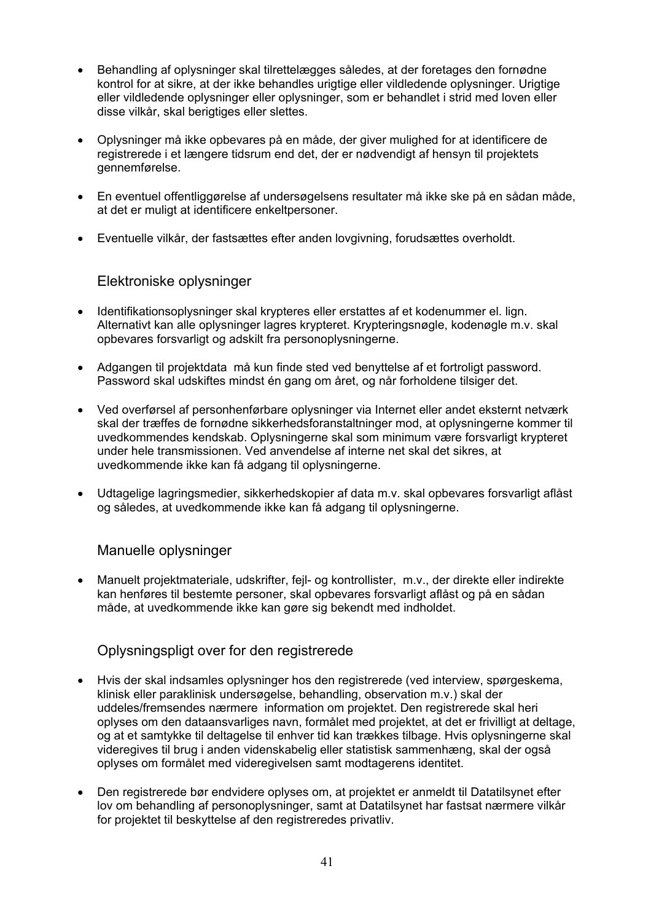- Behandling af oplysninger skal tilrettelægges således, at der foretages den fornødne kontrol for at sikre, at der ikke behandles urigtige eller vildledende oplysninger. Urigtige eller vildledende oplysninger eller oplysninger, som er behandlet i strid med loven eller disse vilkår, skal berigtiges eller slettes.

- Oplysninger må ikke opbevares på en måde, der giver mulighed for at identificere de registrerede i et længere tidsrum end det, der er nødvendigt af hensyn til projektets gennemførelse.

- En eventuel offentliggørelse af undersøgelsens resultater må ikke ske på en sådan måde, at det er muligt at identificere enkeltpersoner.

- Eventuelle vilkår, der fastsættes efter anden lovgivning, forudsættes overholdt.

### Elektroniske oplysninger

- Identifikationsoplysninger skal krypteres eller erstattes af et kodenummer el. lign. Alternativt kan alle oplysninger lagres krypteret. Krypteringsnøgle, kodenøgle m.v. skal opbevares forsvarligt og adskilt fra personoplysningerne.

- Adgangen til projektdata må kun finde sted ved benyttelse af et fortroligt password. Password skal udskiftes mindst én gang om året, og når forholdene tilsiger det.

- Ved overførsel af personhenførbare oplysninger via Internet eller andet eksternt netværk skal der træffes de fornødne sikkerhedsforanstaltninger mod, at oplysningerne kommer til uvedkommendes kendskab. Oplysningerne skal som minimum være forsvarligt krypteret under hele transmissionen. Ved anvendelse af interne net skal det sikres, at uvedkommende ikke kan få adgang til oplysningerne.

- Udtagelige lagringsmedier, sikkerhedskopier af data m.v. skal opbevares forsvarligt aflåst og således, at uvedkommende ikke kan få adgang til oplysningerne.

### Manuelle oplysninger

- Manuelt projektmateriale, udskrifter, fejl- og kontrollister, m.v., der direkte eller indirekte kan henføres til bestemte personer, skal opbevares forsvarligt aflåst og på en sådan måde, at uvedkommende ikke kan gøre sig bekendt med indholdet.

### Oplysningspligt over for den registrerede

- Hvis der skal indsamles oplysninger hos den registrerede (ved interview, spørgeskema, klinisk eller paraklinisk undersøgelse, behandling, observation m.v.) skal der uddeles/fremsendes nærmere information om projektet. Den registrerede skal heri oplyses om den dataansvarliges navn, formålet med projektet, at det er frivilligt at deltage, og at et samtykke til deltagelse til enhver tid kan trækkes tilbage. Hvis oplysningerne skal videregives til brug i anden videnskabelig eller statistisk sammenhæng, skal der også oplyses om formålet med videregivelsen samt modtagerens identitet.

- Den registrerede bør endvidere oplyses om, at projektet er anmeldt til Datatilsynet efter lov om behandling af personoplysninger, samt at Datatilsynet har fastsat nærmere vilkår for projektet til beskyttelse af den registreredes privatliv.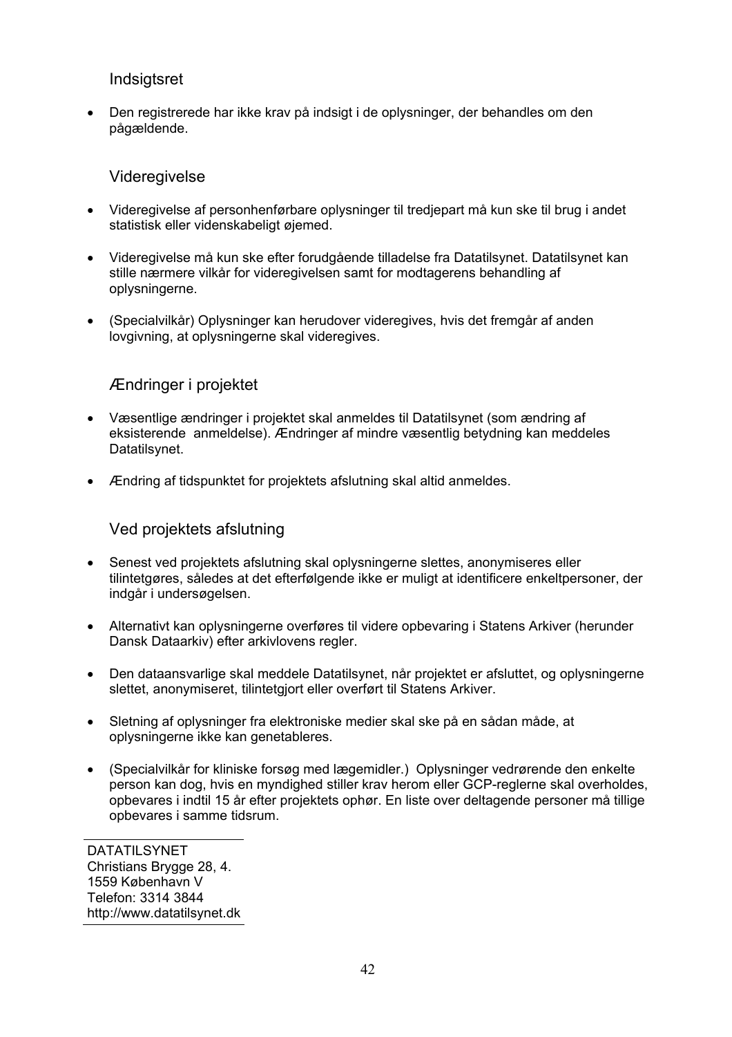### Indsigtsret

- Den registrerede har ikke krav på indsigt i de oplysninger, der behandles om den pågældende.

### Videregivelse

- Videregivelse af personhenførbare oplysninger til tredjepart må kun ske til brug i andet statistisk eller videnskabeligt øjemed.
- Videregivelse må kun ske efter forudgående tilladelse fra Datatilsynet. Datatilsynet kan stille nærmere vilkår for videregivelsen samt for modtagerens behandling af oplysningerne.
- (Specialvilkår) Oplysninger kan herudover videregives, hvis det fremgår af anden lovgivning, at oplysningerne skal videregives.

### Ændringer i projektet

- Væsentlige ændringer i projektet skal anmeldes til Datatilsynet (som ændring af eksisterende anmeldelse). Ændringer af mindre væsentlig betydning kan meddeles Datatilsynet.
- Ændring af tidspunktet for projektets afslutning skal altid anmeldes.

### Ved projektets afslutning

- Senest ved projektets afslutning skal oplysningerne slettes, anonymiseres eller tilintetgøres, således at det efterfølgende ikke er muligt at identificere enkeltpersoner, der indgår i undersøgelsen.
- Alternativt kan oplysningerne overføres til videre opbevaring i Statens Arkiver (herunder Dansk Dataarkiv) efter arkivlovens regler.
- Den dataansvarlige skal meddele Datatilsynet, når projektet er afsluttet, og oplysningerne slettet, anonymiseret, tilintetgjort eller overført til Statens Arkiver.
- Sletning af oplysninger fra elektroniske medier skal ske på en sådan måde, at oplysningerne ikke kan genetableres.
- (Specialvilkår for kliniske forsøg med lægemidler.) Oplysninger vedrørende den enkelte person kan dog, hvis en myndighed stiller krav herom eller GCP-reglerne skal overholdes, opbevares i indtil 15 år efter projektets ophør. En liste over deltagende personer må tillige opbevares i samme tidsrum.

---

DATATILSYNET
Christians Brygge 28, 4.
1559 København V
Telefon: 3314 3844
http://www.datatilsynet.dk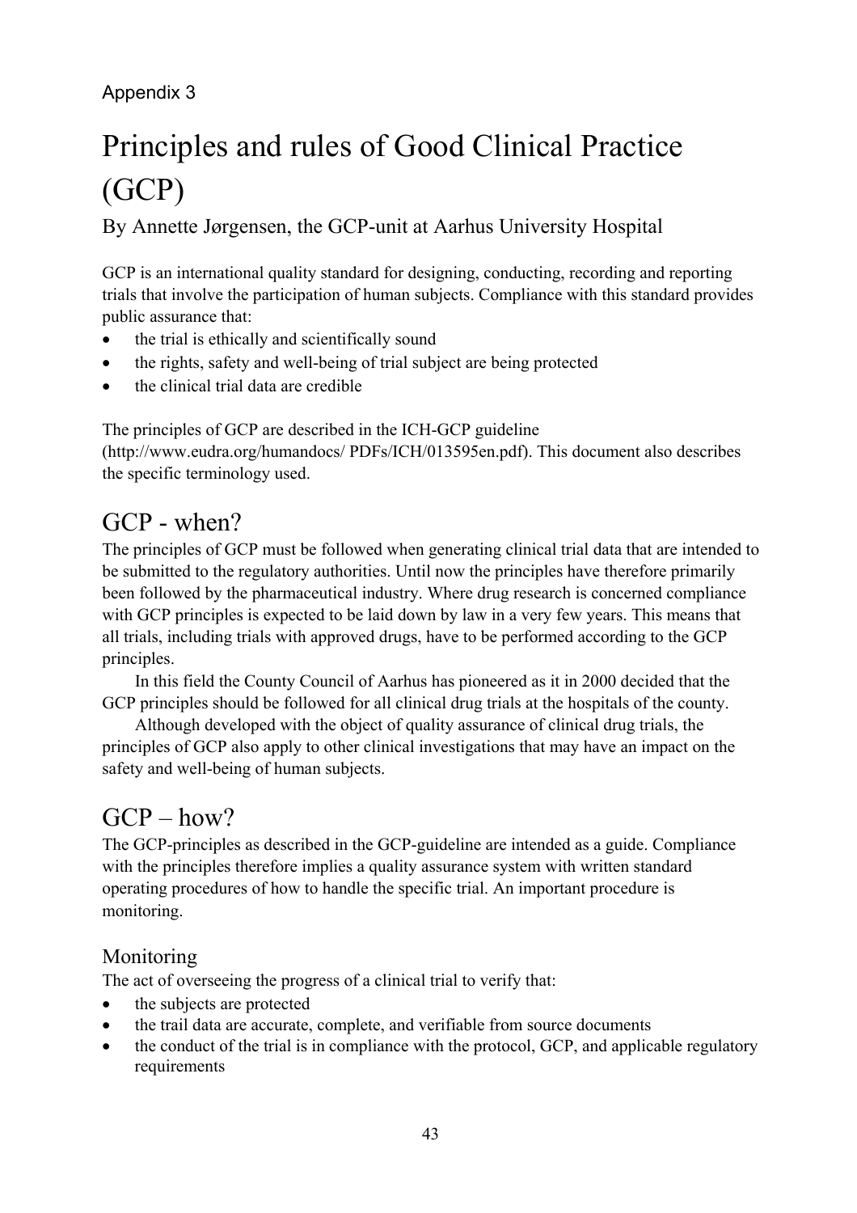Appendix 3

# Principles and rules of Good Clinical Practice (GCP)

By Annette Jørgensen, the GCP-unit at Aarhus University Hospital

GCP is an international quality standard for designing, conducting, recording and reporting trials that involve the participation of human subjects. Compliance with this standard provides public assurance that:

- the trial is ethically and scientifically sound
- the rights, safety and well-being of trial subject are being protected
- the clinical trial data are credible

The principles of GCP are described in the ICH-GCP guideline (http://www.eudra.org/humandocs/ PDFs/ICH/013595en.pdf). This document also describes the specific terminology used.

## GCP - when?

The principles of GCP must be followed when generating clinical trial data that are intended to be submitted to the regulatory authorities. Until now the principles have therefore primarily been followed by the pharmaceutical industry. Where drug research is concerned compliance with GCP principles is expected to be laid down by law in a very few years. This means that all trials, including trials with approved drugs, have to be performed according to the GCP principles.

In this field the County Council of Aarhus has pioneered as it in 2000 decided that the GCP principles should be followed for all clinical drug trials at the hospitals of the county.

Although developed with the object of quality assurance of clinical drug trials, the principles of GCP also apply to other clinical investigations that may have an impact on the safety and well-being of human subjects.

## GCP – how?

The GCP-principles as described in the GCP-guideline are intended as a guide. Compliance with the principles therefore implies a quality assurance system with written standard operating procedures of how to handle the specific trial. An important procedure is monitoring.

### Monitoring

The act of overseeing the progress of a clinical trial to verify that:

- the subjects are protected
- the trail data are accurate, complete, and verifiable from source documents
- the conduct of the trial is in compliance with the protocol, GCP, and applicable regulatory requirements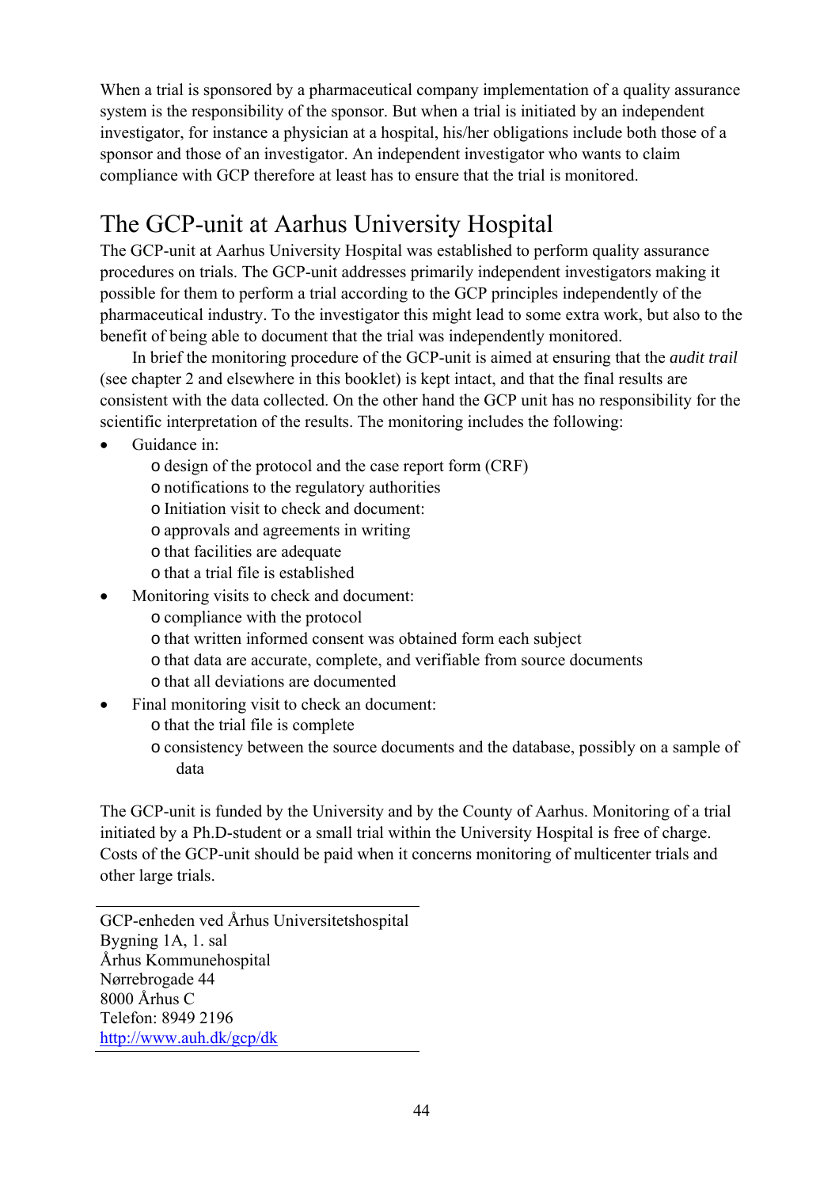When a trial is sponsored by a pharmaceutical company implementation of a quality assurance system is the responsibility of the sponsor. But when a trial is initiated by an independent investigator, for instance a physician at a hospital, his/her obligations include both those of a sponsor and those of an investigator. An independent investigator who wants to claim compliance with GCP therefore at least has to ensure that the trial is monitored.

## The GCP-unit at Aarhus University Hospital

The GCP-unit at Aarhus University Hospital was established to perform quality assurance procedures on trials. The GCP-unit addresses primarily independent investigators making it possible for them to perform a trial according to the GCP principles independently of the pharmaceutical industry. To the investigator this might lead to some extra work, but also to the benefit of being able to document that the trial was independently monitored.

In brief the monitoring procedure of the GCP-unit is aimed at ensuring that the *audit trail* (see chapter 2 and elsewhere in this booklet) is kept intact, and that the final results are consistent with the data collected. On the other hand the GCP unit has no responsibility for the scientific interpretation of the results. The monitoring includes the following:

- Guidance in:
  - design of the protocol and the case report form (CRF)
  - notifications to the regulatory authorities
  - Initiation visit to check and document:
  - approvals and agreements in writing
  - that facilities are adequate
  - that a trial file is established
- Monitoring visits to check and document:
  - compliance with the protocol
  - that written informed consent was obtained form each subject
  - that data are accurate, complete, and verifiable from source documents
  - that all deviations are documented
- Final monitoring visit to check an document:
  - that the trial file is complete
  - consistency between the source documents and the database, possibly on a sample of data

The GCP-unit is funded by the University and by the County of Aarhus. Monitoring of a trial initiated by a Ph.D-student or a small trial within the University Hospital is free of charge. Costs of the GCP-unit should be paid when it concerns monitoring of multicenter trials and other large trials.

---

GCP-enheden ved Århus Universitetshospital
Bygning 1A, 1. sal
Århus Kommunehospital
Nørrebrogade 44
8000 Århus C
Telefon: 8949 2196
http://www.auh.dk/gcp/dk

---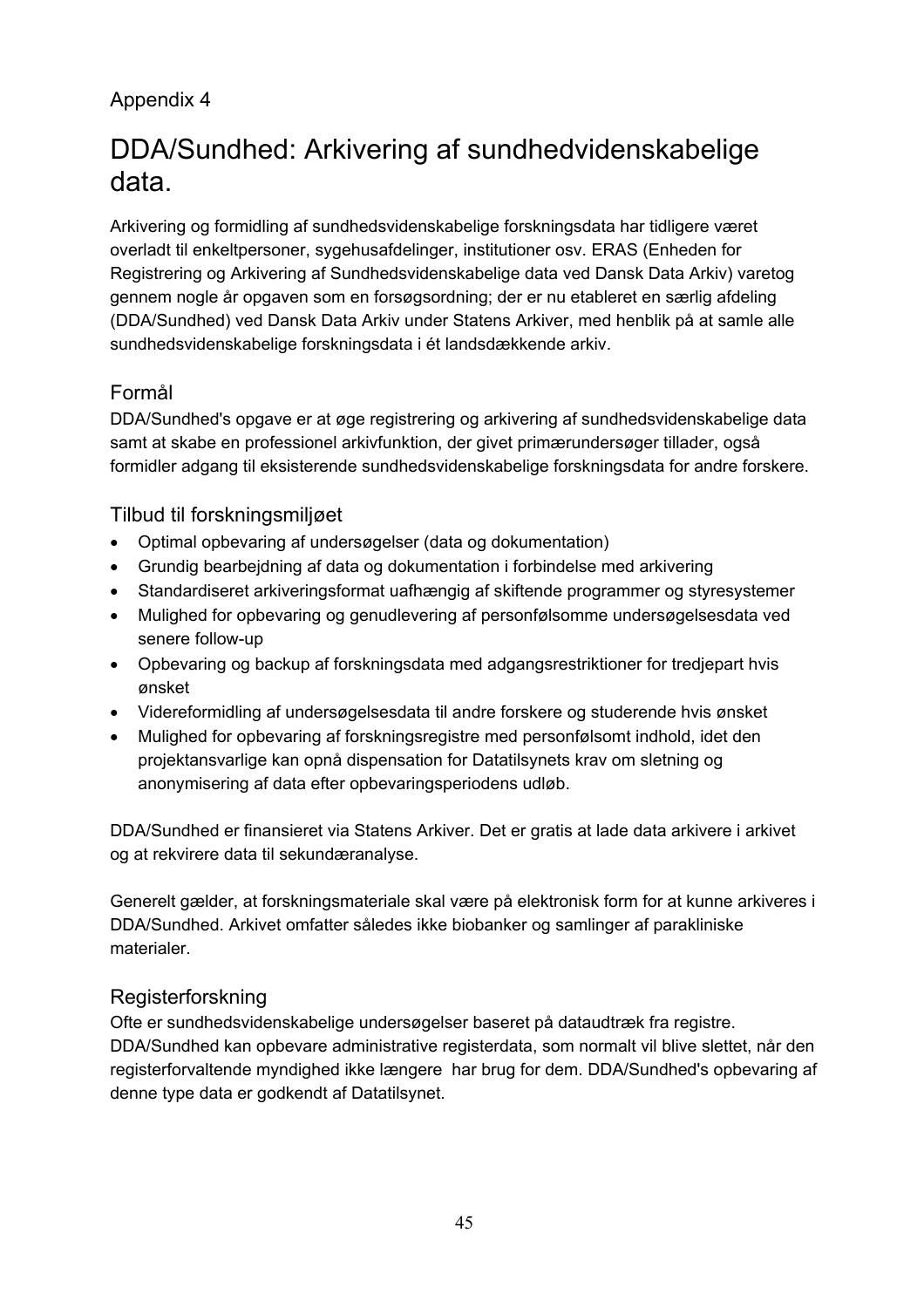Appendix 4

# DDA/Sundhed: Arkivering af sundhedvidenskabelige data.

Arkivering og formidling af sundhedsvidenskabelige forskningsdata har tidligere været overladt til enkeltpersoner, sygehusafdelinger, institutioner osv. ERAS (Enheden for Registrering og Arkivering af Sundhedsvidenskabelige data ved Dansk Data Arkiv) varetog gennem nogle år opgaven som en forsøgsordning; der er nu etableret en særlig afdeling (DDA/Sundhed) ved Dansk Data Arkiv under Statens Arkiver, med henblik på at samle alle sundhedsvidenskabelige forskningsdata i ét landsdækkende arkiv.

## Formål

DDA/Sundhed's opgave er at øge registrering og arkivering af sundhedsvidenskabelige data samt at skabe en professionel arkivfunktion, der givet primærundersøger tillader, også formidler adgang til eksisterende sundhedsvidenskabelige forskningsdata for andre forskere.

## Tilbud til forskningsmiljøet

- Optimal opbevaring af undersøgelser (data og dokumentation)
- Grundig bearbejdning af data og dokumentation i forbindelse med arkivering
- Standardiseret arkiveringsformat uafhængig af skiftende programmer og styresystemer
- Mulighed for opbevaring og genudlevering af personfølsomme undersøgelsesdata ved senere follow-up
- Opbevaring og backup af forskningsdata med adgangsrestriktioner for tredjepart hvis ønsket
- Videreformidling af undersøgelsesdata til andre forskere og studerende hvis ønsket
- Mulighed for opbevaring af forskningsregistre med personfølsomt indhold, idet den projektansvarlige kan opnå dispensation for Datatilsynets krav om sletning og anonymisering af data efter opbevaringsperiodens udløb.

DDA/Sundhed er finansieret via Statens Arkiver. Det er gratis at lade data arkivere i arkivet og at rekvirere data til sekundæranalyse.

Generelt gælder, at forskningsmateriale skal være på elektronisk form for at kunne arkiveres i DDA/Sundhed. Arkivet omfatter således ikke biobanker og samlinger af parakliniske materialer.

## Registerforskning

Ofte er sundhedsvidenskabelige undersøgelser baseret på dataudtræk fra registre. DDA/Sundhed kan opbevare administrative registerdata, som normalt vil blive slettet, når den registerforvaltende myndighed ikke længere har brug for dem. DDA/Sundhed's opbevaring af denne type data er godkendt af Datatilsynet.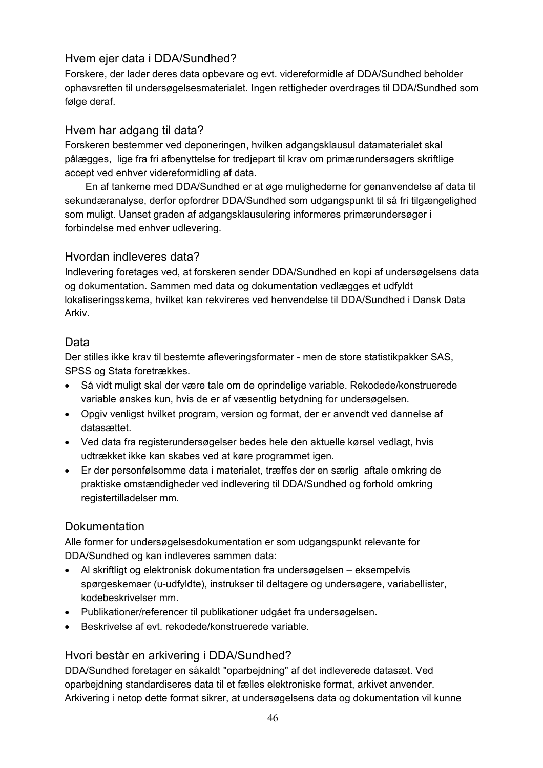## Hvem ejer data i DDA/Sundhed?

Forskere, der lader deres data opbevare og evt. videreformidle af DDA/Sundhed beholder ophavsretten til undersøgelsesmaterialet. Ingen rettigheder overdrages til DDA/Sundhed som følge deraf.

## Hvem har adgang til data?

Forskeren bestemmer ved deponeringen, hvilken adgangsklausul datamaterialet skal pålægges, lige fra fri afbenyttelse for tredjepart til krav om primærundersøgers skriftlige accept ved enhver videreformidling af data.

En af tankerne med DDA/Sundhed er at øge mulighederne for genanvendelse af data til sekundæranalyse, derfor opfordrer DDA/Sundhed som udgangspunkt til så fri tilgængelighed som muligt. Uanset graden af adgangsklausulering informeres primærundersøger i forbindelse med enhver udlevering.

## Hvordan indleveres data?

Indlevering foretages ved, at forskeren sender DDA/Sundhed en kopi af undersøgelsens data og dokumentation. Sammen med data og dokumentation vedlægges et udfyldt lokaliseringsskema, hvilket kan rekvireres ved henvendelse til DDA/Sundhed i Dansk Data Arkiv.

## Data

Der stilles ikke krav til bestemte afleveringsformater - men de store statistikpakker SAS, SPSS og Stata foretrækkes.

- Så vidt muligt skal der være tale om de oprindelige variable. Rekodede/konstruerede variable ønskes kun, hvis de er af væsentlig betydning for undersøgelsen.
- Opgiv venligst hvilket program, version og format, der er anvendt ved dannelse af datasættet.
- Ved data fra registerundersøgelser bedes hele den aktuelle kørsel vedlagt, hvis udtrækket ikke kan skabes ved at køre programmet igen.
- Er der personfølsomme data i materialet, træffes der en særlig aftale omkring de praktiske omstændigheder ved indlevering til DDA/Sundhed og forhold omkring registertilladelser mm.

## Dokumentation

Alle former for undersøgelsesdokumentation er som udgangspunkt relevante for DDA/Sundhed og kan indleveres sammen data:

- Al skriftligt og elektronisk dokumentation fra undersøgelsen – eksempelvis spørgeskemaer (u-udfyldte), instrukser til deltagere og undersøgere, variabellister, kodebeskrivelser mm.
- Publikationer/referencer til publikationer udgået fra undersøgelsen.
- Beskrivelse af evt. rekodede/konstruerede variable.

## Hvori består en arkivering i DDA/Sundhed?

DDA/Sundhed foretager en såkaldt "oparbejdning" af det indleverede datasæt. Ved oparbejdning standardiseres data til et fælles elektroniske format, arkivet anvender. Arkivering i netop dette format sikrer, at undersøgelsens data og dokumentation vil kunne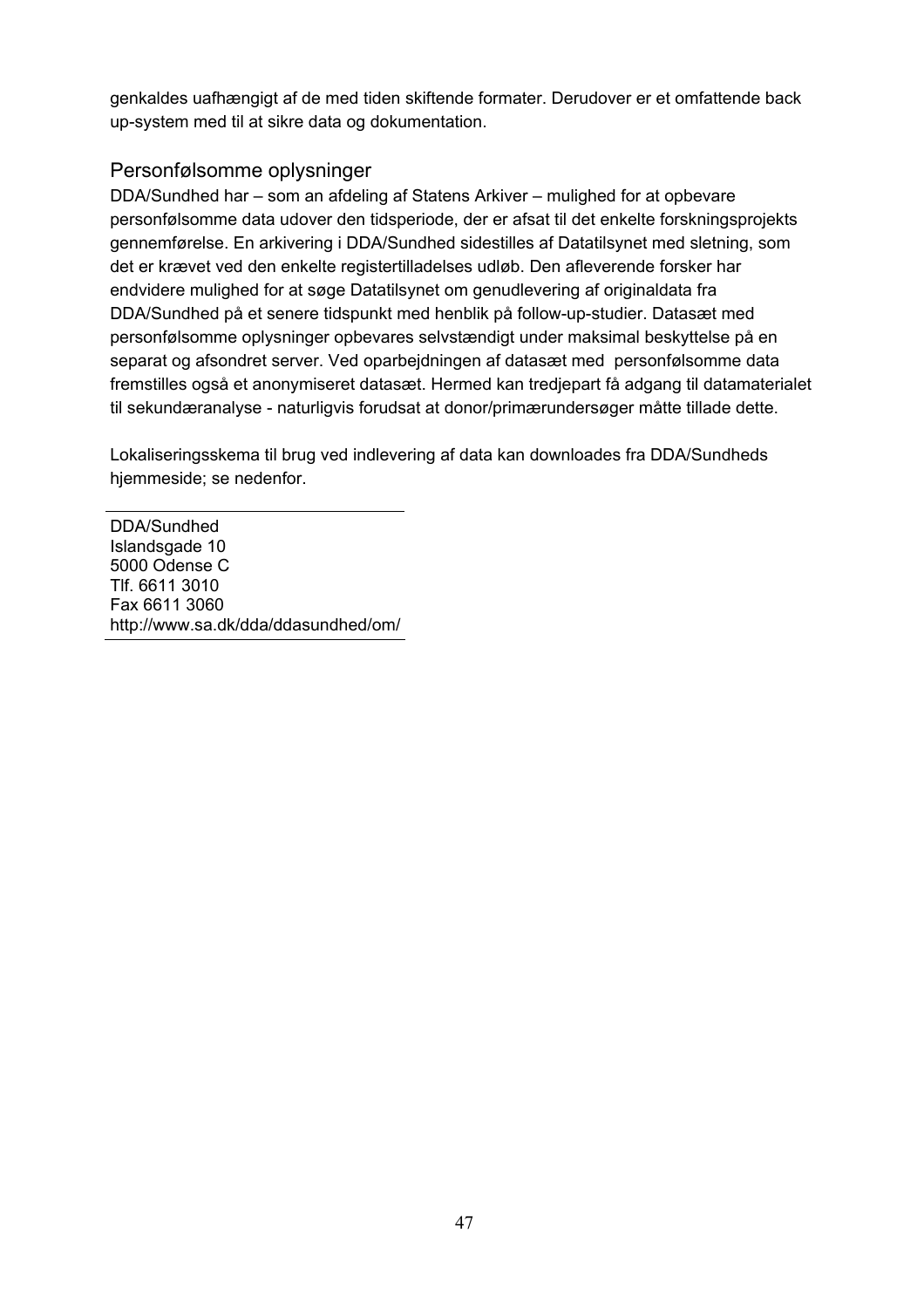genkaldes uafhængigt af de med tiden skiftende formater. Derudover er et omfattende back up-system med til at sikre data og dokumentation.

## Personfølsomme oplysninger

DDA/Sundhed har – som an afdeling af Statens Arkiver – mulighed for at opbevare personfølsomme data udover den tidsperiode, der er afsat til det enkelte forskningsprojekts gennemførelse. En arkivering i DDA/Sundhed sidestilles af Datatilsynet med sletning, som det er krævet ved den enkelte registertilladelses udløb. Den afleverende forsker har endvidere mulighed for at søge Datatilsynet om genudlevering af originaldata fra DDA/Sundhed på et senere tidspunkt med henblik på follow-up-studier. Datasæt med personfølsomme oplysninger opbevares selvstændigt under maksimal beskyttelse på en separat og afsondret server. Ved oparbejdningen af datasæt med personfølsomme data fremstilles også et anonymiseret datasæt. Hermed kan tredjepart få adgang til datamaterialet til sekundæranalyse - naturligvis forudsat at donor/primærundersøger måtte tillade dette.

Lokaliseringsskema til brug ved indlevering af data kan downloades fra DDA/Sundheds hjemmeside; se nedenfor.

---

DDA/Sundhed
Islandsgade 10
5000 Odense C
Tlf. 6611 3010
Fax 6611 3060
http://www.sa.dk/dda/ddasundhed/om/

---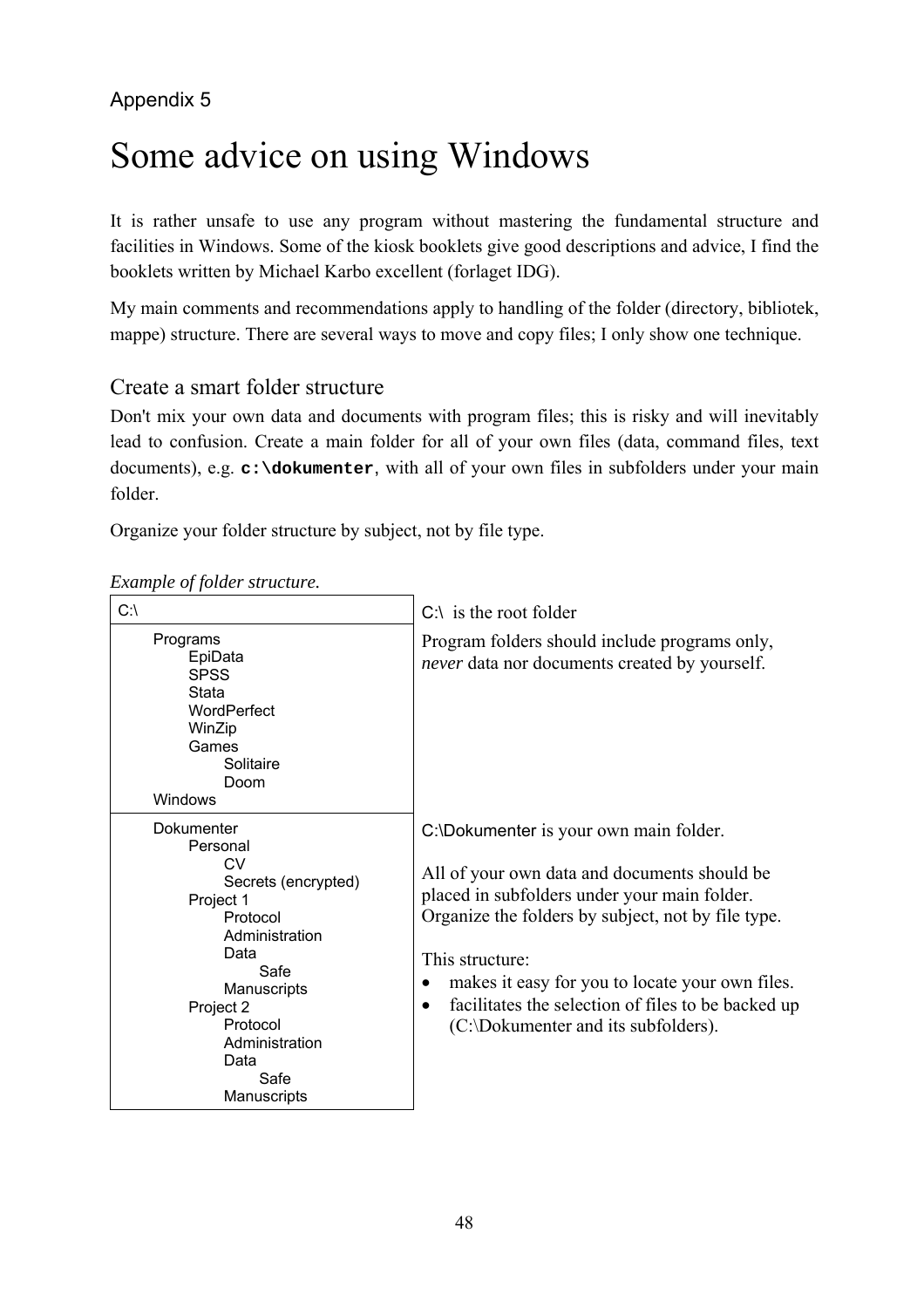Appendix 5

# Some advice on using Windows

It is rather unsafe to use any program without mastering the fundamental structure and facilities in Windows. Some of the kiosk booklets give good descriptions and advice, I find the booklets written by Michael Karbo excellent (forlaget IDG).

My main comments and recommendations apply to handling of the folder (directory, bibliotek, mappe) structure. There are several ways to move and copy files; I only show one technique.

## Create a smart folder structure

Don't mix your own data and documents with program files; this is risky and will inevitably lead to confusion. Create a main folder for all of your own files (data, command files, text documents), e.g. **`c:\dokumenter`**, with all of your own files in subfolders under your main folder.

Organize your folder structure by subject, not by file type.

*Example of folder structure.*

| Folder structure | Comment |
|---|---|
| C:\ | C:\ is the root folder |
| Programs<br>&nbsp;&nbsp;&nbsp;&nbsp;EpiData<br>&nbsp;&nbsp;&nbsp;&nbsp;SPSS<br>&nbsp;&nbsp;&nbsp;&nbsp;Stata<br>&nbsp;&nbsp;&nbsp;&nbsp;WordPerfect<br>&nbsp;&nbsp;&nbsp;&nbsp;WinZip<br>&nbsp;&nbsp;&nbsp;&nbsp;Games<br>&nbsp;&nbsp;&nbsp;&nbsp;&nbsp;&nbsp;&nbsp;&nbsp;Solitaire<br>&nbsp;&nbsp;&nbsp;&nbsp;&nbsp;&nbsp;&nbsp;&nbsp;Doom<br>Windows | Program folders should include programs only, *never* data nor documents created by yourself. |
| Dokumenter<br>&nbsp;&nbsp;&nbsp;&nbsp;Personal<br>&nbsp;&nbsp;&nbsp;&nbsp;&nbsp;&nbsp;&nbsp;&nbsp;CV<br>&nbsp;&nbsp;&nbsp;&nbsp;&nbsp;&nbsp;&nbsp;&nbsp;Secrets (encrypted)<br>&nbsp;&nbsp;&nbsp;&nbsp;Project 1<br>&nbsp;&nbsp;&nbsp;&nbsp;&nbsp;&nbsp;&nbsp;&nbsp;Protocol<br>&nbsp;&nbsp;&nbsp;&nbsp;&nbsp;&nbsp;&nbsp;&nbsp;Administration<br>&nbsp;&nbsp;&nbsp;&nbsp;&nbsp;&nbsp;&nbsp;&nbsp;Data<br>&nbsp;&nbsp;&nbsp;&nbsp;&nbsp;&nbsp;&nbsp;&nbsp;&nbsp;&nbsp;&nbsp;&nbsp;Safe<br>&nbsp;&nbsp;&nbsp;&nbsp;&nbsp;&nbsp;&nbsp;&nbsp;Manuscripts<br>&nbsp;&nbsp;&nbsp;&nbsp;Project 2<br>&nbsp;&nbsp;&nbsp;&nbsp;&nbsp;&nbsp;&nbsp;&nbsp;Protocol<br>&nbsp;&nbsp;&nbsp;&nbsp;&nbsp;&nbsp;&nbsp;&nbsp;Administration<br>&nbsp;&nbsp;&nbsp;&nbsp;&nbsp;&nbsp;&nbsp;&nbsp;Data<br>&nbsp;&nbsp;&nbsp;&nbsp;&nbsp;&nbsp;&nbsp;&nbsp;&nbsp;&nbsp;&nbsp;&nbsp;Safe<br>&nbsp;&nbsp;&nbsp;&nbsp;&nbsp;&nbsp;&nbsp;&nbsp;Manuscripts | C:\Dokumenter is your own main folder.<br><br>All of your own data and documents should be placed in subfolders under your main folder. Organize the folders by subject, not by file type.<br><br>This structure:<br>• makes it easy for you to locate your own files.<br>• facilitates the selection of files to be backed up (C:\Dokumenter and its subfolders). |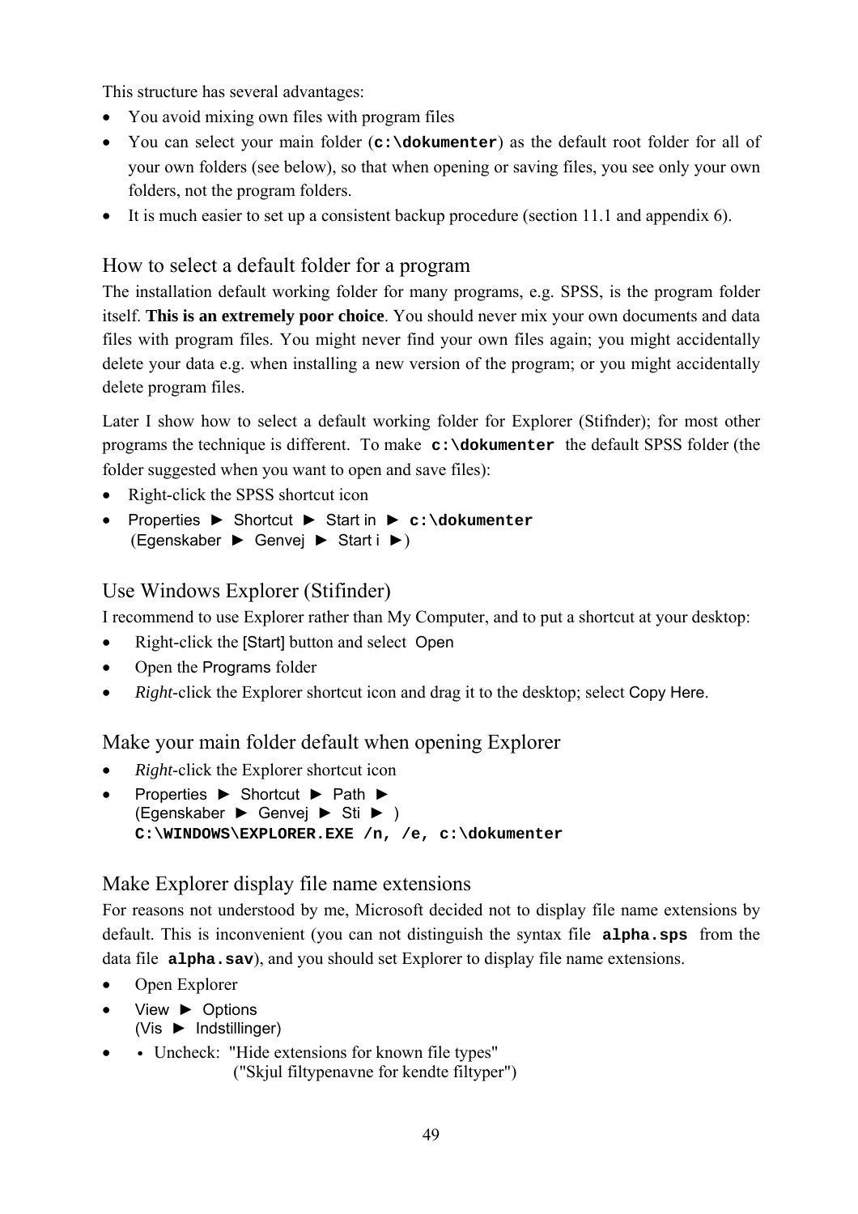This structure has several advantages:

- You avoid mixing own files with program files
- You can select your main folder (**`c:\dokumenter`**) as the default root folder for all of your own folders (see below), so that when opening or saving files, you see only your own folders, not the program folders.
- It is much easier to set up a consistent backup procedure (section 11.1 and appendix 6).

## How to select a default folder for a program

The installation default working folder for many programs, e.g. SPSS, is the program folder itself. **This is an extremely poor choice**. You should never mix your own documents and data files with program files. You might never find your own files again; you might accidentally delete your data e.g. when installing a new version of the program; or you might accidentally delete program files.

Later I show how to select a default working folder for Explorer (Stifnder); for most other programs the technique is different. To make **`c:\dokumenter`** the default SPSS folder (the folder suggested when you want to open and save files):

- Right-click the SPSS shortcut icon
- Properties ► Shortcut ► Start in ► **`c:\dokumenter`**
  (Egenskaber ► Genvej ► Start i ►)

## Use Windows Explorer (Stifinder)

I recommend to use Explorer rather than My Computer, and to put a shortcut at your desktop:

- Right-click the [Start] button and select Open
- Open the Programs folder
- *Right*-click the Explorer shortcut icon and drag it to the desktop; select Copy Here.

## Make your main folder default when opening Explorer

- *Right*-click the Explorer shortcut icon
- Properties ► Shortcut ► Path ►
  (Egenskaber ► Genvej ► Sti ► )
  **`C:\WINDOWS\EXPLORER.EXE /n, /e, c:\dokumenter`**

## Make Explorer display file name extensions

For reasons not understood by me, Microsoft decided not to display file name extensions by default. This is inconvenient (you can not distinguish the syntax file **`alpha.sps`** from the data file **`alpha.sav`**), and you should set Explorer to display file name extensions.

- Open Explorer
- View ► Options
  (Vis ► Indstillinger)
- • Uncheck: "Hide extensions for known file types"
  ("Skjul filtypenavne for kendte filtyper")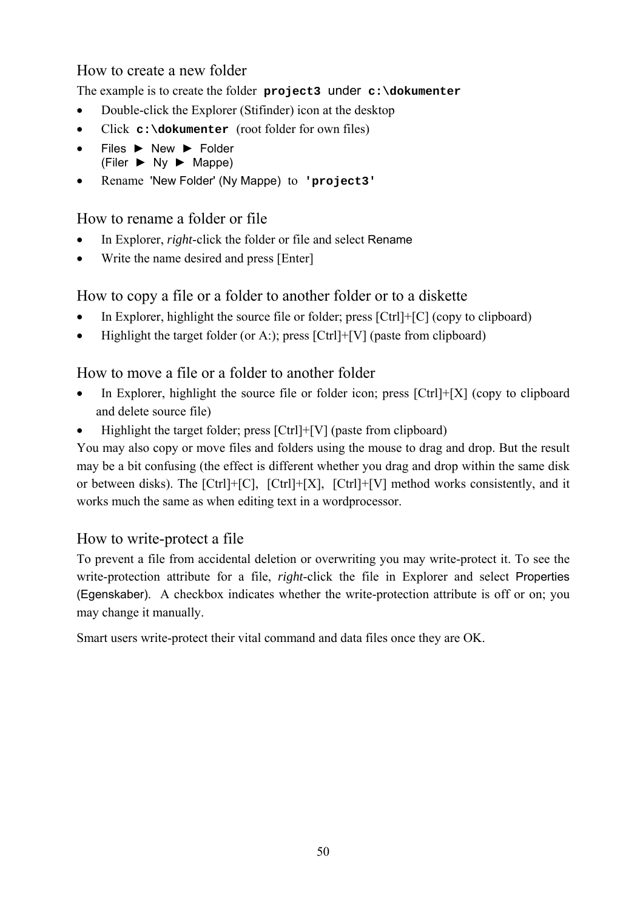## How to create a new folder

The example is to create the folder **`project3`** under **`c:\dokumenter`**

- Double-click the Explorer (Stifinder) icon at the desktop
- Click **`c:\dokumenter`** (root folder for own files)
- Files ► New ► Folder
  (Filer ► Ny ► Mappe)
- Rename 'New Folder' (Ny Mappe) to **`'project3'`**

## How to rename a folder or file

- In Explorer, *right*-click the folder or file and select Rename
- Write the name desired and press [Enter]

## How to copy a file or a folder to another folder or to a diskette

- In Explorer, highlight the source file or folder; press [Ctrl]+[C] (copy to clipboard)
- Highlight the target folder (or A:); press [Ctrl]+[V] (paste from clipboard)

## How to move a file or a folder to another folder

- In Explorer, highlight the source file or folder icon; press [Ctrl]+[X] (copy to clipboard and delete source file)
- Highlight the target folder; press [Ctrl]+[V] (paste from clipboard)

You may also copy or move files and folders using the mouse to drag and drop. But the result may be a bit confusing (the effect is different whether you drag and drop within the same disk or between disks). The [Ctrl]+[C], [Ctrl]+[X], [Ctrl]+[V] method works consistently, and it works much the same as when editing text in a wordprocessor.

## How to write-protect a file

To prevent a file from accidental deletion or overwriting you may write-protect it. To see the write-protection attribute for a file, *right*-click the file in Explorer and select Properties (Egenskaber). A checkbox indicates whether the write-protection attribute is off or on; you may change it manually.

Smart users write-protect their vital command and data files once they are OK.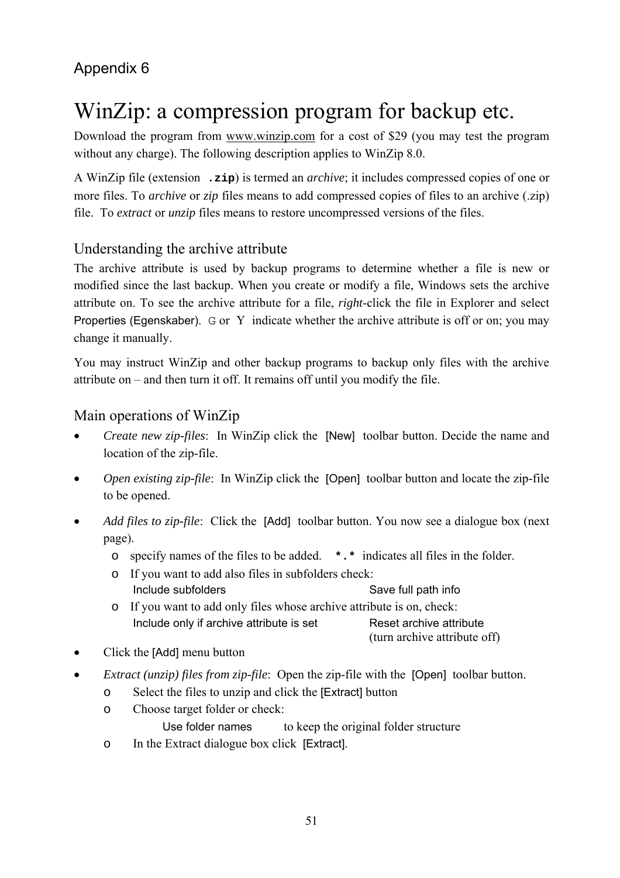Appendix 6

# WinZip: a compression program for backup etc.

Download the program from www.winzip.com for a cost of $29 (you may test the program without any charge). The following description applies to WinZip 8.0.

A WinZip file (extension **`.zip`**) is termed an *archive*; it includes compressed copies of one or more files. To *archive* or *zip* files means to add compressed copies of files to an archive (.zip) file. To *extract* or *unzip* files means to restore uncompressed versions of the files.

## Understanding the archive attribute

The archive attribute is used by backup programs to determine whether a file is new or modified since the last backup. When you create or modify a file, Windows sets the archive attribute on. To see the archive attribute for a file, *right*-click the file in Explorer and select Properties (Egenskaber). G or Y indicate whether the archive attribute is off or on; you may change it manually.

You may instruct WinZip and other backup programs to backup only files with the archive attribute on – and then turn it off. It remains off until you modify the file.

## Main operations of WinZip

- *Create new zip-files*: In WinZip click the [New] toolbar button. Decide the name and location of the zip-file.
- *Open existing zip-file*: In WinZip click the [Open] toolbar button and locate the zip-file to be opened.
- *Add files to zip-file*: Click the [Add] toolbar button. You now see a dialogue box (next page).
  - specify names of the files to be added. **`*.*`** indicates all files in the folder.
  - If you want to add also files in subfolders check:
    Include subfolders    Save full path info
  - If you want to add only files whose archive attribute is on, check:
    Include only if archive attribute is set    Reset archive attribute (turn archive attribute off)
- Click the [Add] menu button
- *Extract (unzip) files from zip-file*: Open the zip-file with the [Open] toolbar button.
  - Select the files to unzip and click the [Extract] button
  - Choose target folder or check:
    Use folder names    to keep the original folder structure
  - In the Extract dialogue box click [Extract].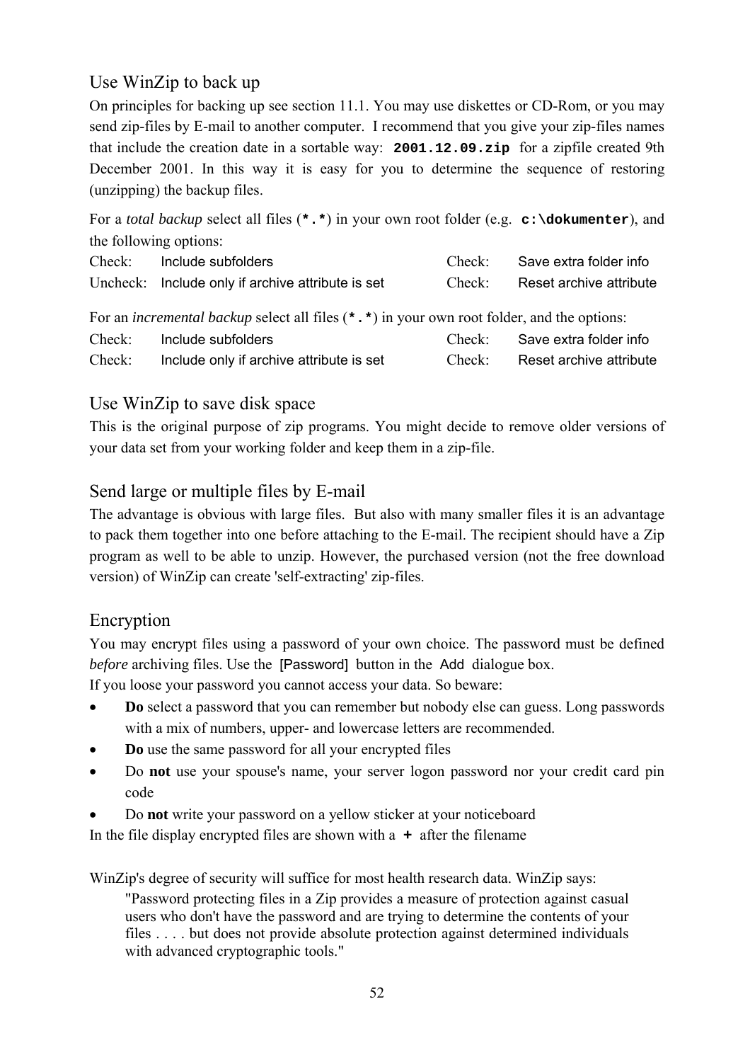## Use WinZip to back up

On principles for backing up see section 11.1. You may use diskettes or CD-Rom, or you may send zip-files by E-mail to another computer. I recommend that you give your zip-files names that include the creation date in a sortable way: **`2001.12.09.zip`** for a zipfile created 9th December 2001. In this way it is easy for you to determine the sequence of restoring (unzipping) the backup files.

For a *total backup* select all files (**`*.*`**) in your own root folder (e.g. **`c:\dokumenter`**), and the following options:

| | | | |
|---|---|---|---|
| Check: | Include subfolders | Check: | Save extra folder info |
| Uncheck: | Include only if archive attribute is set | Check: | Reset archive attribute |

For an *incremental backup* select all files (**`*.*`**) in your own root folder, and the options:

| | | | |
|---|---|---|---|
| Check: | Include subfolders | Check: | Save extra folder info |
| Check: | Include only if archive attribute is set | Check: | Reset archive attribute |

## Use WinZip to save disk space

This is the original purpose of zip programs. You might decide to remove older versions of your data set from your working folder and keep them in a zip-file.

## Send large or multiple files by E-mail

The advantage is obvious with large files. But also with many smaller files it is an advantage to pack them together into one before attaching to the E-mail. The recipient should have a Zip program as well to be able to unzip. However, the purchased version (not the free download version) of WinZip can create 'self-extracting' zip-files.

## Encryption

You may encrypt files using a password of your own choice. The password must be defined *before* archiving files. Use the [Password] button in the Add dialogue box.
If you loose your password you cannot access your data. So beware:

- **Do** select a password that you can remember but nobody else can guess. Long passwords with a mix of numbers, upper- and lowercase letters are recommended.
- **Do** use the same password for all your encrypted files
- Do **not** use your spouse's name, your server logon password nor your credit card pin code
- Do **not** write your password on a yellow sticker at your noticeboard

In the file display encrypted files are shown with a **+** after the filename

WinZip's degree of security will suffice for most health research data. WinZip says:

> "Password protecting files in a Zip provides a measure of protection against casual users who don't have the password and are trying to determine the contents of your files . . . . but does not provide absolute protection against determined individuals with advanced cryptographic tools."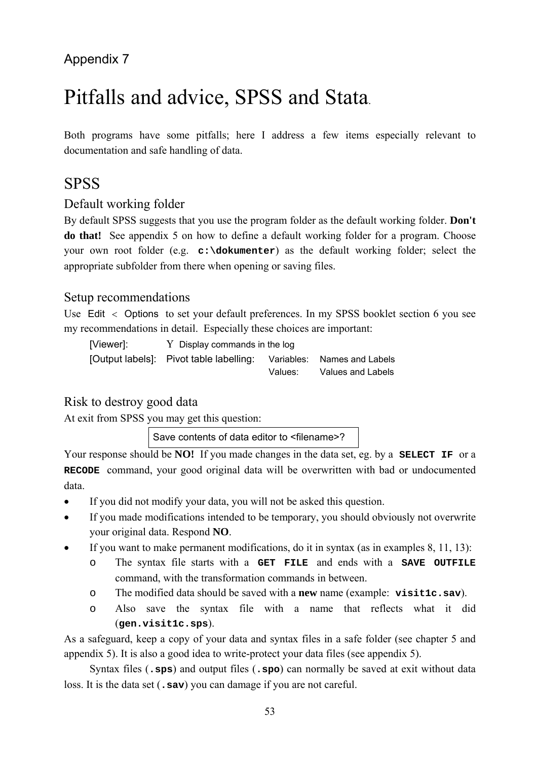Appendix 7

# Pitfalls and advice, SPSS and Stata.

Both programs have some pitfalls; here I address a few items especially relevant to documentation and safe handling of data.

## SPSS

### Default working folder

By default SPSS suggests that you use the program folder as the default working folder. **Don't do that!** See appendix 5 on how to define a default working folder for a program. Choose your own root folder (e.g. **`c:\dokumenter`**) as the default working folder; select the appropriate subfolder from there when opening or saving files.

### Setup recommendations

Use Edit < Options to set your default preferences. In my SPSS booklet section 6 you see my recommendations in detail. Especially these choices are important:

| | | | |
|---|---|---|---|
| [Viewer]: | Y Display commands in the log | | |
| [Output labels]: | Pivot table labelling: | Variables: | Names and Labels |
| | | Values: | Values and Labels |

### Risk to destroy good data

At exit from SPSS you may get this question:

```
Save contents of data editor to <filename>?
```

Your response should be **NO!** If you made changes in the data set, eg. by a **`SELECT IF`** or a **`RECODE`** command, your good original data will be overwritten with bad or undocumented data.

- If you did not modify your data, you will not be asked this question.
- If you made modifications intended to be temporary, you should obviously not overwrite your original data. Respond **NO**.
- If you want to make permanent modifications, do it in syntax (as in examples 8, 11, 13):
  - The syntax file starts with a **`GET FILE`** and ends with a **`SAVE OUTFILE`** command, with the transformation commands in between.
  - The modified data should be saved with a **new** name (example: **`visit1c.sav`**).
  - Also save the syntax file with a name that reflects what it did (**`gen.visit1c.sps`**).

As a safeguard, keep a copy of your data and syntax files in a safe folder (see chapter 5 and appendix 5). It is also a good idea to write-protect your data files (see appendix 5).

Syntax files (**`.sps`**) and output files (**`.spo`**) can normally be saved at exit without data loss. It is the data set (**`.sav`**) you can damage if you are not careful.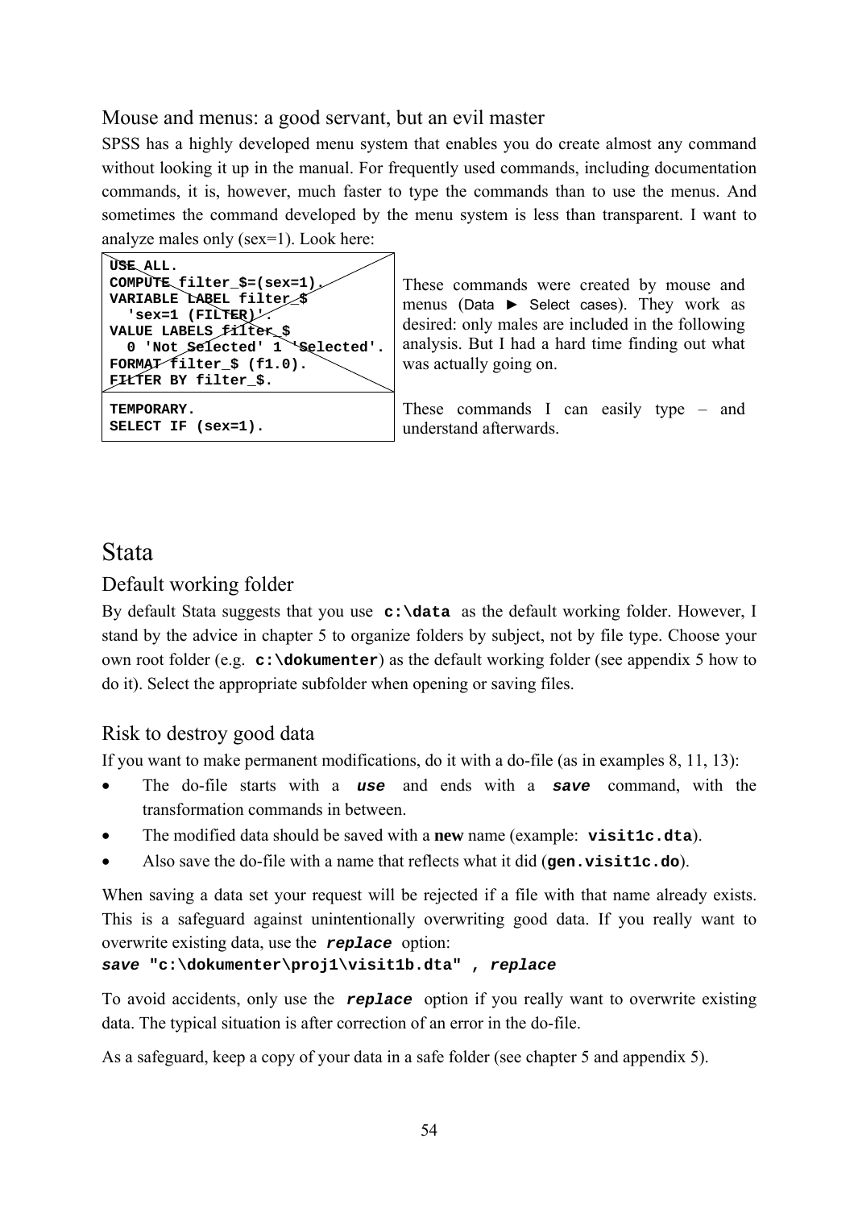## Mouse and menus: a good servant, but an evil master

SPSS has a highly developed menu system that enables you do create almost any command without looking it up in the manual. For frequently used commands, including documentation commands, it is, however, much faster to type the commands than to use the menus. And sometimes the command developed by the menu system is less than transparent. I want to analyze males only (sex=1). Look here:

| Commands | Comment |
| --- | --- |
| `USE ALL.`<br>`COMPUTE filter_$=(sex=1).`<br>`VARIABLE LABEL filter_$`<br>`  'sex=1 (FILTER)'.`<br>`VALUE LABELS filter_$`<br>`  0 'Not Selected' 1 'Selected'.`<br>`FORMAT filter_$ (f1.0).`<br>`FILTER BY filter_$.` | These commands were created by mouse and menus (Data ► Select cases). They work as desired: only males are included in the following analysis. But I had a hard time finding out what was actually going on. |
| `TEMPORARY.`<br>`SELECT IF (sex=1).` | These commands I can easily type – and understand afterwards. |

# Stata

## Default working folder

By default Stata suggests that you use **`c:\data`** as the default working folder. However, I stand by the advice in chapter 5 to organize folders by subject, not by file type. Choose your own root folder (e.g. **`c:\dokumenter`**) as the default working folder (see appendix 5 how to do it). Select the appropriate subfolder when opening or saving files.

## Risk to destroy good data

If you want to make permanent modifications, do it with a do-file (as in examples 8, 11, 13):

- The do-file starts with a ***`use`*** and ends with a ***`save`*** command, with the transformation commands in between.
- The modified data should be saved with a **new** name (example: **`visit1c.dta`**).
- Also save the do-file with a name that reflects what it did (**`gen.visit1c.do`**).

When saving a data set your request will be rejected if a file with that name already exists. This is a safeguard against unintentionally overwriting good data. If you really want to overwrite existing data, use the ***`replace`*** option:

```
save "c:\dokumenter\proj1\visit1b.dta" , replace
```

To avoid accidents, only use the ***`replace`*** option if you really want to overwrite existing data. The typical situation is after correction of an error in the do-file.

As a safeguard, keep a copy of your data in a safe folder (see chapter 5 and appendix 5).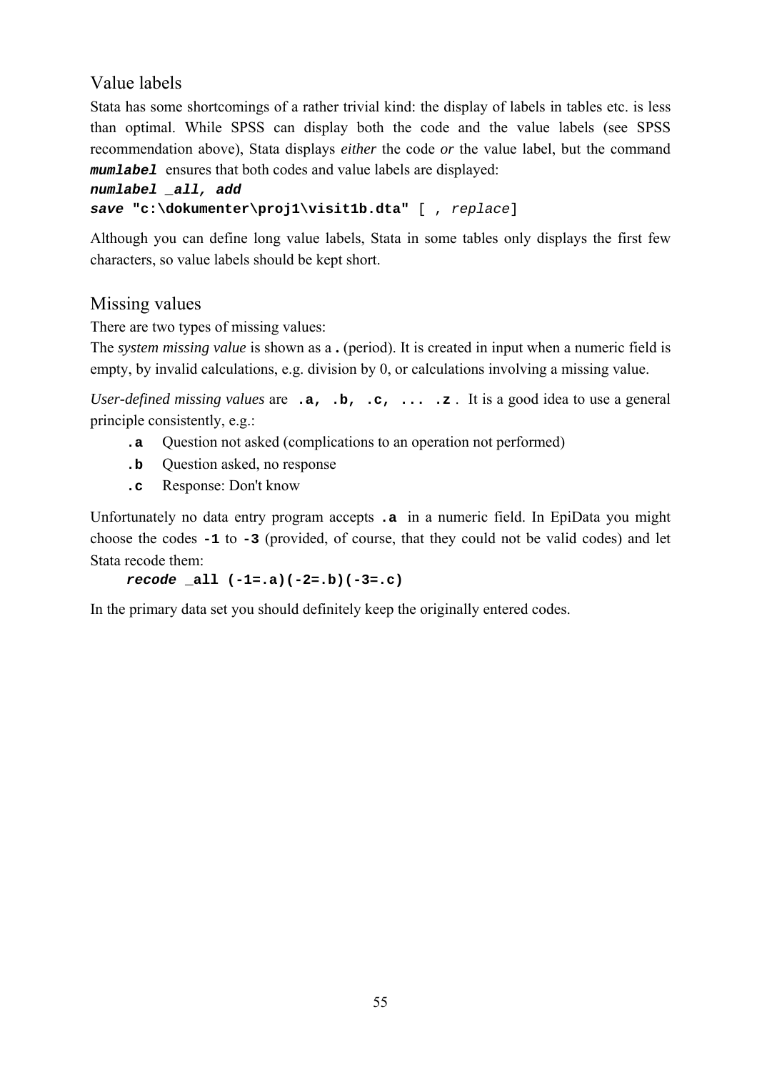## Value labels

Stata has some shortcomings of a rather trivial kind: the display of labels in tables etc. is less than optimal. While SPSS can display both the code and the value labels (see SPSS recommendation above), Stata displays *either* the code *or* the value label, but the command ***mumlabel*** ensures that both codes and value labels are displayed:

```
numlabel _all, add
save "c:\dokumenter\proj1\visit1b.dta" [ , replace]
```

Although you can define long value labels, Stata in some tables only displays the first few characters, so value labels should be kept short.

## Missing values

There are two types of missing values:

The *system missing value* is shown as a **.** (period). It is created in input when a numeric field is empty, by invalid calculations, e.g. division by 0, or calculations involving a missing value.

*User-defined missing values* are **.a, .b, .c, ... .z** . It is a good idea to use a general principle consistently, e.g.:

- **.a** Question not asked (complications to an operation not performed)
- **.b** Question asked, no response
- **.c** Response: Don't know

Unfortunately no data entry program accepts **.a** in a numeric field. In EpiData you might choose the codes **-1** to **-3** (provided, of course, that they could not be valid codes) and let Stata recode them:

```
recode _all (-1=.a)(-2=.b)(-3=.c)
```

In the primary data set you should definitely keep the originally entered codes.